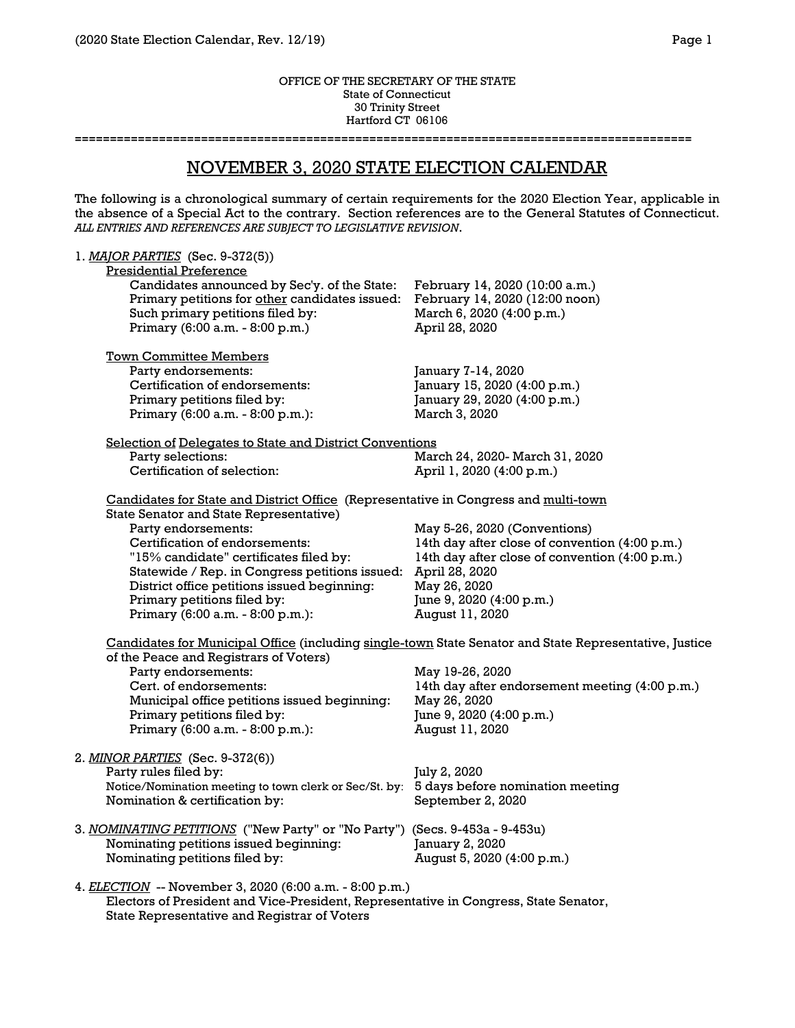OFFICE OF THE SECRETARY OF THE STATE
State of Connecticut
30 Trinity Street
Hartford CT 06106

# NOVEMBER 3, 2020 STATE ELECTION CALENDAR

The following is a chronological summary of certain requirements for the 2020 Election Year, applicable in the absence of a Special Act to the contrary. Section references are to the General Statutes of Connecticut. *ALL ENTRIES AND REFERENCES ARE SUBJECT TO LEGISLATIVE REVISION.*

1. ***MAJOR PARTIES*** (Sec. 9-372(5))

Presidential Preference

| | |
|---|---|
| Candidates announced by Sec'y. of the State: | February 14, 2020 (10:00 a.m.) |
| Primary petitions for other candidates issued: | February 14, 2020 (12:00 noon) |
| Such primary petitions filed by: | March 6, 2020 (4:00 p.m.) |
| Primary (6:00 a.m. - 8:00 p.m.) | April 28, 2020 |

Town Committee Members

| | |
|---|---|
| Party endorsements: | January 7-14, 2020 |
| Certification of endorsements: | January 15, 2020 (4:00 p.m.) |
| Primary petitions filed by: | January 29, 2020 (4:00 p.m.) |
| Primary (6:00 a.m. - 8:00 p.m.): | March 3, 2020 |

Selection of Delegates to State and District Conventions

| | |
|---|---|
| Party selections: | March 24, 2020- March 31, 2020 |
| Certification of selection: | April 1, 2020 (4:00 p.m.) |

Candidates for State and District Office (Representative in Congress and multi-town State Senator and State Representative)

| | |
|---|---|
| Party endorsements: | May 5-26, 2020 (Conventions) |
| Certification of endorsements: | 14th day after close of convention (4:00 p.m.) |
| "15% candidate" certificates filed by: | 14th day after close of convention (4:00 p.m.) |
| Statewide / Rep. in Congress petitions issued: | April 28, 2020 |
| District office petitions issued beginning: | May 26, 2020 |
| Primary petitions filed by: | June 9, 2020 (4:00 p.m.) |
| Primary (6:00 a.m. - 8:00 p.m.): | August 11, 2020 |

Candidates for Municipal Office (including single-town State Senator and State Representative, Justice of the Peace and Registrars of Voters)

| | |
|---|---|
| Party endorsements: | May 19-26, 2020 |
| Cert. of endorsements: | 14th day after endorsement meeting (4:00 p.m.) |
| Municipal office petitions issued beginning: | May 26, 2020 |
| Primary petitions filed by: | June 9, 2020 (4:00 p.m.) |
| Primary (6:00 a.m. - 8:00 p.m.): | August 11, 2020 |

2. ***MINOR PARTIES*** (Sec. 9-372(6))

| | |
|---|---|
| Party rules filed by: | July 2, 2020 |
| Notice/Nomination meeting to town clerk or Sec/St. by: | 5 days before nomination meeting |
| Nomination & certification by: | September 2, 2020 |

3. ***NOMINATING PETITIONS*** ("New Party" or "No Party") (Secs. 9-453a - 9-453u)

| | |
|---|---|
| Nominating petitions issued beginning: | January 2, 2020 |
| Nominating petitions filed by: | August 5, 2020 (4:00 p.m.) |

4. ***ELECTION*** -- November 3, 2020 (6:00 a.m. - 8:00 p.m.)
   Electors of President and Vice-President, Representative in Congress, State Senator, State Representative and Registrar of Voters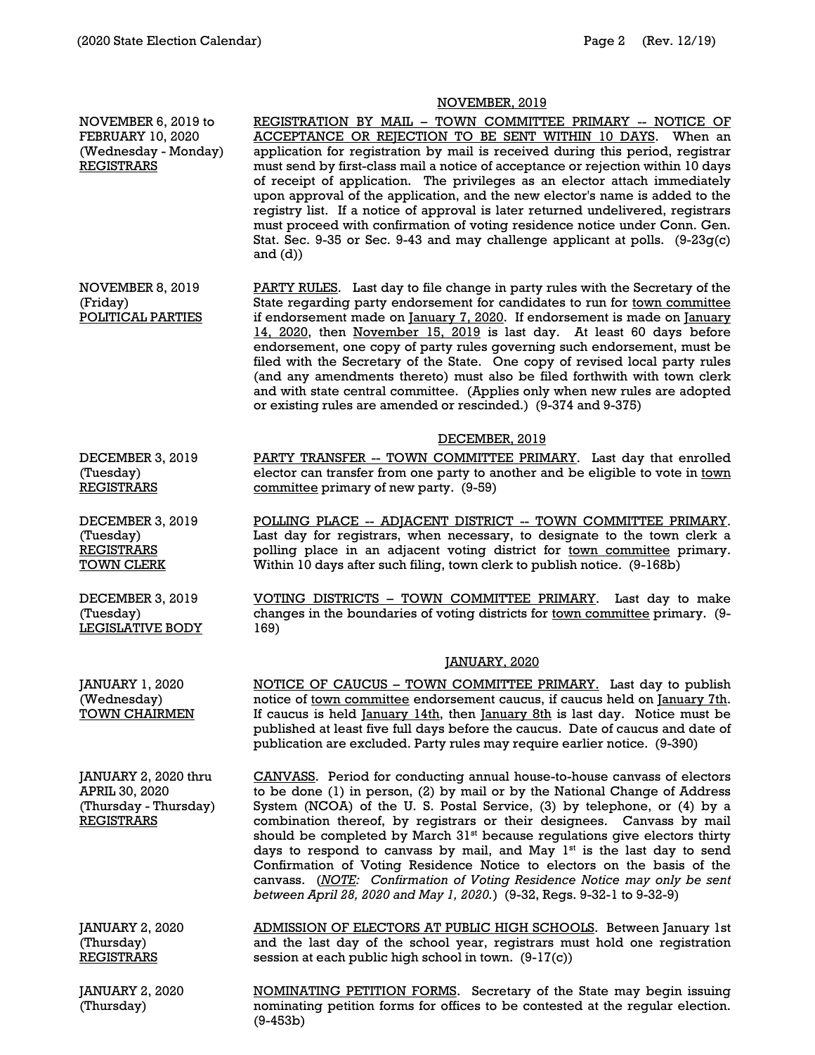## NOVEMBER, 2019

**NOVEMBER 6, 2019 to FEBRUARY 10, 2020 (Wednesday - Monday) REGISTRARS**

REGISTRATION BY MAIL – TOWN COMMITTEE PRIMARY -- NOTICE OF ACCEPTANCE OR REJECTION TO BE SENT WITHIN 10 DAYS. When an application for registration by mail is received during this period, registrar must send by first-class mail a notice of acceptance or rejection within 10 days of receipt of application. The privileges as an elector attach immediately upon approval of the application, and the new elector's name is added to the registry list. If a notice of approval is later returned undelivered, registrars must proceed with confirmation of voting residence notice under Conn. Gen. Stat. Sec. 9-35 or Sec. 9-43 and may challenge applicant at polls. (9-23g(c) and (d))

**NOVEMBER 8, 2019 (Friday) POLITICAL PARTIES**

PARTY RULES. Last day to file change in party rules with the Secretary of the State regarding party endorsement for candidates to run for town committee if endorsement made on January 7, 2020. If endorsement is made on January 14, 2020, then November 15, 2019 is last day. At least 60 days before endorsement, one copy of party rules governing such endorsement, must be filed with the Secretary of the State. One copy of revised local party rules (and any amendments thereto) must also be filed forthwith with town clerk and with state central committee. (Applies only when new rules are adopted or existing rules are amended or rescinded.) (9-374 and 9-375)

## DECEMBER, 2019

**DECEMBER 3, 2019 (Tuesday) REGISTRARS**

PARTY TRANSFER -- TOWN COMMITTEE PRIMARY. Last day that enrolled elector can transfer from one party to another and be eligible to vote in town committee primary of new party. (9-59)

**DECEMBER 3, 2019 (Tuesday) REGISTRARS TOWN CLERK**

POLLING PLACE -- ADJACENT DISTRICT -- TOWN COMMITTEE PRIMARY. Last day for registrars, when necessary, to designate to the town clerk a polling place in an adjacent voting district for town committee primary. Within 10 days after such filing, town clerk to publish notice. (9-168b)

**DECEMBER 3, 2019 (Tuesday) LEGISLATIVE BODY**

VOTING DISTRICTS – TOWN COMMITTEE PRIMARY. Last day to make changes in the boundaries of voting districts for town committee primary. (9-169)

## JANUARY, 2020

**JANUARY 1, 2020 (Wednesday) TOWN CHAIRMEN**

NOTICE OF CAUCUS – TOWN COMMITTEE PRIMARY. Last day to publish notice of town committee endorsement caucus, if caucus held on January 7th. If caucus is held January 14th, then January 8th is last day. Notice must be published at least five full days before the caucus. Date of caucus and date of publication are excluded. Party rules may require earlier notice. (9-390)

**JANUARY 2, 2020 thru APRIL 30, 2020 (Thursday - Thursday) REGISTRARS**

CANVASS. Period for conducting annual house-to-house canvass of electors to be done (1) in person, (2) by mail or by the National Change of Address System (NCOA) of the U. S. Postal Service, (3) by telephone, or (4) by a combination thereof, by registrars or their designees. Canvass by mail should be completed by March 31st because regulations give electors thirty days to respond to canvass by mail, and May 1st is the last day to send Confirmation of Voting Residence Notice to electors on the basis of the canvass. (*NOTE: Confirmation of Voting Residence Notice may only be sent between April 28, 2020 and May 1, 2020.*) (9-32, Regs. 9-32-1 to 9-32-9)

**JANUARY 2, 2020 (Thursday) REGISTRARS**

ADMISSION OF ELECTORS AT PUBLIC HIGH SCHOOLS. Between January 1st and the last day of the school year, registrars must hold one registration session at each public high school in town. (9-17(c))

**JANUARY 2, 2020 (Thursday)**

NOMINATING PETITION FORMS. Secretary of the State may begin issuing nominating petition forms for offices to be contested at the regular election. (9-453b)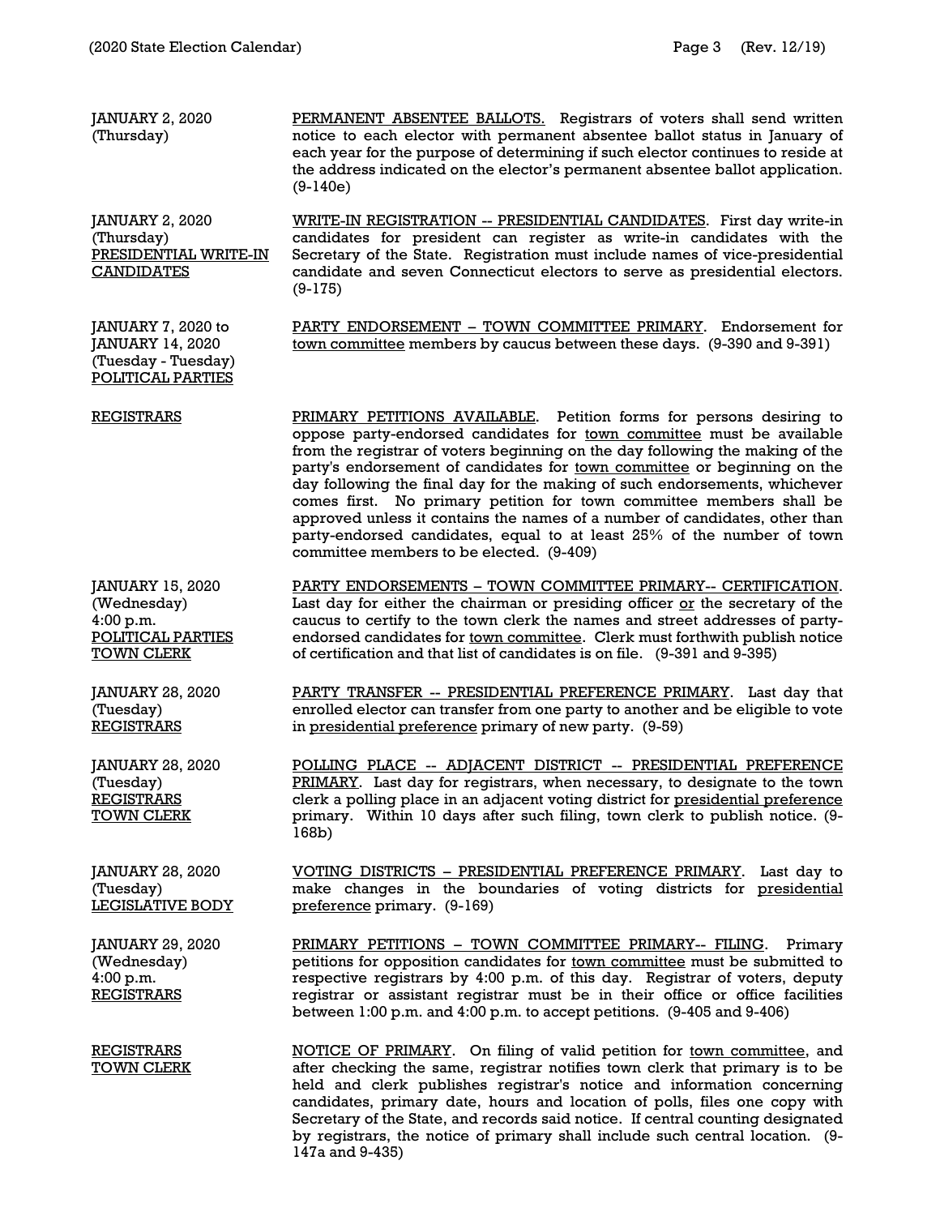| | |
|---|---|
| JANUARY 2, 2020<br>(Thursday) | <u>PERMANENT ABSENTEE BALLOTS.</u> Registrars of voters shall send written notice to each elector with permanent absentee ballot status in January of each year for the purpose of determining if such elector continues to reside at the address indicated on the elector's permanent absentee ballot application. (9-140e) |
| JANUARY 2, 2020<br>(Thursday)<br><u>PRESIDENTIAL WRITE-IN CANDIDATES</u> | <u>WRITE-IN REGISTRATION -- PRESIDENTIAL CANDIDATES</u>. First day write-in candidates for president can register as write-in candidates with the Secretary of the State. Registration must include names of vice-presidential candidate and seven Connecticut electors to serve as presidential electors. (9-175) |
| JANUARY 7, 2020 to<br>JANUARY 14, 2020<br>(Tuesday - Tuesday)<br><u>POLITICAL PARTIES</u> | <u>PARTY ENDORSEMENT – TOWN COMMITTEE PRIMARY</u>. Endorsement for <u>town committee</u> members by caucus between these days. (9-390 and 9-391) |
| <u>REGISTRARS</u> | <u>PRIMARY PETITIONS AVAILABLE</u>. Petition forms for persons desiring to oppose party-endorsed candidates for <u>town committee</u> must be available from the registrar of voters beginning on the day following the making of the party's endorsement of candidates for <u>town committee</u> or beginning on the day following the final day for the making of such endorsements, whichever comes first. No primary petition for town committee members shall be approved unless it contains the names of a number of candidates, other than party-endorsed candidates, equal to at least 25% of the number of town committee members to be elected. (9-409) |
| JANUARY 15, 2020<br>(Wednesday)<br>4:00 p.m.<br><u>POLITICAL PARTIES</u><br><u>TOWN CLERK</u> | <u>PARTY ENDORSEMENTS – TOWN COMMITTEE PRIMARY-- CERTIFICATION</u>. Last day for either the chairman or presiding officer <u>or</u> the secretary of the caucus to certify to the town clerk the names and street addresses of party-endorsed candidates for <u>town committee</u>. Clerk must forthwith publish notice of certification and that list of candidates is on file. (9-391 and 9-395) |
| JANUARY 28, 2020<br>(Tuesday)<br><u>REGISTRARS</u> | <u>PARTY TRANSFER -- PRESIDENTIAL PREFERENCE PRIMARY</u>. Last day that enrolled elector can transfer from one party to another and be eligible to vote in <u>presidential preference</u> primary of new party. (9-59) |
| JANUARY 28, 2020<br>(Tuesday)<br><u>REGISTRARS</u><br><u>TOWN CLERK</u> | <u>POLLING PLACE -- ADJACENT DISTRICT -- PRESIDENTIAL PREFERENCE PRIMARY</u>. Last day for registrars, when necessary, to designate to the town clerk a polling place in an adjacent voting district for <u>presidential preference</u> primary. Within 10 days after such filing, town clerk to publish notice. (9-168b) |
| JANUARY 28, 2020<br>(Tuesday)<br><u>LEGISLATIVE BODY</u> | <u>VOTING DISTRICTS – PRESIDENTIAL PREFERENCE PRIMARY</u>. Last day to make changes in the boundaries of voting districts for <u>presidential preference</u> primary. (9-169) |
| JANUARY 29, 2020<br>(Wednesday)<br>4:00 p.m.<br><u>REGISTRARS</u> | <u>PRIMARY PETITIONS – TOWN COMMITTEE PRIMARY-- FILING</u>. Primary petitions for opposition candidates for <u>town committee</u> must be submitted to respective registrars by 4:00 p.m. of this day. Registrar of voters, deputy registrar or assistant registrar must be in their office or office facilities between 1:00 p.m. and 4:00 p.m. to accept petitions. (9-405 and 9-406) |
| <u>REGISTRARS</u><br><u>TOWN CLERK</u> | <u>NOTICE OF PRIMARY</u>. On filing of valid petition for <u>town committee</u>, and after checking the same, registrar notifies town clerk that primary is to be held and clerk publishes registrar's notice and information concerning candidates, primary date, hours and location of polls, files one copy with Secretary of the State, and records said notice. If central counting designated by registrars, the notice of primary shall include such central location. (9-147a and 9-435) |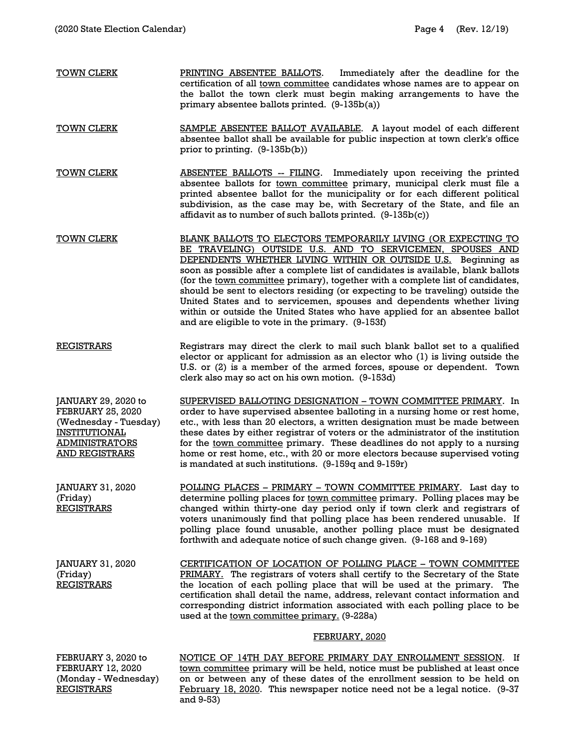<u>TOWN CLERK</u>

<u>PRINTING ABSENTEE BALLOTS</u>. Immediately after the deadline for the certification of all <u>town committee</u> candidates whose names are to appear on the ballot the town clerk must begin making arrangements to have the primary absentee ballots printed. (9-135b(a))

<u>TOWN CLERK</u>

<u>SAMPLE ABSENTEE BALLOT AVAILABLE</u>. A layout model of each different absentee ballot shall be available for public inspection at town clerk's office prior to printing. (9-135b(b))

<u>TOWN CLERK</u>

<u>ABSENTEE BALLOTS -- FILING</u>. Immediately upon receiving the printed absentee ballots for <u>town committee</u> primary, municipal clerk must file a printed absentee ballot for the municipality or for each different political subdivision, as the case may be, with Secretary of the State, and file an affidavit as to number of such ballots printed. (9-135b(c))

<u>TOWN CLERK</u>

<u>BLANK BALLOTS TO ELECTORS TEMPORARILY LIVING (OR EXPECTING TO BE TRAVELING) OUTSIDE U.S. AND TO SERVICEMEN, SPOUSES AND DEPENDENTS WHETHER LIVING WITHIN OR OUTSIDE U.S.</u> Beginning as soon as possible after a complete list of candidates is available, blank ballots (for the <u>town committee</u> primary), together with a complete list of candidates, should be sent to electors residing (or expecting to be traveling) outside the United States and to servicemen, spouses and dependents whether living within or outside the United States who have applied for an absentee ballot and are eligible to vote in the primary. (9-153f)

<u>REGISTRARS</u>

Registrars may direct the clerk to mail such blank ballot set to a qualified elector or applicant for admission as an elector who (1) is living outside the U.S. or (2) is a member of the armed forces, spouse or dependent. Town clerk also may so act on his own motion. (9-153d)

JANUARY 29, 2020 to FEBRUARY 25, 2020 (Wednesday - Tuesday)
<u>INSTITUTIONAL ADMINISTRATORS AND REGISTRARS</u>

<u>SUPERVISED BALLOTING DESIGNATION – TOWN COMMITTEE PRIMARY</u>. In order to have supervised absentee balloting in a nursing home or rest home, etc., with less than 20 electors, a written designation must be made between these dates by either registrar of voters or the administrator of the institution for the <u>town committee</u> primary. These deadlines do not apply to a nursing home or rest home, etc., with 20 or more electors because supervised voting is mandated at such institutions. (9-159q and 9-159r)

JANUARY 31, 2020 (Friday)
<u>REGISTRARS</u>

<u>POLLING PLACES – PRIMARY – TOWN COMMITTEE PRIMARY</u>. Last day to determine polling places for <u>town committee</u> primary. Polling places may be changed within thirty-one day period only if town clerk and registrars of voters unanimously find that polling place has been rendered unusable. If polling place found unusable, another polling place must be designated forthwith and adequate notice of such change given. (9-168 and 9-169)

JANUARY 31, 2020 (Friday)
<u>REGISTRARS</u>

<u>CERTIFICATION OF LOCATION OF POLLING PLACE – TOWN COMMITTEE PRIMARY.</u> The registrars of voters shall certify to the Secretary of the State the location of each polling place that will be used at the primary. The certification shall detail the name, address, relevant contact information and corresponding district information associated with each polling place to be used at the <u>town committee primary.</u> (9-228a)

## <u>FEBRUARY, 2020</u>

FEBRUARY 3, 2020 to FEBRUARY 12, 2020 (Monday - Wednesday)
<u>REGISTRARS</u>

<u>NOTICE OF 14TH DAY BEFORE PRIMARY DAY ENROLLMENT SESSION</u>. If <u>town committee</u> primary will be held, notice must be published at least once on or between any of these dates of the enrollment session to be held on <u>February 18, 2020</u>. This newspaper notice need not be a legal notice. (9-37 and 9-53)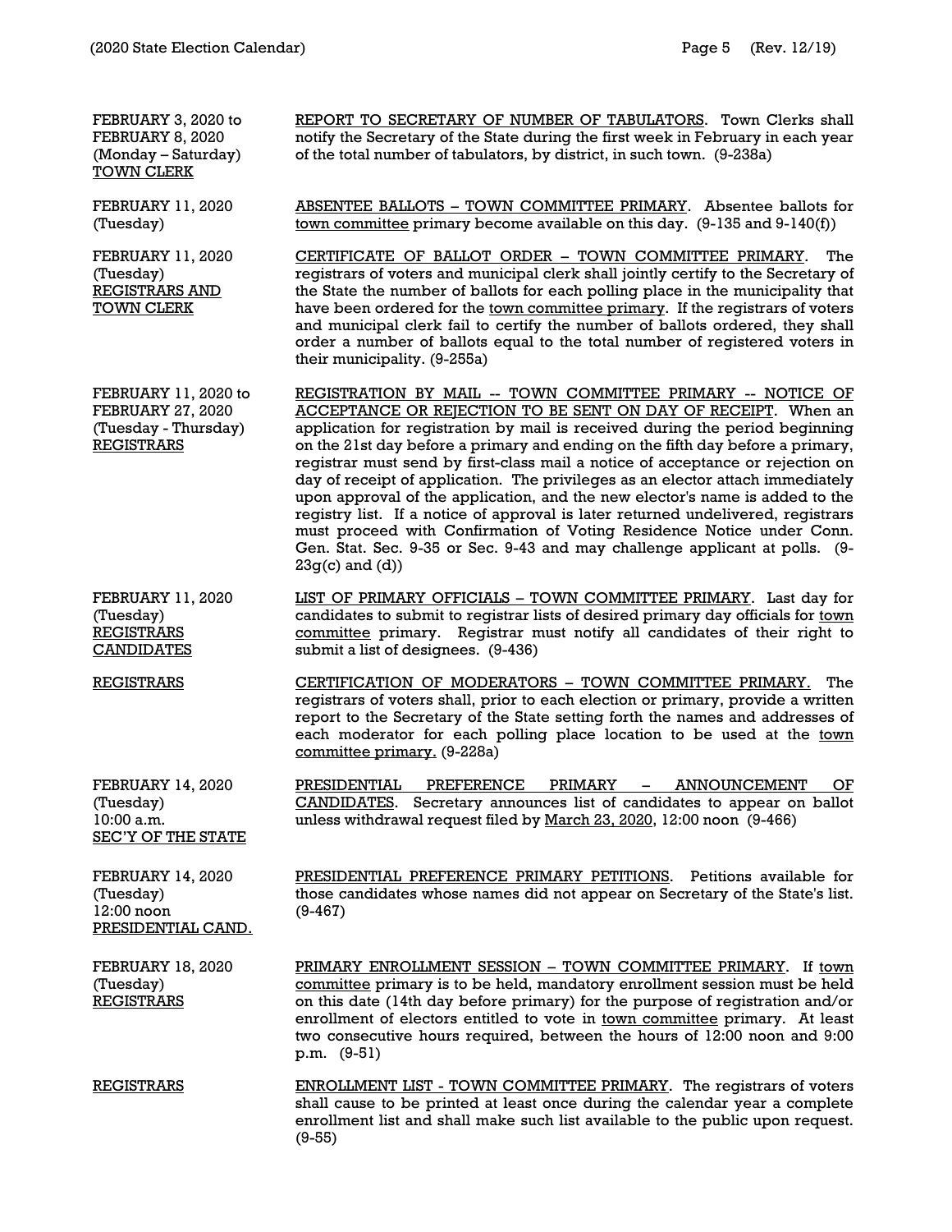| | |
|---|---|
| FEBRUARY 3, 2020 to FEBRUARY 8, 2020 (Monday – Saturday) <u>TOWN CLERK</u> | <u>REPORT TO SECRETARY OF NUMBER OF TABULATORS</u>. Town Clerks shall notify the Secretary of the State during the first week in February in each year of the total number of tabulators, by district, in such town. (9-238a) |
| FEBRUARY 11, 2020 (Tuesday) | <u>ABSENTEE BALLOTS – TOWN COMMITTEE PRIMARY</u>. Absentee ballots for <u>town committee</u> primary become available on this day. (9-135 and 9-140(f)) |
| FEBRUARY 11, 2020 (Tuesday) <u>REGISTRARS AND TOWN CLERK</u> | <u>CERTIFICATE OF BALLOT ORDER – TOWN COMMITTEE PRIMARY</u>. The registrars of voters and municipal clerk shall jointly certify to the Secretary of the State the number of ballots for each polling place in the municipality that have been ordered for the <u>town committee primary</u>. If the registrars of voters and municipal clerk fail to certify the number of ballots ordered, they shall order a number of ballots equal to the total number of registered voters in their municipality. (9-255a) |
| FEBRUARY 11, 2020 to FEBRUARY 27, 2020 (Tuesday - Thursday) <u>REGISTRARS</u> | <u>REGISTRATION BY MAIL -- TOWN COMMITTEE PRIMARY -- NOTICE OF ACCEPTANCE OR REJECTION TO BE SENT ON DAY OF RECEIPT</u>. When an application for registration by mail is received during the period beginning on the 21st day before a primary and ending on the fifth day before a primary, registrar must send by first-class mail a notice of acceptance or rejection on day of receipt of application. The privileges as an elector attach immediately upon approval of the application, and the new elector's name is added to the registry list. If a notice of approval is later returned undelivered, registrars must proceed with Confirmation of Voting Residence Notice under Conn. Gen. Stat. Sec. 9-35 or Sec. 9-43 and may challenge applicant at polls. (9-23g(c) and (d)) |
| FEBRUARY 11, 2020 (Tuesday) <u>REGISTRARS</u> <u>CANDIDATES</u> | <u>LIST OF PRIMARY OFFICIALS – TOWN COMMITTEE PRIMARY</u>. Last day for candidates to submit to registrar lists of desired primary day officials for <u>town committee</u> primary. Registrar must notify all candidates of their right to submit a list of designees. (9-436) |
| <u>REGISTRARS</u> | <u>CERTIFICATION OF MODERATORS – TOWN COMMITTEE PRIMARY.</u> The registrars of voters shall, prior to each election or primary, provide a written report to the Secretary of the State setting forth the names and addresses of each moderator for each polling place location to be used at the <u>town committee primary.</u> (9-228a) |
| FEBRUARY 14, 2020 (Tuesday) 10:00 a.m. <u>SEC'Y OF THE STATE</u> | <u>PRESIDENTIAL PREFERENCE PRIMARY – ANNOUNCEMENT OF CANDIDATES</u>. Secretary announces list of candidates to appear on ballot unless withdrawal request filed by <u>March 23, 2020</u>, 12:00 noon (9-466) |
| FEBRUARY 14, 2020 (Tuesday) 12:00 noon <u>PRESIDENTIAL CAND.</u> | <u>PRESIDENTIAL PREFERENCE PRIMARY PETITIONS</u>. Petitions available for those candidates whose names did not appear on Secretary of the State's list. (9-467) |
| FEBRUARY 18, 2020 (Tuesday) <u>REGISTRARS</u> | <u>PRIMARY ENROLLMENT SESSION – TOWN COMMITTEE PRIMARY</u>. If <u>town committee</u> primary is to be held, mandatory enrollment session must be held on this date (14th day before primary) for the purpose of registration and/or enrollment of electors entitled to vote in <u>town committee</u> primary. At least two consecutive hours required, between the hours of 12:00 noon and 9:00 p.m. (9-51) |
| <u>REGISTRARS</u> | <u>ENROLLMENT LIST - TOWN COMMITTEE PRIMARY</u>. The registrars of voters shall cause to be printed at least once during the calendar year a complete enrollment list and shall make such list available to the public upon request. (9-55) |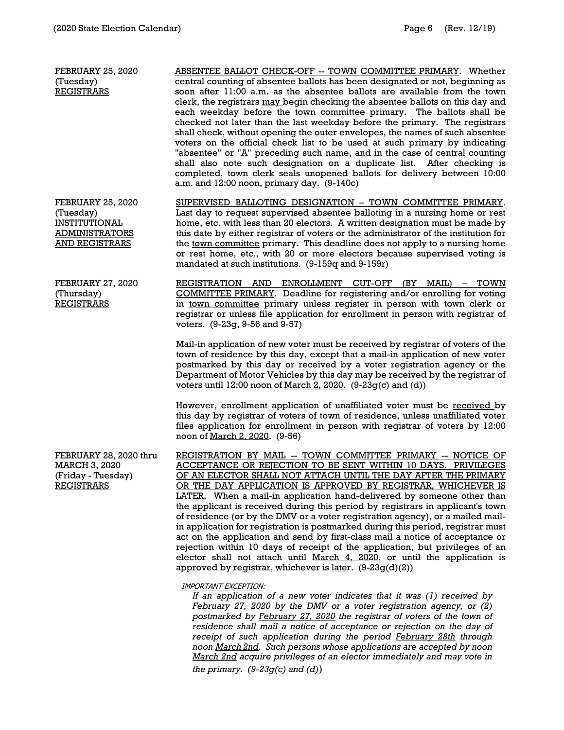| | |
|---|---|
| FEBRUARY 25, 2020 (Tuesday) <u>REGISTRARS</u> | <u>ABSENTEE BALLOT CHECK-OFF -- TOWN COMMITTEE PRIMARY</u>. Whether central counting of absentee ballots has been designated or not, beginning as soon after 11:00 a.m. as the absentee ballots are available from the town clerk, the registrars <u>may</u> begin checking the absentee ballots on this day and each weekday before the <u>town committee</u> primary. The ballots <u>shall</u> be checked not later than the last weekday before the primary. The registrars shall check, without opening the outer envelopes, the names of such absentee voters on the official check list to be used at such primary by indicating "absentee" or "A" preceding such name, and in the case of central counting shall also note such designation on a duplicate list. After checking is completed, town clerk seals unopened ballots for delivery between 10:00 a.m. and 12:00 noon, primary day. (9-140c) |
| FEBRUARY 25, 2020 (Tuesday) <u>INSTITUTIONAL ADMINISTRATORS AND REGISTRARS</u> | <u>SUPERVISED BALLOTING DESIGNATION – TOWN COMMITTEE PRIMARY</u>. Last day to request supervised absentee balloting in a nursing home or rest home, etc. with less than 20 electors. A written designation must be made by this date by either registrar of voters or the administrator of the institution for the <u>town committee</u> primary. This deadline does not apply to a nursing home or rest home, etc., with 20 or more electors because supervised voting is mandated at such institutions. (9-159q and 9-159r) |
| FEBRUARY 27, 2020 (Thursday) <u>REGISTRARS</u> | <u>REGISTRATION AND ENROLLMENT CUT-OFF (BY MAIL) – TOWN COMMITTEE PRIMARY</u>. Deadline for registering and/or enrolling for voting in <u>town committee</u> primary unless register in person with town clerk or registrar or unless file application for enrollment in person with registrar of voters. (9-23g, 9-56 and 9-57)<br><br>Mail-in application of new voter must be received by registrar of voters of the town of residence by this day, except that a mail-in application of new voter postmarked by this day or received by a voter registration agency or the Department of Motor Vehicles by this day may be received by the registrar of voters until 12:00 noon of <u>March 2, 2020</u>. (9-23g(c) and (d))<br><br>However, enrollment application of unaffiliated voter must be <u>received</u> by this day by registrar of voters of town of residence, unless unaffiliated voter files application for enrollment in person with registrar of voters by 12:00 noon of <u>March 2, 2020</u>. (9-56) |
| FEBRUARY 28, 2020 thru MARCH 3, 2020 (Friday - Tuesday) <u>REGISTRARS</u> | <u>REGISTRATION BY MAIL -- TOWN COMMITTEE PRIMARY -- NOTICE OF ACCEPTANCE OR REJECTION TO BE SENT WITHIN 10 DAYS. PRIVILEGES OF AN ELECTOR SHALL NOT ATTACH UNTIL THE DAY AFTER THE PRIMARY OR THE DAY APPLICATION IS APPROVED BY REGISTRAR, WHICHEVER IS LATER</u>. When a mail-in application hand-delivered by someone other than the applicant is received during this period by registrars in applicant's town of residence (or by the DMV or a voter registration agency), or a mailed mail-in application for registration is postmarked during this period, registrar must act on the application and send by first-class mail a notice of acceptance or rejection within 10 days of receipt of the application, but privileges of an elector shall not attach until <u>March 4, 2020</u>, or until the application is approved by registrar, whichever is <u>later</u>. (9-23g(d)(2))<br><br>*<u>IMPORTANT EXCEPTION</u>:*<br>*If an application of a new voter indicates that it was (1) received by <u>February 27, 2020</u> by the DMV or a voter registration agency, or (2) postmarked by <u>February 27, 2020</u> the registrar of voters of the town of residence shall mail a notice of acceptance or rejection on the day of receipt of such application during the period <u>February 28th</u> through noon <u>March 2nd</u>. Such persons whose applications are accepted by noon <u>March 2nd</u> acquire privileges of an elector immediately and may vote in the primary. (9-23g(c) and (d))* |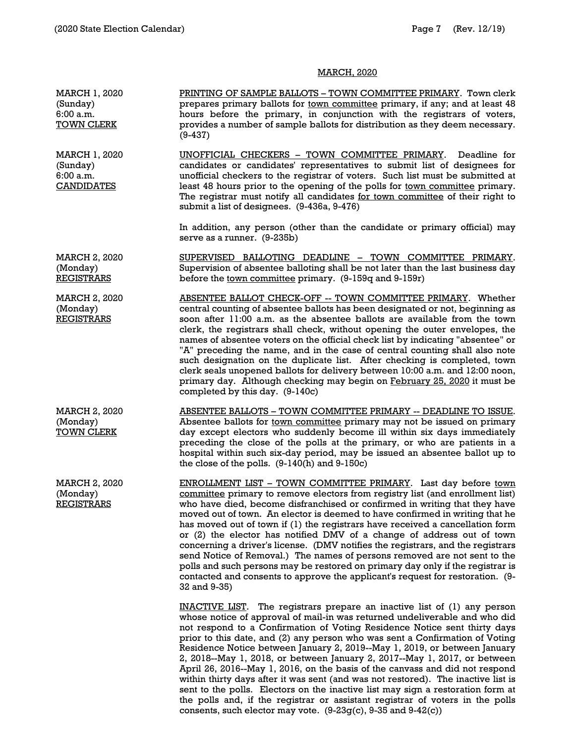## MARCH, 2020

**MARCH 1, 2020**
(Sunday)
6:00 a.m.
TOWN CLERK

PRINTING OF SAMPLE BALLOTS – TOWN COMMITTEE PRIMARY. Town clerk prepares primary ballots for town committee primary, if any; and at least 48 hours before the primary, in conjunction with the registrars of voters, provides a number of sample ballots for distribution as they deem necessary. (9-437)

**MARCH 1, 2020**
(Sunday)
6:00 a.m.
CANDIDATES

UNOFFICIAL CHECKERS – TOWN COMMITTEE PRIMARY. Deadline for candidates or candidates' representatives to submit list of designees for unofficial checkers to the registrar of voters. Such list must be submitted at least 48 hours prior to the opening of the polls for town committee primary. The registrar must notify all candidates for town committee of their right to submit a list of designees. (9-436a, 9-476)

In addition, any person (other than the candidate or primary official) may serve as a runner. (9-235b)

**MARCH 2, 2020**
(Monday)
REGISTRARS

SUPERVISED BALLOTING DEADLINE – TOWN COMMITTEE PRIMARY. Supervision of absentee balloting shall be not later than the last business day before the town committee primary. (9-159q and 9-159r)

**MARCH 2, 2020**
(Monday)
REGISTRARS

ABSENTEE BALLOT CHECK-OFF -- TOWN COMMITTEE PRIMARY. Whether central counting of absentee ballots has been designated or not, beginning as soon after 11:00 a.m. as the absentee ballots are available from the town clerk, the registrars shall check, without opening the outer envelopes, the names of absentee voters on the official check list by indicating "absentee" or "A" preceding the name, and in the case of central counting shall also note such designation on the duplicate list. After checking is completed, town clerk seals unopened ballots for delivery between 10:00 a.m. and 12:00 noon, primary day. Although checking may begin on February 25, 2020 it must be completed by this day. (9-140c)

**MARCH 2, 2020**
(Monday)
TOWN CLERK

ABSENTEE BALLOTS – TOWN COMMITTEE PRIMARY -- DEADLINE TO ISSUE. Absentee ballots for town committee primary may not be issued on primary day except electors who suddenly become ill within six days immediately preceding the close of the polls at the primary, or who are patients in a hospital within such six-day period, may be issued an absentee ballot up to the close of the polls. (9-140(h) and 9-150c)

**MARCH 2, 2020**
(Monday)
REGISTRARS

ENROLLMENT LIST – TOWN COMMITTEE PRIMARY. Last day before town committee primary to remove electors from registry list (and enrollment list) who have died, become disfranchised or confirmed in writing that they have moved out of town. An elector is deemed to have confirmed in writing that he has moved out of town if (1) the registrars have received a cancellation form or (2) the elector has notified DMV of a change of address out of town concerning a driver's license. (DMV notifies the registrars, and the registrars send Notice of Removal.) The names of persons removed are not sent to the polls and such persons may be restored on primary day only if the registrar is contacted and consents to approve the applicant's request for restoration. (9-32 and 9-35)

INACTIVE LIST. The registrars prepare an inactive list of (1) any person whose notice of approval of mail-in was returned undeliverable and who did not respond to a Confirmation of Voting Residence Notice sent thirty days prior to this date, and (2) any person who was sent a Confirmation of Voting Residence Notice between January 2, 2019--May 1, 2019, or between January 2, 2018--May 1, 2018, or between January 2, 2017--May 1, 2017, or between April 26, 2016--May 1, 2016, on the basis of the canvass and did not respond within thirty days after it was sent (and was not restored). The inactive list is sent to the polls. Electors on the inactive list may sign a restoration form at the polls and, if the registrar or assistant registrar of voters in the polls consents, such elector may vote. (9-23g(c), 9-35 and 9-42(c))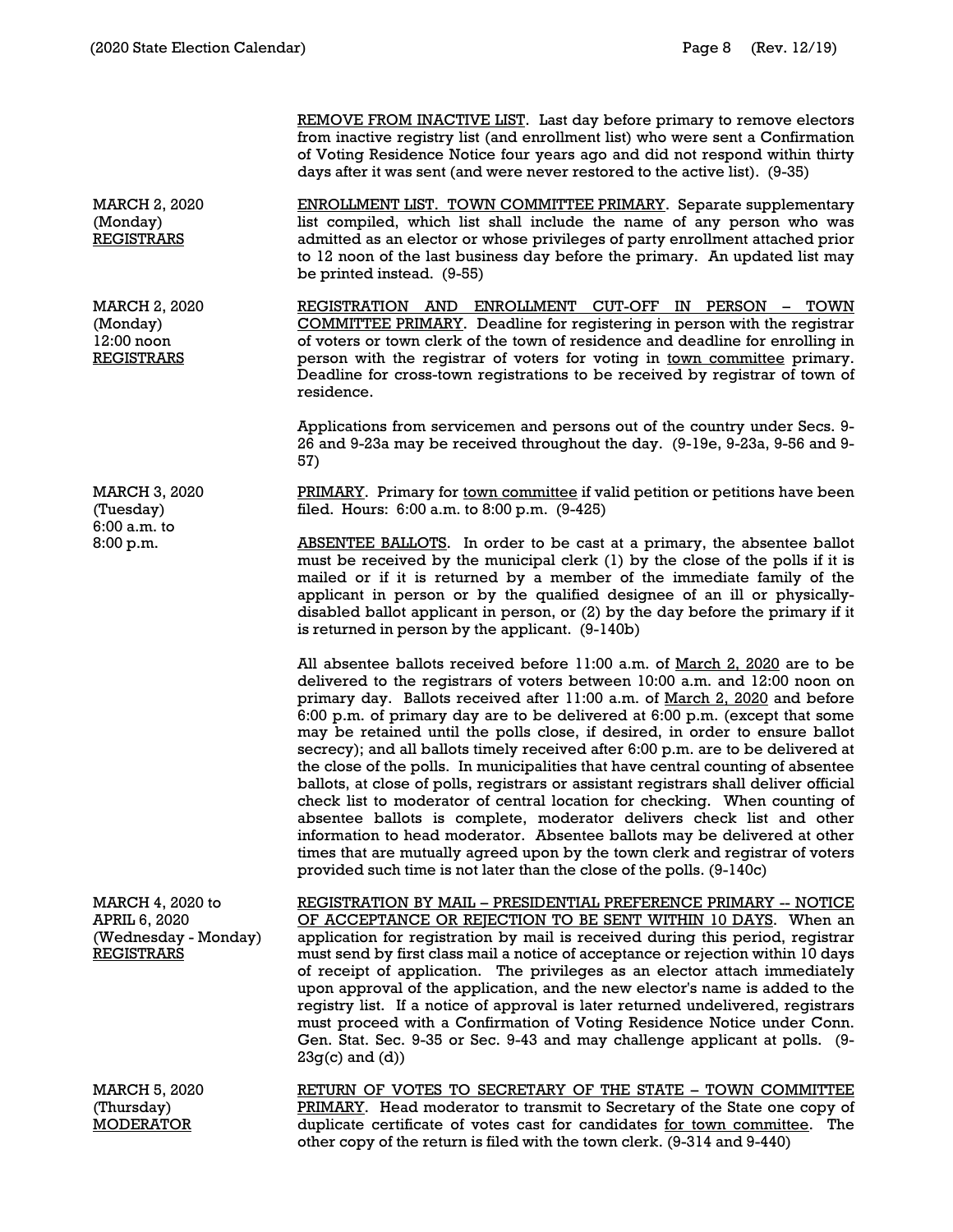| | |
|---|---|
| | REMOVE FROM INACTIVE LIST. Last day before primary to remove electors from inactive registry list (and enrollment list) who were sent a Confirmation of Voting Residence Notice four years ago and did not respond within thirty days after it was sent (and were never restored to the active list). (9-35) |
| MARCH 2, 2020<br>(Monday)<br>REGISTRARS | ENROLLMENT LIST. TOWN COMMITTEE PRIMARY. Separate supplementary list compiled, which list shall include the name of any person who was admitted as an elector or whose privileges of party enrollment attached prior to 12 noon of the last business day before the primary. An updated list may be printed instead. (9-55) |
| MARCH 2, 2020<br>(Monday)<br>12:00 noon<br>REGISTRARS | REGISTRATION AND ENROLLMENT CUT-OFF IN PERSON – TOWN COMMITTEE PRIMARY. Deadline for registering in person with the registrar of voters or town clerk of the town of residence and deadline for enrolling in person with the registrar of voters for voting in town committee primary. Deadline for cross-town registrations to be received by registrar of town of residence.<br><br>Applications from servicemen and persons out of the country under Secs. 9-26 and 9-23a may be received throughout the day. (9-19e, 9-23a, 9-56 and 9-57) |
| MARCH 3, 2020<br>(Tuesday)<br>6:00 a.m. to<br>8:00 p.m. | PRIMARY. Primary for town committee if valid petition or petitions have been filed. Hours: 6:00 a.m. to 8:00 p.m. (9-425)<br><br>ABSENTEE BALLOTS. In order to be cast at a primary, the absentee ballot must be received by the municipal clerk (1) by the close of the polls if it is mailed or if it is returned by a member of the immediate family of the applicant in person or by the qualified designee of an ill or physically-disabled ballot applicant in person, or (2) by the day before the primary if it is returned in person by the applicant. (9-140b)<br><br>All absentee ballots received before 11:00 a.m. of March 2, 2020 are to be delivered to the registrars of voters between 10:00 a.m. and 12:00 noon on primary day. Ballots received after 11:00 a.m. of March 2, 2020 and before 6:00 p.m. of primary day are to be delivered at 6:00 p.m. (except that some may be retained until the polls close, if desired, in order to ensure ballot secrecy); and all ballots timely received after 6:00 p.m. are to be delivered at the close of the polls. In municipalities that have central counting of absentee ballots, at close of polls, registrars or assistant registrars shall deliver official check list to moderator of central location for checking. When counting of absentee ballots is complete, moderator delivers check list and other information to head moderator. Absentee ballots may be delivered at other times that are mutually agreed upon by the town clerk and registrar of voters provided such time is not later than the close of the polls. (9-140c) |
| MARCH 4, 2020 to<br>APRIL 6, 2020<br>(Wednesday - Monday)<br>REGISTRARS | REGISTRATION BY MAIL – PRESIDENTIAL PREFERENCE PRIMARY -- NOTICE OF ACCEPTANCE OR REJECTION TO BE SENT WITHIN 10 DAYS. When an application for registration by mail is received during this period, registrar must send by first class mail a notice of acceptance or rejection within 10 days of receipt of application. The privileges as an elector attach immediately upon approval of the application, and the new elector's name is added to the registry list. If a notice of approval is later returned undelivered, registrars must proceed with a Confirmation of Voting Residence Notice under Conn. Gen. Stat. Sec. 9-35 or Sec. 9-43 and may challenge applicant at polls. (9-23g(c) and (d)) |
| MARCH 5, 2020<br>(Thursday)<br>MODERATOR | RETURN OF VOTES TO SECRETARY OF THE STATE – TOWN COMMITTEE PRIMARY. Head moderator to transmit to Secretary of the State one copy of duplicate certificate of votes cast for candidates for town committee. The other copy of the return is filed with the town clerk. (9-314 and 9-440) |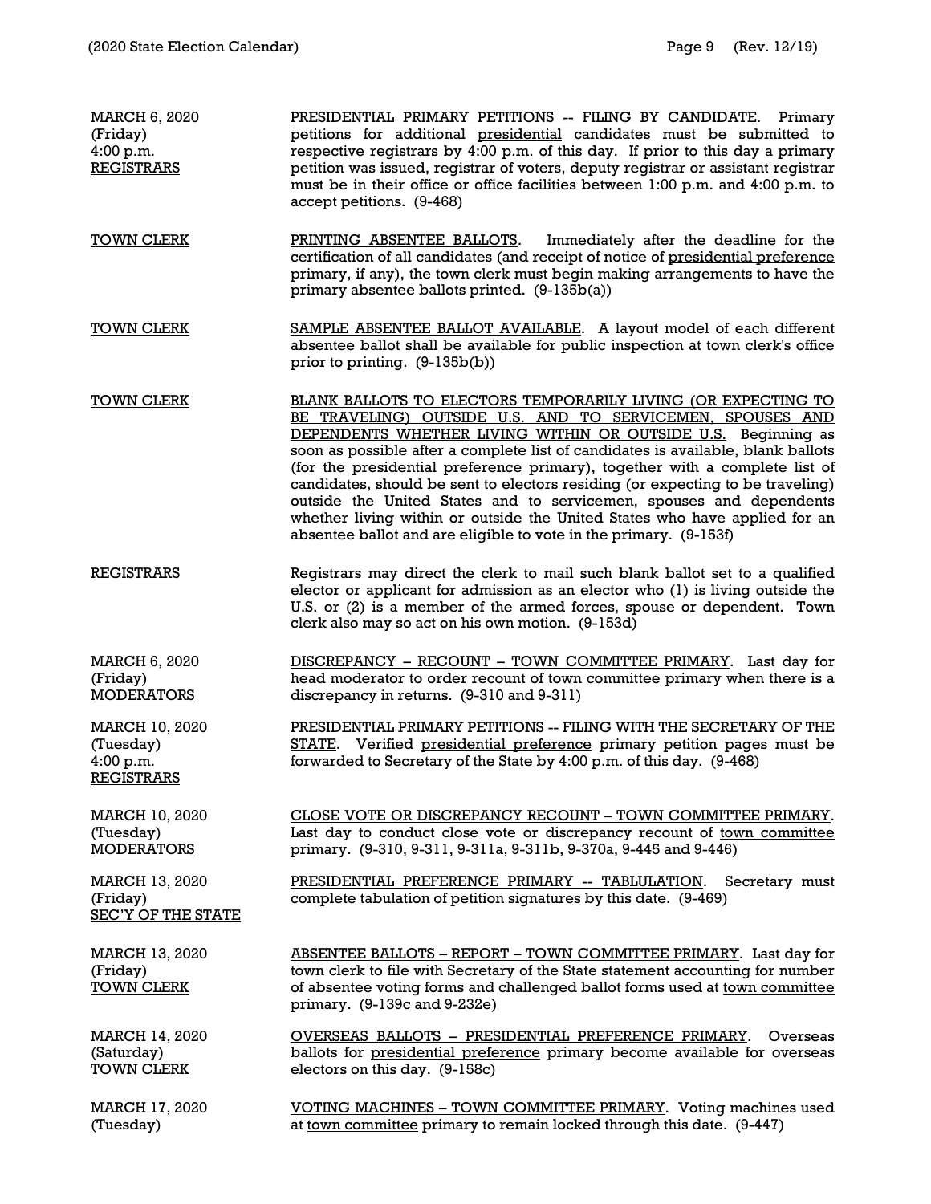| | |
|---|---|
| MARCH 6, 2020<br>(Friday)<br>4:00 p.m.<br><u>REGISTRARS</u> | <u>PRESIDENTIAL PRIMARY PETITIONS -- FILING BY CANDIDATE</u>. Primary petitions for additional <u>presidential</u> candidates must be submitted to respective registrars by 4:00 p.m. of this day. If prior to this day a primary petition was issued, registrar of voters, deputy registrar or assistant registrar must be in their office or office facilities between 1:00 p.m. and 4:00 p.m. to accept petitions. (9-468) |
| <u>TOWN CLERK</u> | <u>PRINTING ABSENTEE BALLOTS</u>. Immediately after the deadline for the certification of all candidates (and receipt of notice of <u>presidential preference</u> primary, if any), the town clerk must begin making arrangements to have the primary absentee ballots printed. (9-135b(a)) |
| <u>TOWN CLERK</u> | <u>SAMPLE ABSENTEE BALLOT AVAILABLE</u>. A layout model of each different absentee ballot shall be available for public inspection at town clerk's office prior to printing. (9-135b(b)) |
| <u>TOWN CLERK</u> | <u>BLANK BALLOTS TO ELECTORS TEMPORARILY LIVING (OR EXPECTING TO BE TRAVELING) OUTSIDE U.S. AND TO SERVICEMEN, SPOUSES AND DEPENDENTS WHETHER LIVING WITHIN OR OUTSIDE U.S.</u> Beginning as soon as possible after a complete list of candidates is available, blank ballots (for the <u>presidential preference</u> primary), together with a complete list of candidates, should be sent to electors residing (or expecting to be traveling) outside the United States and to servicemen, spouses and dependents whether living within or outside the United States who have applied for an absentee ballot and are eligible to vote in the primary. (9-153f) |
| <u>REGISTRARS</u> | Registrars may direct the clerk to mail such blank ballot set to a qualified elector or applicant for admission as an elector who (1) is living outside the U.S. or (2) is a member of the armed forces, spouse or dependent. Town clerk also may so act on his own motion. (9-153d) |
| MARCH 6, 2020<br>(Friday)<br><u>MODERATORS</u> | <u>DISCREPANCY – RECOUNT – TOWN COMMITTEE PRIMARY</u>. Last day for head moderator to order recount of <u>town committee</u> primary when there is a discrepancy in returns. (9-310 and 9-311) |
| MARCH 10, 2020<br>(Tuesday)<br>4:00 p.m.<br><u>REGISTRARS</u> | <u>PRESIDENTIAL PRIMARY PETITIONS -- FILING WITH THE SECRETARY OF THE STATE</u>. Verified <u>presidential preference</u> primary petition pages must be forwarded to Secretary of the State by 4:00 p.m. of this day. (9-468) |
| MARCH 10, 2020<br>(Tuesday)<br><u>MODERATORS</u> | <u>CLOSE VOTE OR DISCREPANCY RECOUNT – TOWN COMMITTEE PRIMARY</u>. Last day to conduct close vote or discrepancy recount of <u>town committee</u> primary. (9-310, 9-311, 9-311a, 9-311b, 9-370a, 9-445 and 9-446) |
| MARCH 13, 2020<br>(Friday)<br><u>SEC'Y OF THE STATE</u> | <u>PRESIDENTIAL PREFERENCE PRIMARY -- TABULATION</u>. Secretary must complete tabulation of petition signatures by this date. (9-469) |
| MARCH 13, 2020<br>(Friday)<br><u>TOWN CLERK</u> | <u>ABSENTEE BALLOTS – REPORT – TOWN COMMITTEE PRIMARY</u>. Last day for town clerk to file with Secretary of the State statement accounting for number of absentee voting forms and challenged ballot forms used at <u>town committee</u> primary. (9-139c and 9-232e) |
| MARCH 14, 2020<br>(Saturday)<br><u>TOWN CLERK</u> | <u>OVERSEAS BALLOTS – PRESIDENTIAL PREFERENCE PRIMARY</u>. Overseas ballots for <u>presidential preference</u> primary become available for overseas electors on this day. (9-158c) |
| MARCH 17, 2020<br>(Tuesday) | <u>VOTING MACHINES – TOWN COMMITTEE PRIMARY</u>. Voting machines used at <u>town committee</u> primary to remain locked through this date. (9-447) |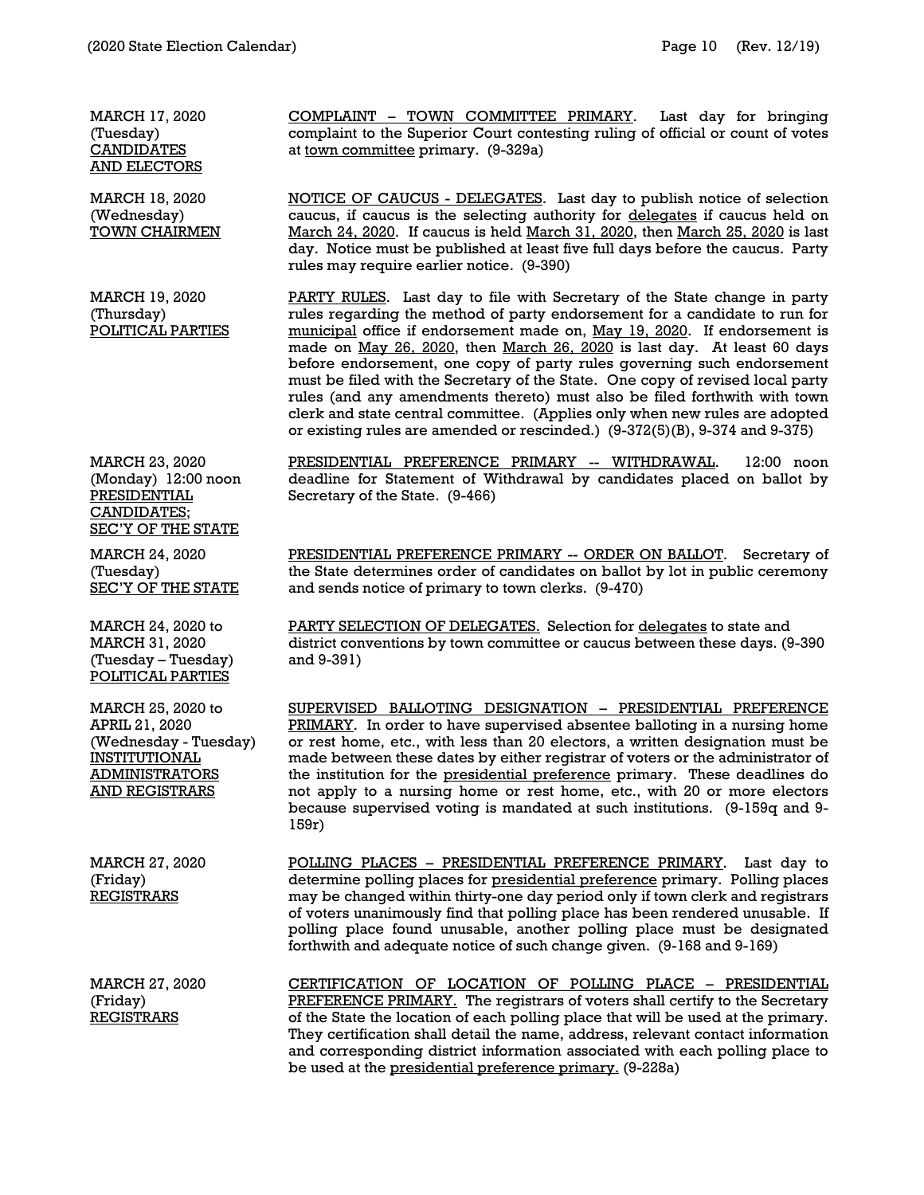| | |
|---|---|
| MARCH 17, 2020<br>(Tuesday)<br><u>CANDIDATES AND ELECTORS</u> | <u>COMPLAINT – TOWN COMMITTEE PRIMARY</u>. Last day for bringing complaint to the Superior Court contesting ruling of official or count of votes at <u>town committee</u> primary. (9-329a) |
| MARCH 18, 2020<br>(Wednesday)<br><u>TOWN CHAIRMEN</u> | <u>NOTICE OF CAUCUS - DELEGATES</u>. Last day to publish notice of selection caucus, if caucus is the selecting authority for <u>delegates</u> if caucus held on <u>March 24, 2020</u>. If caucus is held <u>March 31, 2020</u>, then <u>March 25, 2020</u> is last day. Notice must be published at least five full days before the caucus. Party rules may require earlier notice. (9-390) |
| MARCH 19, 2020<br>(Thursday)<br><u>POLITICAL PARTIES</u> | <u>PARTY RULES</u>. Last day to file with Secretary of the State change in party rules regarding the method of party endorsement for a candidate to run for <u>municipal</u> office if endorsement made on, <u>May 19, 2020</u>. If endorsement is made on <u>May 26, 2020</u>, then <u>March 26, 2020</u> is last day. At least 60 days before endorsement, one copy of party rules governing such endorsement must be filed with the Secretary of the State. One copy of revised local party rules (and any amendments thereto) must also be filed forthwith with town clerk and state central committee. (Applies only when new rules are adopted or existing rules are amended or rescinded.) (9-372(5)(B), 9-374 and 9-375) |
| MARCH 23, 2020<br>(Monday) 12:00 noon<br><u>PRESIDENTIAL CANDIDATES;</u><br><u>SEC'Y OF THE STATE</u> | <u>PRESIDENTIAL PREFERENCE PRIMARY -- WITHDRAWAL</u>. 12:00 noon deadline for Statement of Withdrawal by candidates placed on ballot by Secretary of the State. (9-466) |
| MARCH 24, 2020<br>(Tuesday)<br><u>SEC'Y OF THE STATE</u> | <u>PRESIDENTIAL PREFERENCE PRIMARY -- ORDER ON BALLOT</u>. Secretary of the State determines order of candidates on ballot by lot in public ceremony and sends notice of primary to town clerks. (9-470) |
| MARCH 24, 2020 to<br>MARCH 31, 2020<br>(Tuesday – Tuesday)<br><u>POLITICAL PARTIES</u> | <u>PARTY SELECTION OF DELEGATES.</u> Selection for <u>delegates</u> to state and district conventions by town committee or caucus between these days. (9-390 and 9-391) |
| MARCH 25, 2020 to<br>APRIL 21, 2020<br>(Wednesday - Tuesday)<br><u>INSTITUTIONAL ADMINISTRATORS AND REGISTRARS</u> | <u>SUPERVISED BALLOTING DESIGNATION – PRESIDENTIAL PREFERENCE PRIMARY</u>. In order to have supervised absentee balloting in a nursing home or rest home, etc., with less than 20 electors, a written designation must be made between these dates by either registrar of voters or the administrator of the institution for the <u>presidential preference</u> primary. These deadlines do not apply to a nursing home or rest home, etc., with 20 or more electors because supervised voting is mandated at such institutions. (9-159q and 9-159r) |
| MARCH 27, 2020<br>(Friday)<br><u>REGISTRARS</u> | <u>POLLING PLACES – PRESIDENTIAL PREFERENCE PRIMARY</u>. Last day to determine polling places for <u>presidential preference</u> primary. Polling places may be changed within thirty-one day period only if town clerk and registrars of voters unanimously find that polling place has been rendered unusable. If polling place found unusable, another polling place must be designated forthwith and adequate notice of such change given. (9-168 and 9-169) |
| MARCH 27, 2020<br>(Friday)<br><u>REGISTRARS</u> | <u>CERTIFICATION OF LOCATION OF POLLING PLACE – PRESIDENTIAL PREFERENCE PRIMARY.</u> The registrars of voters shall certify to the Secretary of the State the location of each polling place that will be used at the primary. They certification shall detail the name, address, relevant contact information and corresponding district information associated with each polling place to be used at the <u>presidential preference primary.</u> (9-228a) |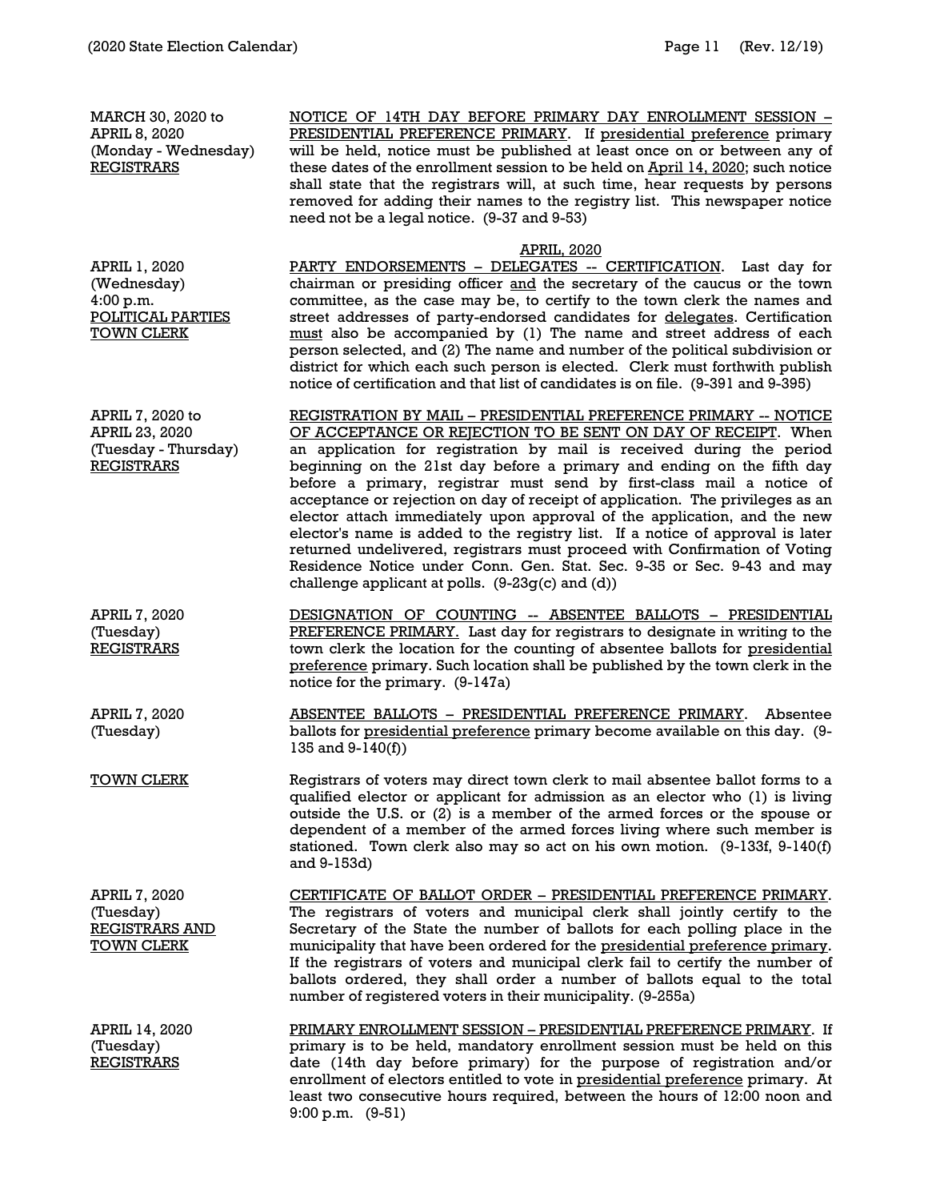MARCH 30, 2020 to
APRIL 8, 2020
(Monday - Wednesday)
REGISTRARS

NOTICE OF 14TH DAY BEFORE PRIMARY DAY ENROLLMENT SESSION – PRESIDENTIAL PREFERENCE PRIMARY. If presidential preference primary will be held, notice must be published at least once on or between any of these dates of the enrollment session to be held on April 14, 2020; such notice shall state that the registrars will, at such time, hear requests by persons removed for adding their names to the registry list. This newspaper notice need not be a legal notice. (9-37 and 9-53)

## APRIL, 2020

APRIL 1, 2020
(Wednesday)
4:00 p.m.
POLITICAL PARTIES
TOWN CLERK

PARTY ENDORSEMENTS – DELEGATES -- CERTIFICATION. Last day for chairman or presiding officer and the secretary of the caucus or the town committee, as the case may be, to certify to the town clerk the names and street addresses of party-endorsed candidates for delegates. Certification must also be accompanied by (1) The name and street address of each person selected, and (2) The name and number of the political subdivision or district for which each such person is elected. Clerk must forthwith publish notice of certification and that list of candidates is on file. (9-391 and 9-395)

APRIL 7, 2020 to
APRIL 23, 2020
(Tuesday - Thursday)
REGISTRARS

REGISTRATION BY MAIL – PRESIDENTIAL PREFERENCE PRIMARY -- NOTICE OF ACCEPTANCE OR REJECTION TO BE SENT ON DAY OF RECEIPT. When an application for registration by mail is received during the period beginning on the 21st day before a primary and ending on the fifth day before a primary, registrar must send by first-class mail a notice of acceptance or rejection on day of receipt of application. The privileges as an elector attach immediately upon approval of the application, and the new elector's name is added to the registry list. If a notice of approval is later returned undelivered, registrars must proceed with Confirmation of Voting Residence Notice under Conn. Gen. Stat. Sec. 9-35 or Sec. 9-43 and may challenge applicant at polls. (9-23g(c) and (d))

APRIL 7, 2020
(Tuesday)
REGISTRARS

DESIGNATION OF COUNTING -- ABSENTEE BALLOTS – PRESIDENTIAL PREFERENCE PRIMARY. Last day for registrars to designate in writing to the town clerk the location for the counting of absentee ballots for presidential preference primary. Such location shall be published by the town clerk in the notice for the primary. (9-147a)

APRIL 7, 2020
(Tuesday)

ABSENTEE BALLOTS – PRESIDENTIAL PREFERENCE PRIMARY. Absentee ballots for presidential preference primary become available on this day. (9-135 and 9-140(f))

TOWN CLERK

Registrars of voters may direct town clerk to mail absentee ballot forms to a qualified elector or applicant for admission as an elector who (1) is living outside the U.S. or (2) is a member of the armed forces or the spouse or dependent of a member of the armed forces living where such member is stationed. Town clerk also may so act on his own motion. (9-133f, 9-140(f) and 9-153d)

APRIL 7, 2020
(Tuesday)
REGISTRARS AND
TOWN CLERK

CERTIFICATE OF BALLOT ORDER – PRESIDENTIAL PREFERENCE PRIMARY. The registrars of voters and municipal clerk shall jointly certify to the Secretary of the State the number of ballots for each polling place in the municipality that have been ordered for the presidential preference primary. If the registrars of voters and municipal clerk fail to certify the number of ballots ordered, they shall order a number of ballots equal to the total number of registered voters in their municipality. (9-255a)

APRIL 14, 2020
(Tuesday)
REGISTRARS

PRIMARY ENROLLMENT SESSION – PRESIDENTIAL PREFERENCE PRIMARY. If primary is to be held, mandatory enrollment session must be held on this date (14th day before primary) for the purpose of registration and/or enrollment of electors entitled to vote in presidential preference primary. At least two consecutive hours required, between the hours of 12:00 noon and 9:00 p.m. (9-51)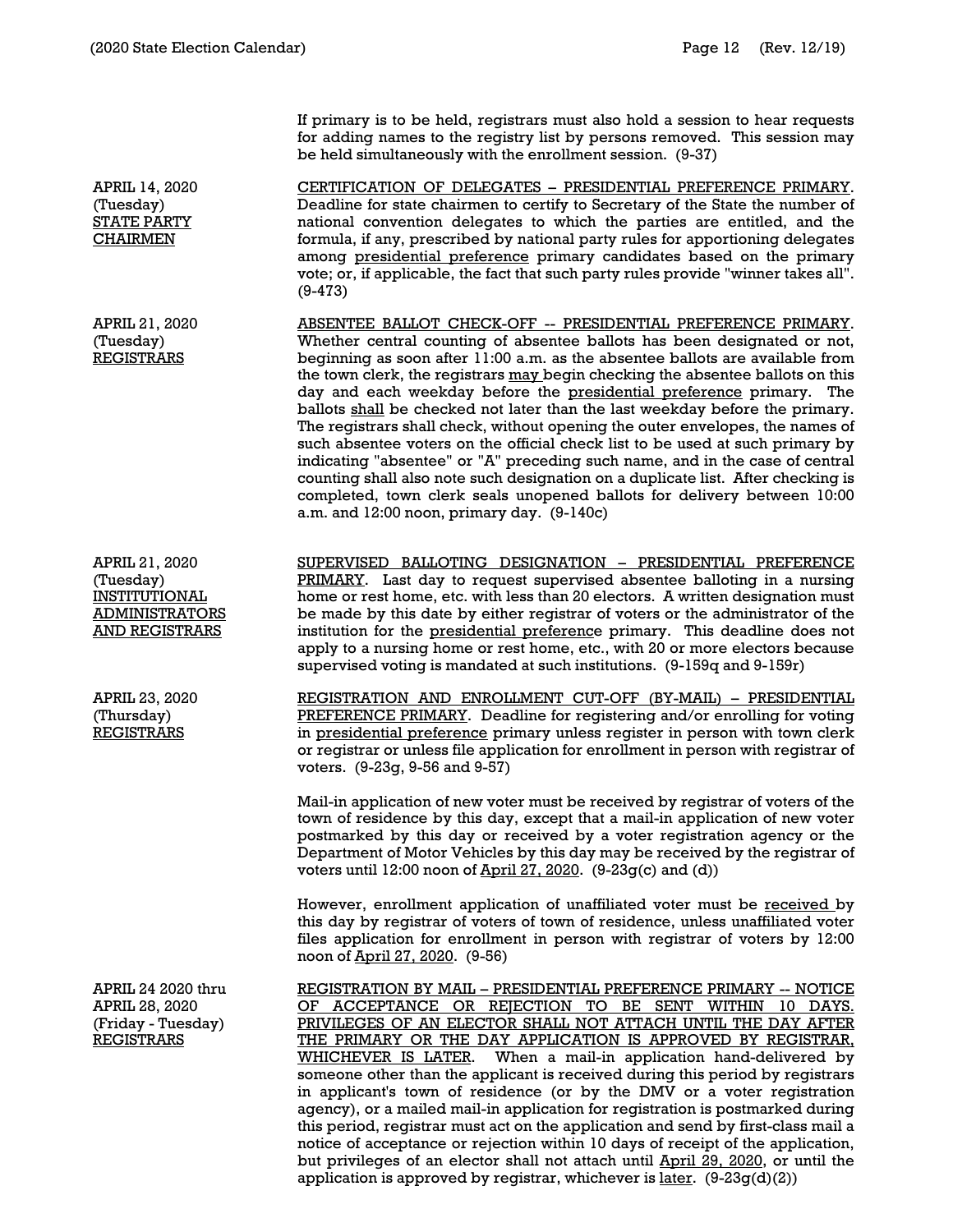If primary is to be held, registrars must also hold a session to hear requests for adding names to the registry list by persons removed. This session may be held simultaneously with the enrollment session. (9-37)

| | |
|---|---|
| APRIL 14, 2020 (Tuesday) STATE PARTY CHAIRMEN | CERTIFICATION OF DELEGATES – PRESIDENTIAL PREFERENCE PRIMARY. Deadline for state chairmen to certify to Secretary of the State the number of national convention delegates to which the parties are entitled, and the formula, if any, prescribed by national party rules for apportioning delegates among presidential preference primary candidates based on the primary vote; or, if applicable, the fact that such party rules provide "winner takes all". (9-473) |
| APRIL 21, 2020 (Tuesday) REGISTRARS | ABSENTEE BALLOT CHECK-OFF -- PRESIDENTIAL PREFERENCE PRIMARY. Whether central counting of absentee ballots has been designated or not, beginning as soon after 11:00 a.m. as the absentee ballots are available from the town clerk, the registrars may begin checking the absentee ballots on this day and each weekday before the presidential preference primary. The ballots shall be checked not later than the last weekday before the primary. The registrars shall check, without opening the outer envelopes, the names of such absentee voters on the official check list to be used at such primary by indicating "absentee" or "A" preceding such name, and in the case of central counting shall also note such designation on a duplicate list. After checking is completed, town clerk seals unopened ballots for delivery between 10:00 a.m. and 12:00 noon, primary day. (9-140c) |
| APRIL 21, 2020 (Tuesday) INSTITUTIONAL ADMINISTRATORS AND REGISTRARS | SUPERVISED BALLOTING DESIGNATION – PRESIDENTIAL PREFERENCE PRIMARY. Last day to request supervised absentee balloting in a nursing home or rest home, etc. with less than 20 electors. A written designation must be made by this date by either registrar of voters or the administrator of the institution for the presidential preference primary. This deadline does not apply to a nursing home or rest home, etc., with 20 or more electors because supervised voting is mandated at such institutions. (9-159q and 9-159r) |
| APRIL 23, 2020 (Thursday) REGISTRARS | REGISTRATION AND ENROLLMENT CUT-OFF (BY-MAIL) – PRESIDENTIAL PREFERENCE PRIMARY. Deadline for registering and/or enrolling for voting in presidential preference primary unless register in person with town clerk or registrar or unless file application for enrollment in person with registrar of voters. (9-23g, 9-56 and 9-57)<br><br>Mail-in application of new voter must be received by registrar of voters of the town of residence by this day, except that a mail-in application of new voter postmarked by this day or received by a voter registration agency or the Department of Motor Vehicles by this day may be received by the registrar of voters until 12:00 noon of April 27, 2020. (9-23g(c) and (d))<br><br>However, enrollment application of unaffiliated voter must be received by this day by registrar of voters of town of residence, unless unaffiliated voter files application for enrollment in person with registrar of voters by 12:00 noon of April 27, 2020. (9-56) |
| APRIL 24 2020 thru APRIL 28, 2020 (Friday - Tuesday) REGISTRARS | REGISTRATION BY MAIL – PRESIDENTIAL PREFERENCE PRIMARY -- NOTICE OF ACCEPTANCE OR REJECTION TO BE SENT WITHIN 10 DAYS. PRIVILEGES OF AN ELECTOR SHALL NOT ATTACH UNTIL THE DAY AFTER THE PRIMARY OR THE DAY APPLICATION IS APPROVED BY REGISTRAR, WHICHEVER IS LATER. When a mail-in application hand-delivered by someone other than the applicant is received during this period by registrars in applicant's town of residence (or by the DMV or a voter registration agency), or a mailed mail-in application for registration is postmarked during this period, registrar must act on the application and send by first-class mail a notice of acceptance or rejection within 10 days of receipt of the application, but privileges of an elector shall not attach until April 29, 2020, or until the application is approved by registrar, whichever is later. (9-23g(d)(2)) |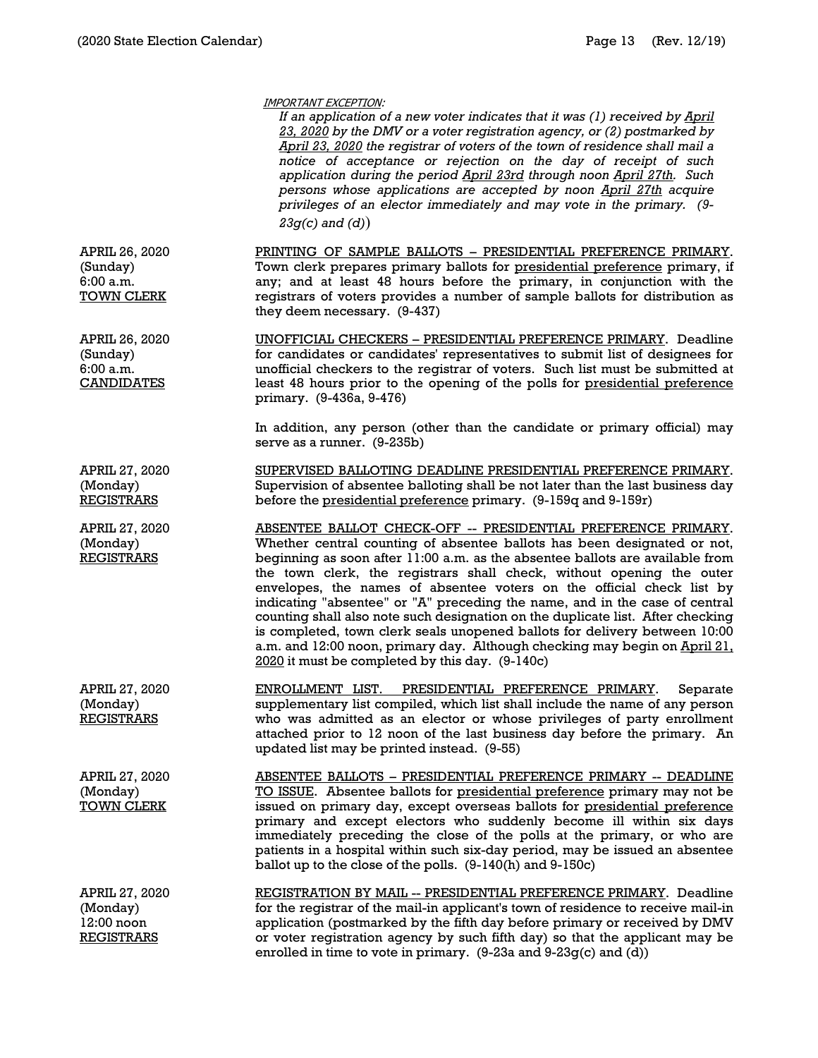*IMPORTANT EXCEPTION:*

*If an application of a new voter indicates that it was (1) received by April 23, 2020 by the DMV or a voter registration agency, or (2) postmarked by April 23, 2020 the registrar of voters of the town of residence shall mail a notice of acceptance or rejection on the day of receipt of such application during the period April 23rd through noon April 27th. Such persons whose applications are accepted by noon April 27th acquire privileges of an elector immediately and may vote in the primary. (9-23g(c) and (d))*

| | |
|---|---|
| APRIL 26, 2020 (Sunday) 6:00 a.m. TOWN CLERK | PRINTING OF SAMPLE BALLOTS – PRESIDENTIAL PREFERENCE PRIMARY. Town clerk prepares primary ballots for presidential preference primary, if any; and at least 48 hours before the primary, in conjunction with the registrars of voters provides a number of sample ballots for distribution as they deem necessary. (9-437) |
| APRIL 26, 2020 (Sunday) 6:00 a.m. CANDIDATES | UNOFFICIAL CHECKERS – PRESIDENTIAL PREFERENCE PRIMARY. Deadline for candidates or candidates' representatives to submit list of designees for unofficial checkers to the registrar of voters. Such list must be submitted at least 48 hours prior to the opening of the polls for presidential preference primary. (9-436a, 9-476)<br><br>In addition, any person (other than the candidate or primary official) may serve as a runner. (9-235b) |
| APRIL 27, 2020 (Monday) REGISTRARS | SUPERVISED BALLOTING DEADLINE PRESIDENTIAL PREFERENCE PRIMARY. Supervision of absentee balloting shall be not later than the last business day before the presidential preference primary. (9-159q and 9-159r) |
| APRIL 27, 2020 (Monday) REGISTRARS | ABSENTEE BALLOT CHECK-OFF -- PRESIDENTIAL PREFERENCE PRIMARY. Whether central counting of absentee ballots has been designated or not, beginning as soon after 11:00 a.m. as the absentee ballots are available from the town clerk, the registrars shall check, without opening the outer envelopes, the names of absentee voters on the official check list by indicating "absentee" or "A" preceding the name, and in the case of central counting shall also note such designation on the duplicate list. After checking is completed, town clerk seals unopened ballots for delivery between 10:00 a.m. and 12:00 noon, primary day. Although checking may begin on April 21, 2020 it must be completed by this day. (9-140c) |
| APRIL 27, 2020 (Monday) REGISTRARS | ENROLLMENT LIST. PRESIDENTIAL PREFERENCE PRIMARY. Separate supplementary list compiled, which list shall include the name of any person who was admitted as an elector or whose privileges of party enrollment attached prior to 12 noon of the last business day before the primary. An updated list may be printed instead. (9-55) |
| APRIL 27, 2020 (Monday) TOWN CLERK | ABSENTEE BALLOTS – PRESIDENTIAL PREFERENCE PRIMARY -- DEADLINE TO ISSUE. Absentee ballots for presidential preference primary may not be issued on primary day, except overseas ballots for presidential preference primary and except electors who suddenly become ill within six days immediately preceding the close of the polls at the primary, or who are patients in a hospital within such six-day period, may be issued an absentee ballot up to the close of the polls. (9-140(h) and 9-150c) |
| APRIL 27, 2020 (Monday) 12:00 noon REGISTRARS | REGISTRATION BY MAIL -- PRESIDENTIAL PREFERENCE PRIMARY. Deadline for the registrar of the mail-in applicant's town of residence to receive mail-in application (postmarked by the fifth day before primary or received by DMV or voter registration agency by such fifth day) so that the applicant may be enrolled in time to vote in primary. (9-23a and 9-23g(c) and (d)) |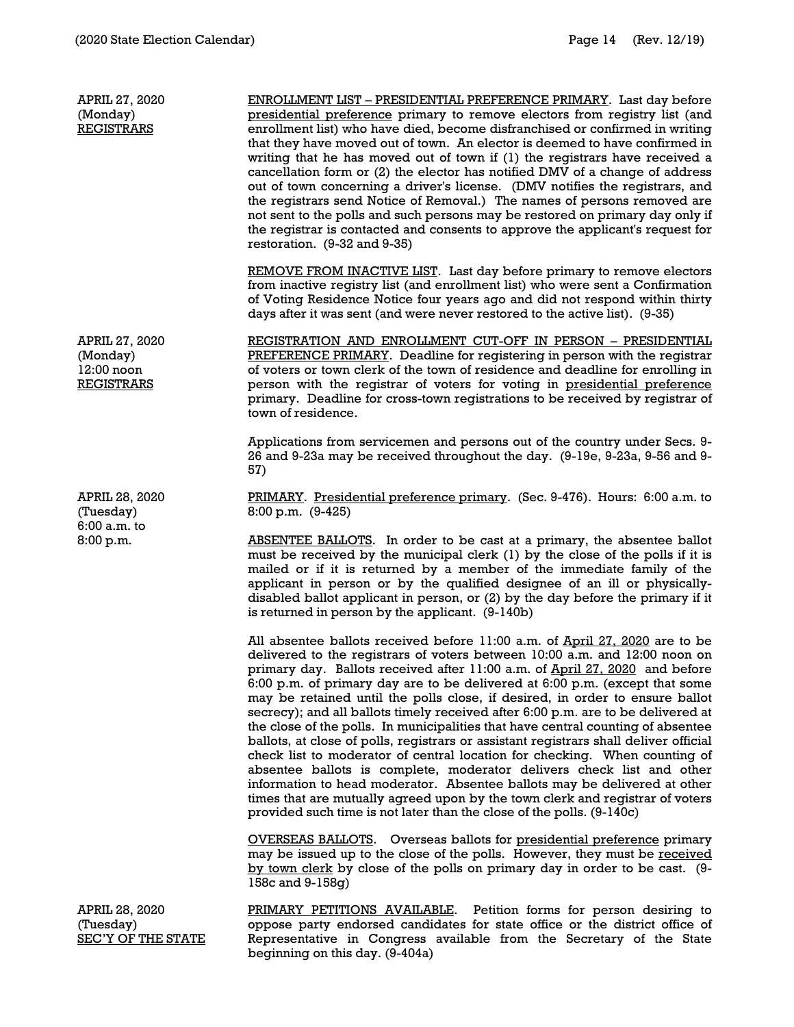**APRIL 27, 2020**
(Monday)
REGISTRARS

ENROLLMENT LIST – PRESIDENTIAL PREFERENCE PRIMARY. Last day before presidential preference primary to remove electors from registry list (and enrollment list) who have died, become disfranchised or confirmed in writing that they have moved out of town. An elector is deemed to have confirmed in writing that he has moved out of town if (1) the registrars have received a cancellation form or (2) the elector has notified DMV of a change of address out of town concerning a driver's license. (DMV notifies the registrars, and the registrars send Notice of Removal.) The names of persons removed are not sent to the polls and such persons may be restored on primary day only if the registrar is contacted and consents to approve the applicant's request for restoration. (9-32 and 9-35)

REMOVE FROM INACTIVE LIST. Last day before primary to remove electors from inactive registry list (and enrollment list) who were sent a Confirmation of Voting Residence Notice four years ago and did not respond within thirty days after it was sent (and were never restored to the active list). (9-35)

**APRIL 27, 2020**
(Monday)
12:00 noon
REGISTRARS

REGISTRATION AND ENROLLMENT CUT-OFF IN PERSON – PRESIDENTIAL PREFERENCE PRIMARY. Deadline for registering in person with the registrar of voters or town clerk of the town of residence and deadline for enrolling in person with the registrar of voters for voting in presidential preference primary. Deadline for cross-town registrations to be received by registrar of town of residence.

Applications from servicemen and persons out of the country under Secs. 9-26 and 9-23a may be received throughout the day. (9-19e, 9-23a, 9-56 and 9-57)

**APRIL 28, 2020**
(Tuesday)
6:00 a.m. to
8:00 p.m.

PRIMARY. Presidential preference primary. (Sec. 9-476). Hours: 6:00 a.m. to 8:00 p.m. (9-425)

ABSENTEE BALLOTS. In order to be cast at a primary, the absentee ballot must be received by the municipal clerk (1) by the close of the polls if it is mailed or if it is returned by a member of the immediate family of the applicant in person or by the qualified designee of an ill or physically-disabled ballot applicant in person, or (2) by the day before the primary if it is returned in person by the applicant. (9-140b)

All absentee ballots received before 11:00 a.m. of April 27, 2020 are to be delivered to the registrars of voters between 10:00 a.m. and 12:00 noon on primary day. Ballots received after 11:00 a.m. of April 27, 2020 and before 6:00 p.m. of primary day are to be delivered at 6:00 p.m. (except that some may be retained until the polls close, if desired, in order to ensure ballot secrecy); and all ballots timely received after 6:00 p.m. are to be delivered at the close of the polls. In municipalities that have central counting of absentee ballots, at close of polls, registrars or assistant registrars shall deliver official check list to moderator of central location for checking. When counting of absentee ballots is complete, moderator delivers check list and other information to head moderator. Absentee ballots may be delivered at other times that are mutually agreed upon by the town clerk and registrar of voters provided such time is not later than the close of the polls. (9-140c)

OVERSEAS BALLOTS. Overseas ballots for presidential preference primary may be issued up to the close of the polls. However, they must be received by town clerk by close of the polls on primary day in order to be cast. (9-158c and 9-158g)

**APRIL 28, 2020**
(Tuesday)
SEC'Y OF THE STATE

PRIMARY PETITIONS AVAILABLE. Petition forms for person desiring to oppose party endorsed candidates for state office or the district office of Representative in Congress available from the Secretary of the State beginning on this day. (9-404a)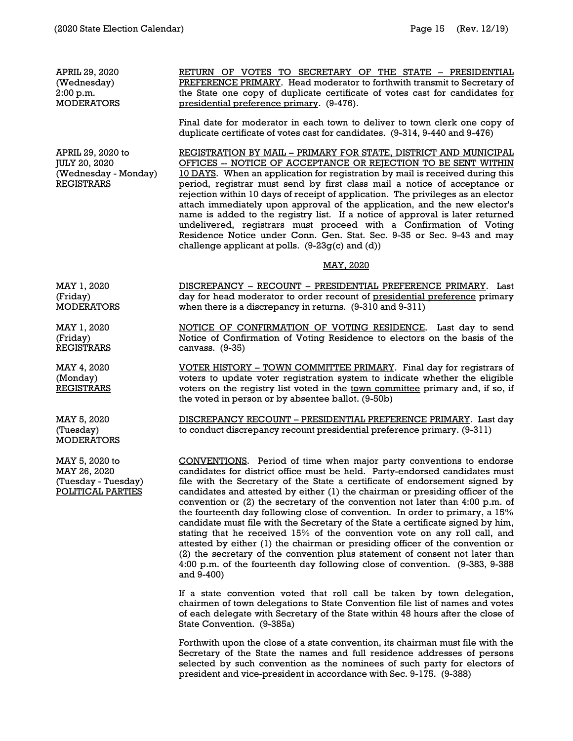**APRIL 29, 2020**
(Wednesday)
2:00 p.m.
MODERATORS

RETURN OF VOTES TO SECRETARY OF THE STATE – PRESIDENTIAL PREFERENCE PRIMARY. Head moderator to forthwith transmit to Secretary of the State one copy of duplicate certificate of votes cast for candidates for presidential preference primary. (9-476).

Final date for moderator in each town to deliver to town clerk one copy of duplicate certificate of votes cast for candidates. (9-314, 9-440 and 9-476)

**APRIL 29, 2020 to JULY 20, 2020**
(Wednesday - Monday)
REGISTRARS

REGISTRATION BY MAIL – PRIMARY FOR STATE, DISTRICT AND MUNICIPAL OFFICES -- NOTICE OF ACCEPTANCE OR REJECTION TO BE SENT WITHIN 10 DAYS. When an application for registration by mail is received during this period, registrar must send by first class mail a notice of acceptance or rejection within 10 days of receipt of application. The privileges as an elector attach immediately upon approval of the application, and the new elector's name is added to the registry list. If a notice of approval is later returned undelivered, registrars must proceed with a Confirmation of Voting Residence Notice under Conn. Gen. Stat. Sec. 9-35 or Sec. 9-43 and may challenge applicant at polls. (9-23g(c) and (d))

## MAY, 2020

**MAY 1, 2020**
(Friday)
MODERATORS

DISCREPANCY – RECOUNT – PRESIDENTIAL PREFERENCE PRIMARY. Last day for head moderator to order recount of presidential preference primary when there is a discrepancy in returns. (9-310 and 9-311)

**MAY 1, 2020**
(Friday)
REGISTRARS

NOTICE OF CONFIRMATION OF VOTING RESIDENCE. Last day to send Notice of Confirmation of Voting Residence to electors on the basis of the canvass. (9-35)

**MAY 4, 2020**
(Monday)
REGISTRARS

VOTER HISTORY – TOWN COMMITTEE PRIMARY. Final day for registrars of voters to update voter registration system to indicate whether the eligible voters on the registry list voted in the town committee primary and, if so, if the voted in person or by absentee ballot. (9-50b)

**MAY 5, 2020**
(Tuesday)
MODERATORS

DISCREPANCY RECOUNT – PRESIDENTIAL PREFERENCE PRIMARY. Last day to conduct discrepancy recount presidential preference primary. (9-311)

**MAY 5, 2020 to MAY 26, 2020**
(Tuesday - Tuesday)
POLITICAL PARTIES

CONVENTIONS. Period of time when major party conventions to endorse candidates for district office must be held. Party-endorsed candidates must file with the Secretary of the State a certificate of endorsement signed by candidates and attested by either (1) the chairman or presiding officer of the convention or (2) the secretary of the convention not later than 4:00 p.m. of the fourteenth day following close of convention. In order to primary, a 15% candidate must file with the Secretary of the State a certificate signed by him, stating that he received 15% of the convention vote on any roll call, and attested by either (1) the chairman or presiding officer of the convention or (2) the secretary of the convention plus statement of consent not later than 4:00 p.m. of the fourteenth day following close of convention. (9-383, 9-388 and 9-400)

If a state convention voted that roll call be taken by town delegation, chairmen of town delegations to State Convention file list of names and votes of each delegate with Secretary of the State within 48 hours after the close of State Convention. (9-385a)

Forthwith upon the close of a state convention, its chairman must file with the Secretary of the State the names and full residence addresses of persons selected by such convention as the nominees of such party for electors of president and vice-president in accordance with Sec. 9-175. (9-388)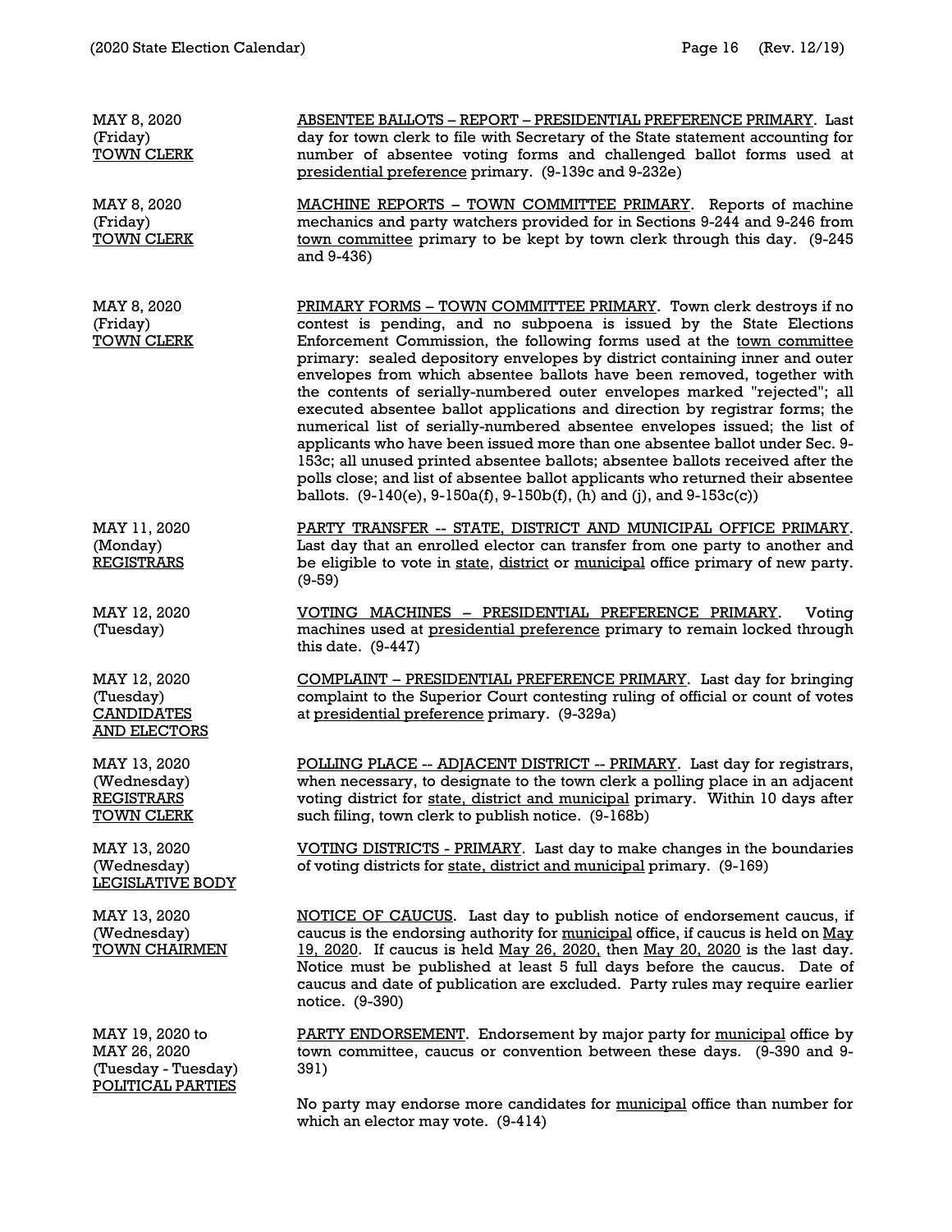| | |
|---|---|
| MAY 8, 2020<br>(Friday)<br><u>TOWN CLERK</u> | <u>ABSENTEE BALLOTS – REPORT – PRESIDENTIAL PREFERENCE PRIMARY</u>. Last day for town clerk to file with Secretary of the State statement accounting for number of absentee voting forms and challenged ballot forms used at <u>presidential preference</u> primary. (9-139c and 9-232e) |
| MAY 8, 2020<br>(Friday)<br><u>TOWN CLERK</u> | <u>MACHINE REPORTS – TOWN COMMITTEE PRIMARY</u>. Reports of machine mechanics and party watchers provided for in Sections 9-244 and 9-246 from <u>town committee</u> primary to be kept by town clerk through this day. (9-245 and 9-436) |
| MAY 8, 2020<br>(Friday)<br><u>TOWN CLERK</u> | <u>PRIMARY FORMS – TOWN COMMITTEE PRIMARY</u>. Town clerk destroys if no contest is pending, and no subpoena is issued by the State Elections Enforcement Commission, the following forms used at the <u>town committee</u> primary: sealed depository envelopes by district containing inner and outer envelopes from which absentee ballots have been removed, together with the contents of serially-numbered outer envelopes marked "rejected"; all executed absentee ballot applications and direction by registrar forms; the numerical list of serially-numbered absentee envelopes issued; the list of applicants who have been issued more than one absentee ballot under Sec. 9-153c; all unused printed absentee ballots; absentee ballots received after the polls close; and list of absentee ballot applicants who returned their absentee ballots. (9-140(e), 9-150a(f), 9-150b(f), (h) and (j), and 9-153c(c)) |
| MAY 11, 2020<br>(Monday)<br><u>REGISTRARS</u> | <u>PARTY TRANSFER -- STATE, DISTRICT AND MUNICIPAL OFFICE PRIMARY</u>. Last day that an enrolled elector can transfer from one party to another and be eligible to vote in <u>state</u>, <u>district</u> or <u>municipal</u> office primary of new party. (9-59) |
| MAY 12, 2020<br>(Tuesday) | <u>VOTING MACHINES – PRESIDENTIAL PREFERENCE PRIMARY</u>. Voting machines used at <u>presidential preference</u> primary to remain locked through this date. (9-447) |
| MAY 12, 2020<br>(Tuesday)<br><u>CANDIDATES AND ELECTORS</u> | <u>COMPLAINT – PRESIDENTIAL PREFERENCE PRIMARY</u>. Last day for bringing complaint to the Superior Court contesting ruling of official or count of votes at <u>presidential preference</u> primary. (9-329a) |
| MAY 13, 2020<br>(Wednesday)<br><u>REGISTRARS</u><br><u>TOWN CLERK</u> | <u>POLLING PLACE -- ADJACENT DISTRICT -- PRIMARY</u>. Last day for registrars, when necessary, to designate to the town clerk a polling place in an adjacent voting district for <u>state, district and municipal</u> primary. Within 10 days after such filing, town clerk to publish notice. (9-168b) |
| MAY 13, 2020<br>(Wednesday)<br><u>LEGISLATIVE BODY</u> | <u>VOTING DISTRICTS - PRIMARY</u>. Last day to make changes in the boundaries of voting districts for <u>state, district and municipal</u> primary. (9-169) |
| MAY 13, 2020<br>(Wednesday)<br><u>TOWN CHAIRMEN</u> | <u>NOTICE OF CAUCUS</u>. Last day to publish notice of endorsement caucus, if caucus is the endorsing authority for <u>municipal</u> office, if caucus is held on <u>May 19, 2020</u>. If caucus is held <u>May 26, 2020,</u> then <u>May 20, 2020</u> is the last day. Notice must be published at least 5 full days before the caucus. Date of caucus and date of publication are excluded. Party rules may require earlier notice. (9-390) |
| MAY 19, 2020 to<br>MAY 26, 2020<br>(Tuesday - Tuesday)<br><u>POLITICAL PARTIES</u> | <u>PARTY ENDORSEMENT</u>. Endorsement by major party for <u>municipal</u> office by town committee, caucus or convention between these days. (9-390 and 9-391)<br><br>No party may endorse more candidates for <u>municipal</u> office than number for which an elector may vote. (9-414) |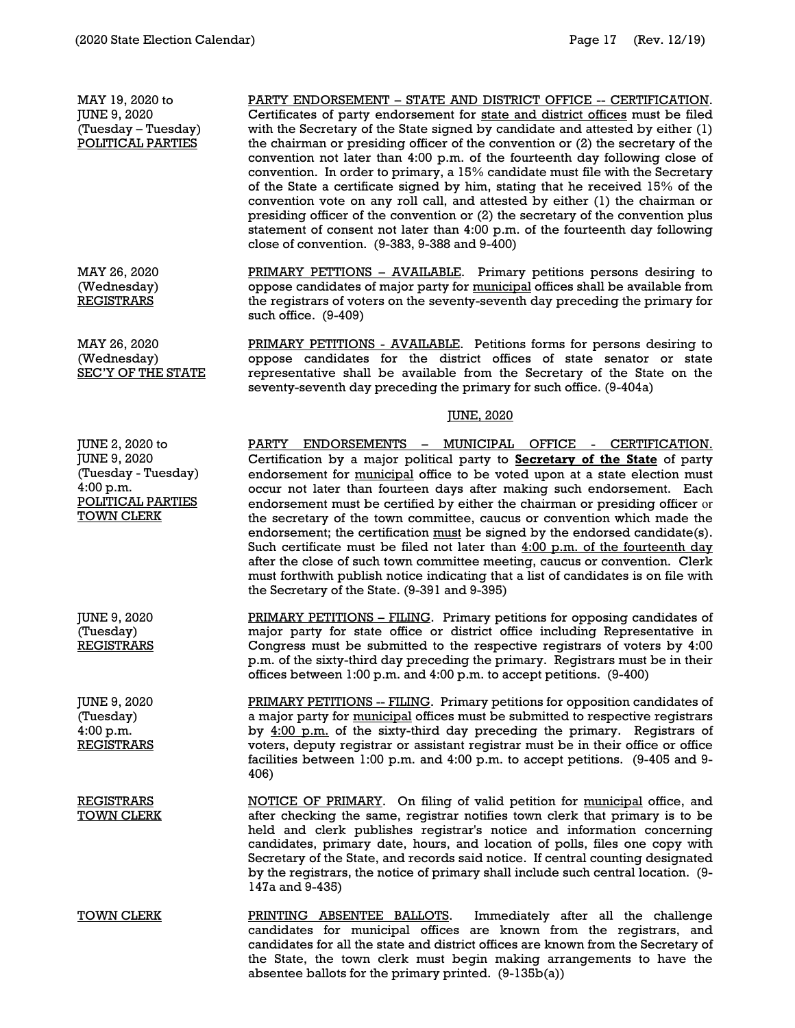MAY 19, 2020 to
JUNE 9, 2020
(Tuesday – Tuesday)
POLITICAL PARTIES

PARTY ENDORSEMENT – STATE AND DISTRICT OFFICE -- CERTIFICATION. Certificates of party endorsement for state and district offices must be filed with the Secretary of the State signed by candidate and attested by either (1) the chairman or presiding officer of the convention or (2) the secretary of the convention not later than 4:00 p.m. of the fourteenth day following close of convention. In order to primary, a 15% candidate must file with the Secretary of the State a certificate signed by him, stating that he received 15% of the convention vote on any roll call, and attested by either (1) the chairman or presiding officer of the convention or (2) the secretary of the convention plus statement of consent not later than 4:00 p.m. of the fourteenth day following close of convention. (9-383, 9-388 and 9-400)

MAY 26, 2020
(Wednesday)
REGISTRARS

PRIMARY PETTIONS – AVAILABLE. Primary petitions persons desiring to oppose candidates of major party for municipal offices shall be available from the registrars of voters on the seventy-seventh day preceding the primary for such office. (9-409)

MAY 26, 2020
(Wednesday)
SEC'Y OF THE STATE

PRIMARY PETITIONS - AVAILABLE. Petitions forms for persons desiring to oppose candidates for the district offices of state senator or state representative shall be available from the Secretary of the State on the seventy-seventh day preceding the primary for such office. (9-404a)

## JUNE, 2020

JUNE 2, 2020 to
JUNE 9, 2020
(Tuesday - Tuesday)
4:00 p.m.
POLITICAL PARTIES
TOWN CLERK

PARTY ENDORSEMENTS – MUNICIPAL OFFICE - CERTIFICATION. Certification by a major political party to **Secretary of the State** of party endorsement for municipal office to be voted upon at a state election must occur not later than fourteen days after making such endorsement. Each endorsement must be certified by either the chairman or presiding officer or the secretary of the town committee, caucus or convention which made the endorsement; the certification must be signed by the endorsed candidate(s). Such certificate must be filed not later than 4:00 p.m. of the fourteenth day after the close of such town committee meeting, caucus or convention. Clerk must forthwith publish notice indicating that a list of candidates is on file with the Secretary of the State. (9-391 and 9-395)

JUNE 9, 2020
(Tuesday)
REGISTRARS

PRIMARY PETITIONS – FILING. Primary petitions for opposing candidates of major party for state office or district office including Representative in Congress must be submitted to the respective registrars of voters by 4:00 p.m. of the sixty-third day preceding the primary. Registrars must be in their offices between 1:00 p.m. and 4:00 p.m. to accept petitions. (9-400)

JUNE 9, 2020
(Tuesday)
4:00 p.m.
REGISTRARS

PRIMARY PETITIONS -- FILING. Primary petitions for opposition candidates of a major party for municipal offices must be submitted to respective registrars by 4:00 p.m. of the sixty-third day preceding the primary. Registrars of voters, deputy registrar or assistant registrar must be in their office or office facilities between 1:00 p.m. and 4:00 p.m. to accept petitions. (9-405 and 9-406)

REGISTRARS
TOWN CLERK

NOTICE OF PRIMARY. On filing of valid petition for municipal office, and after checking the same, registrar notifies town clerk that primary is to be held and clerk publishes registrar's notice and information concerning candidates, primary date, hours, and location of polls, files one copy with Secretary of the State, and records said notice. If central counting designated by the registrars, the notice of primary shall include such central location. (9-147a and 9-435)

TOWN CLERK

PRINTING ABSENTEE BALLOTS. Immediately after all the challenge candidates for municipal offices are known from the registrars, and candidates for all the state and district offices are known from the Secretary of the State, the town clerk must begin making arrangements to have the absentee ballots for the primary printed. (9-135b(a))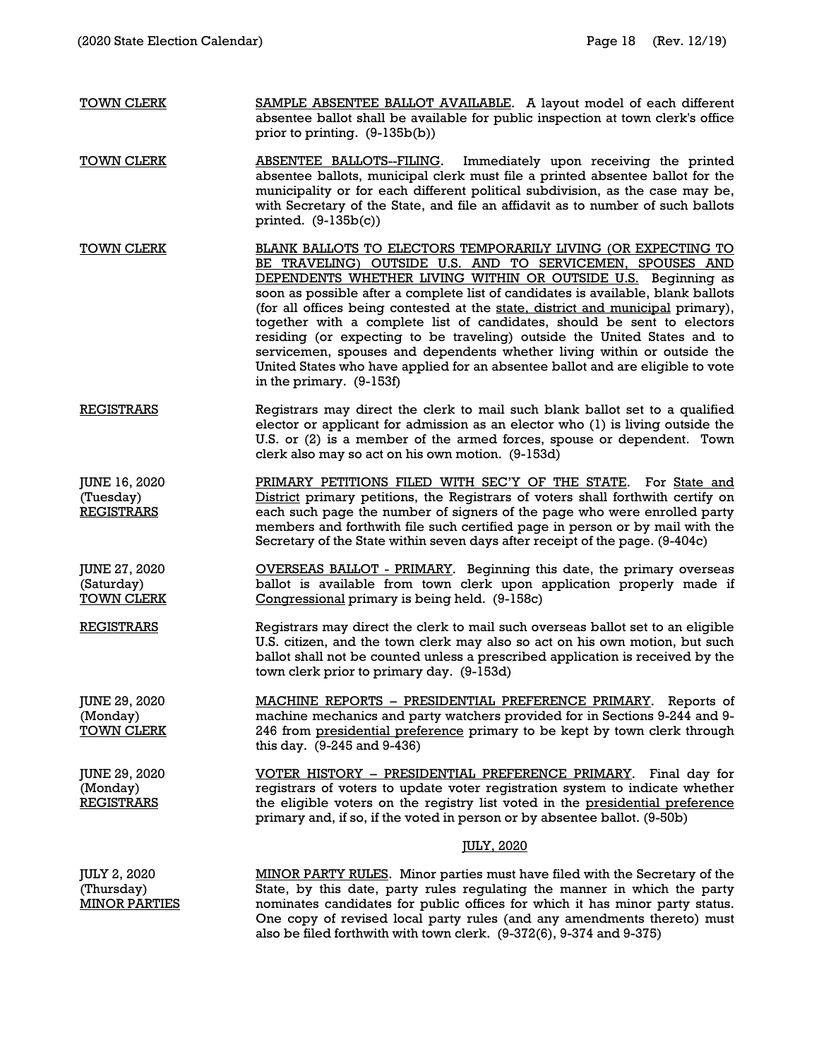**TOWN CLERK**

SAMPLE ABSENTEE BALLOT AVAILABLE. A layout model of each different absentee ballot shall be available for public inspection at town clerk's office prior to printing. (9-135b(b))

**TOWN CLERK**

ABSENTEE BALLOTS--FILING. Immediately upon receiving the printed absentee ballots, municipal clerk must file a printed absentee ballot for the municipality or for each different political subdivision, as the case may be, with Secretary of the State, and file an affidavit as to number of such ballots printed. (9-135b(c))

**TOWN CLERK**

BLANK BALLOTS TO ELECTORS TEMPORARILY LIVING (OR EXPECTING TO BE TRAVELING) OUTSIDE U.S. AND TO SERVICEMEN, SPOUSES AND DEPENDENTS WHETHER LIVING WITHIN OR OUTSIDE U.S. Beginning as soon as possible after a complete list of candidates is available, blank ballots (for all offices being contested at the state, district and municipal primary), together with a complete list of candidates, should be sent to electors residing (or expecting to be traveling) outside the United States and to servicemen, spouses and dependents whether living within or outside the United States who have applied for an absentee ballot and are eligible to vote in the primary. (9-153f)

**REGISTRARS**

Registrars may direct the clerk to mail such blank ballot set to a qualified elector or applicant for admission as an elector who (1) is living outside the U.S. or (2) is a member of the armed forces, spouse or dependent. Town clerk also may so act on his own motion. (9-153d)

**JUNE 16, 2020 (Tuesday) REGISTRARS**

PRIMARY PETITIONS FILED WITH SEC'Y OF THE STATE. For State and District primary petitions, the Registrars of voters shall forthwith certify on each such page the number of signers of the page who were enrolled party members and forthwith file such certified page in person or by mail with the Secretary of the State within seven days after receipt of the page. (9-404c)

**JUNE 27, 2020 (Saturday) TOWN CLERK**

OVERSEAS BALLOT - PRIMARY. Beginning this date, the primary overseas ballot is available from town clerk upon application properly made if Congressional primary is being held. (9-158c)

**REGISTRARS**

Registrars may direct the clerk to mail such overseas ballot set to an eligible U.S. citizen, and the town clerk may also so act on his own motion, but such ballot shall not be counted unless a prescribed application is received by the town clerk prior to primary day. (9-153d)

**JUNE 29, 2020 (Monday) TOWN CLERK**

MACHINE REPORTS – PRESIDENTIAL PREFERENCE PRIMARY. Reports of machine mechanics and party watchers provided for in Sections 9-244 and 9-246 from presidential preference primary to be kept by town clerk through this day. (9-245 and 9-436)

**JUNE 29, 2020 (Monday) REGISTRARS**

VOTER HISTORY – PRESIDENTIAL PREFERENCE PRIMARY. Final day for registrars of voters to update voter registration system to indicate whether the eligible voters on the registry list voted in the presidential preference primary and, if so, if the voted in person or by absentee ballot. (9-50b)

## JULY, 2020

**JULY 2, 2020 (Thursday) MINOR PARTIES**

MINOR PARTY RULES. Minor parties must have filed with the Secretary of the State, by this date, party rules regulating the manner in which the party nominates candidates for public offices for which it has minor party status. One copy of revised local party rules (and any amendments thereto) must also be filed forthwith with town clerk. (9-372(6), 9-374 and 9-375)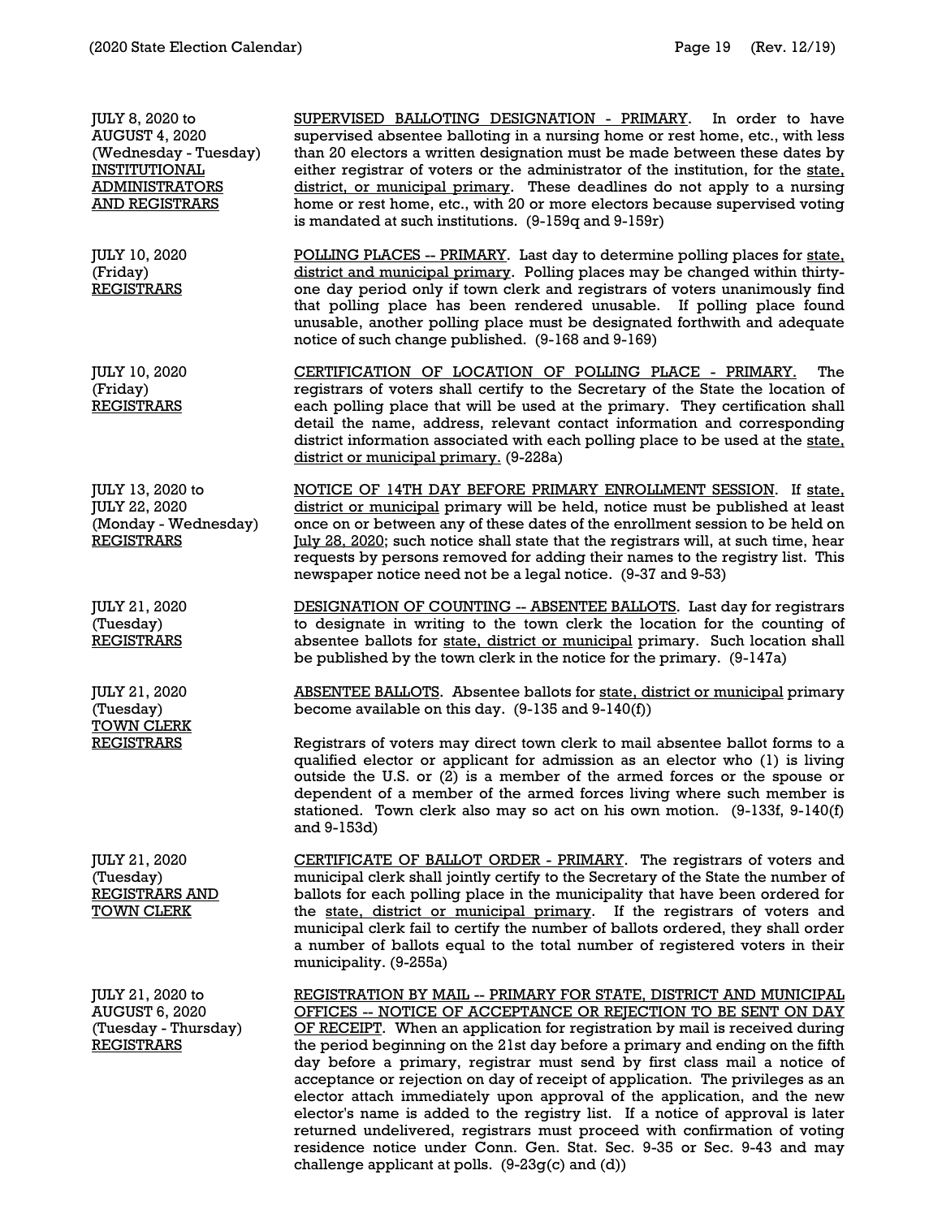JULY 8, 2020 to
AUGUST 4, 2020
(Wednesday - Tuesday)
INSTITUTIONAL ADMINISTRATORS AND REGISTRARS

SUPERVISED BALLOTING DESIGNATION - PRIMARY. In order to have supervised absentee balloting in a nursing home or rest home, etc., with less than 20 electors a written designation must be made between these dates by either registrar of voters or the administrator of the institution, for the state, district, or municipal primary. These deadlines do not apply to a nursing home or rest home, etc., with 20 or more electors because supervised voting is mandated at such institutions. (9-159q and 9-159r)

JULY 10, 2020
(Friday)
REGISTRARS

POLLING PLACES -- PRIMARY. Last day to determine polling places for state, district and municipal primary. Polling places may be changed within thirty-one day period only if town clerk and registrars of voters unanimously find that polling place has been rendered unusable. If polling place found unusable, another polling place must be designated forthwith and adequate notice of such change published. (9-168 and 9-169)

JULY 10, 2020
(Friday)
REGISTRARS

CERTIFICATION OF LOCATION OF POLLING PLACE - PRIMARY. The registrars of voters shall certify to the Secretary of the State the location of each polling place that will be used at the primary. They certification shall detail the name, address, relevant contact information and corresponding district information associated with each polling place to be used at the state, district or municipal primary. (9-228a)

JULY 13, 2020 to
JULY 22, 2020
(Monday - Wednesday)
REGISTRARS

NOTICE OF 14TH DAY BEFORE PRIMARY ENROLLMENT SESSION. If state, district or municipal primary will be held, notice must be published at least once on or between any of these dates of the enrollment session to be held on July 28, 2020; such notice shall state that the registrars will, at such time, hear requests by persons removed for adding their names to the registry list. This newspaper notice need not be a legal notice. (9-37 and 9-53)

JULY 21, 2020
(Tuesday)
REGISTRARS

DESIGNATION OF COUNTING -- ABSENTEE BALLOTS. Last day for registrars to designate in writing to the town clerk the location for the counting of absentee ballots for state, district or municipal primary. Such location shall be published by the town clerk in the notice for the primary. (9-147a)

JULY 21, 2020
(Tuesday)
TOWN CLERK
REGISTRARS

ABSENTEE BALLOTS. Absentee ballots for state, district or municipal primary become available on this day. (9-135 and 9-140(f))

Registrars of voters may direct town clerk to mail absentee ballot forms to a qualified elector or applicant for admission as an elector who (1) is living outside the U.S. or (2) is a member of the armed forces or the spouse or dependent of a member of the armed forces living where such member is stationed. Town clerk also may so act on his own motion. (9-133f, 9-140(f) and 9-153d)

JULY 21, 2020
(Tuesday)
REGISTRARS AND TOWN CLERK

CERTIFICATE OF BALLOT ORDER - PRIMARY. The registrars of voters and municipal clerk shall jointly certify to the Secretary of the State the number of ballots for each polling place in the municipality that have been ordered for the state, district or municipal primary. If the registrars of voters and municipal clerk fail to certify the number of ballots ordered, they shall order a number of ballots equal to the total number of registered voters in their municipality. (9-255a)

JULY 21, 2020 to
AUGUST 6, 2020
(Tuesday - Thursday)
REGISTRARS

REGISTRATION BY MAIL -- PRIMARY FOR STATE, DISTRICT AND MUNICIPAL OFFICES -- NOTICE OF ACCEPTANCE OR REJECTION TO BE SENT ON DAY OF RECEIPT. When an application for registration by mail is received during the period beginning on the 21st day before a primary and ending on the fifth day before a primary, registrar must send by first class mail a notice of acceptance or rejection on day of receipt of application. The privileges as an elector attach immediately upon approval of the application, and the new elector's name is added to the registry list. If a notice of approval is later returned undelivered, registrars must proceed with confirmation of voting residence notice under Conn. Gen. Stat. Sec. 9-35 or Sec. 9-43 and may challenge applicant at polls. (9-23g(c) and (d))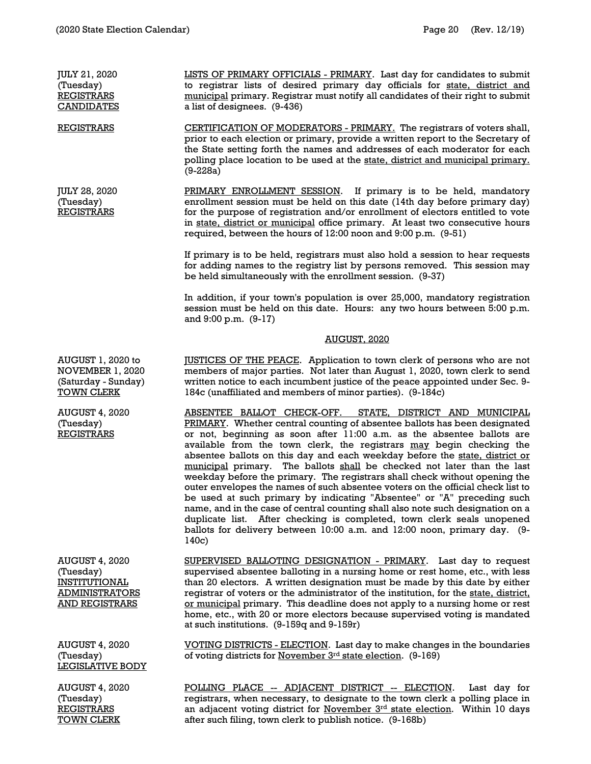| | |
|---|---|
| JULY 21, 2020 (Tuesday) REGISTRARS CANDIDATES | LISTS OF PRIMARY OFFICIALS - PRIMARY. Last day for candidates to submit to registrar lists of desired primary day officials for state, district and municipal primary. Registrar must notify all candidates of their right to submit a list of designees. (9-436) |
| REGISTRARS | CERTIFICATION OF MODERATORS - PRIMARY. The registrars of voters shall, prior to each election or primary, provide a written report to the Secretary of the State setting forth the names and addresses of each moderator for each polling place location to be used at the state, district and municipal primary. (9-228a) |
| JULY 28, 2020 (Tuesday) REGISTRARS | PRIMARY ENROLLMENT SESSION. If primary is to be held, mandatory enrollment session must be held on this date (14th day before primary day) for the purpose of registration and/or enrollment of electors entitled to vote in state, district or municipal office primary. At least two consecutive hours required, between the hours of 12:00 noon and 9:00 p.m. (9-51)<br><br>If primary is to be held, registrars must also hold a session to hear requests for adding names to the registry list by persons removed. This session may be held simultaneously with the enrollment session. (9-37)<br><br>In addition, if your town's population is over 25,000, mandatory registration session must be held on this date. Hours: any two hours between 5:00 p.m. and 9:00 p.m. (9-17) |

## AUGUST, 2020

| | |
|---|---|
| AUGUST 1, 2020 to NOVEMBER 1, 2020 (Saturday - Sunday) TOWN CLERK | JUSTICES OF THE PEACE. Application to town clerk of persons who are not members of major parties. Not later than August 1, 2020, town clerk to send written notice to each incumbent justice of the peace appointed under Sec. 9-184c (unaffiliated and members of minor parties). (9-184c) |
| AUGUST 4, 2020 (Tuesday) REGISTRARS | ABSENTEE BALLOT CHECK-OFF. STATE, DISTRICT AND MUNICIPAL PRIMARY. Whether central counting of absentee ballots has been designated or not, beginning as soon after 11:00 a.m. as the absentee ballots are available from the town clerk, the registrars may begin checking the absentee ballots on this day and each weekday before the state, district or municipal primary. The ballots shall be checked not later than the last weekday before the primary. The registrars shall check without opening the outer envelopes the names of such absentee voters on the official check list to be used at such primary by indicating "Absentee" or "A" preceding such name, and in the case of central counting shall also note such designation on a duplicate list. After checking is completed, town clerk seals unopened ballots for delivery between 10:00 a.m. and 12:00 noon, primary day. (9-140c) |
| AUGUST 4, 2020 (Tuesday) INSTITUTIONAL ADMINISTRATORS AND REGISTRARS | SUPERVISED BALLOTING DESIGNATION - PRIMARY. Last day to request supervised absentee balloting in a nursing home or rest home, etc., with less than 20 electors. A written designation must be made by this date by either registrar of voters or the administrator of the institution, for the state, district, or municipal primary. This deadline does not apply to a nursing home or rest home, etc., with 20 or more electors because supervised voting is mandated at such institutions. (9-159q and 9-159r) |
| AUGUST 4, 2020 (Tuesday) LEGISLATIVE BODY | VOTING DISTRICTS - ELECTION. Last day to make changes in the boundaries of voting districts for November 3rd state election. (9-169) |
| AUGUST 4, 2020 (Tuesday) REGISTRARS TOWN CLERK | POLLING PLACE -- ADJACENT DISTRICT -- ELECTION. Last day for registrars, when necessary, to designate to the town clerk a polling place in an adjacent voting district for November 3rd state election. Within 10 days after such filing, town clerk to publish notice. (9-168b) |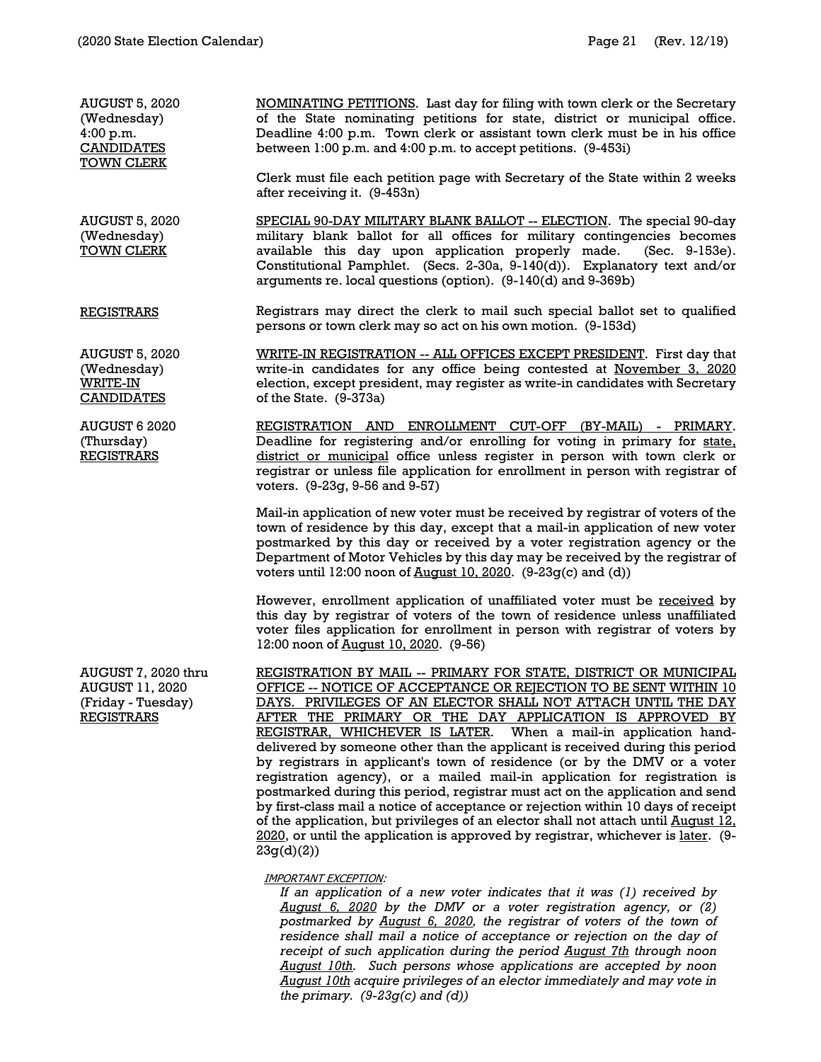AUGUST 5, 2020
(Wednesday)
4:00 p.m.
<u>CANDIDATES</u>
<u>TOWN CLERK</u>

<u>NOMINATING PETITIONS</u>. Last day for filing with town clerk or the Secretary of the State nominating petitions for state, district or municipal office. Deadline 4:00 p.m. Town clerk or assistant town clerk must be in his office between 1:00 p.m. and 4:00 p.m. to accept petitions. (9-453i)

Clerk must file each petition page with Secretary of the State within 2 weeks after receiving it. (9-453n)

AUGUST 5, 2020
(Wednesday)
<u>TOWN CLERK</u>

<u>SPECIAL 90-DAY MILITARY BLANK BALLOT -- ELECTION</u>. The special 90-day military blank ballot for all offices for military contingencies becomes available this day upon application properly made. (Sec. 9-153e). Constitutional Pamphlet. (Secs. 2-30a, 9-140(d)). Explanatory text and/or arguments re. local questions (option). (9-140(d) and 9-369b)

<u>REGISTRARS</u>

Registrars may direct the clerk to mail such special ballot set to qualified persons or town clerk may so act on his own motion. (9-153d)

AUGUST 5, 2020
(Wednesday)
<u>WRITE-IN</u>
<u>CANDIDATES</u>

<u>WRITE-IN REGISTRATION -- ALL OFFICES EXCEPT PRESIDENT</u>. First day that write-in candidates for any office being contested at <u>November 3, 2020</u> election, except president, may register as write-in candidates with Secretary of the State. (9-373a)

AUGUST 6 2020
(Thursday)
<u>REGISTRARS</u>

<u>REGISTRATION AND ENROLLMENT CUT-OFF (BY-MAIL) - PRIMARY</u>. Deadline for registering and/or enrolling for voting in primary for <u>state, district or municipal</u> office unless register in person with town clerk or registrar or unless file application for enrollment in person with registrar of voters. (9-23g, 9-56 and 9-57)

Mail-in application of new voter must be received by registrar of voters of the town of residence by this day, except that a mail-in application of new voter postmarked by this day or received by a voter registration agency or the Department of Motor Vehicles by this day may be received by the registrar of voters until 12:00 noon of <u>August 10, 2020</u>. (9-23g(c) and (d))

However, enrollment application of unaffiliated voter must be <u>received</u> by this day by registrar of voters of the town of residence unless unaffiliated voter files application for enrollment in person with registrar of voters by 12:00 noon of <u>August 10, 2020</u>. (9-56)

AUGUST 7, 2020 thru
AUGUST 11, 2020
(Friday - Tuesday)
<u>REGISTRARS</u>

<u>REGISTRATION BY MAIL -- PRIMARY FOR STATE, DISTRICT OR MUNICIPAL OFFICE -- NOTICE OF ACCEPTANCE OR REJECTION TO BE SENT WITHIN 10 DAYS. PRIVILEGES OF AN ELECTOR SHALL NOT ATTACH UNTIL THE DAY AFTER THE PRIMARY OR THE DAY APPLICATION IS APPROVED BY REGISTRAR, WHICHEVER IS LATER</u>. When a mail-in application hand-delivered by someone other than the applicant is received during this period by registrars in applicant's town of residence (or by the DMV or a voter registration agency), or a mailed mail-in application for registration is postmarked during this period, registrar must act on the application and send by first-class mail a notice of acceptance or rejection within 10 days of receipt of the application, but privileges of an elector shall not attach until <u>August 12, 2020</u>, or until the application is approved by registrar, whichever is <u>later</u>. (9-23g(d)(2))

<u>*IMPORTANT EXCEPTION:*</u>

*If an application of a new voter indicates that it was (1) received by <u>August 6, 2020</u> by the DMV or a voter registration agency, or (2) postmarked by <u>August 6, 2020</u>, the registrar of voters of the town of residence shall mail a notice of acceptance or rejection on the day of receipt of such application during the period <u>August 7th</u> through noon <u>August 10th</u>. Such persons whose applications are accepted by noon <u>August 10th</u> acquire privileges of an elector immediately and may vote in the primary. (9-23g(c) and (d))*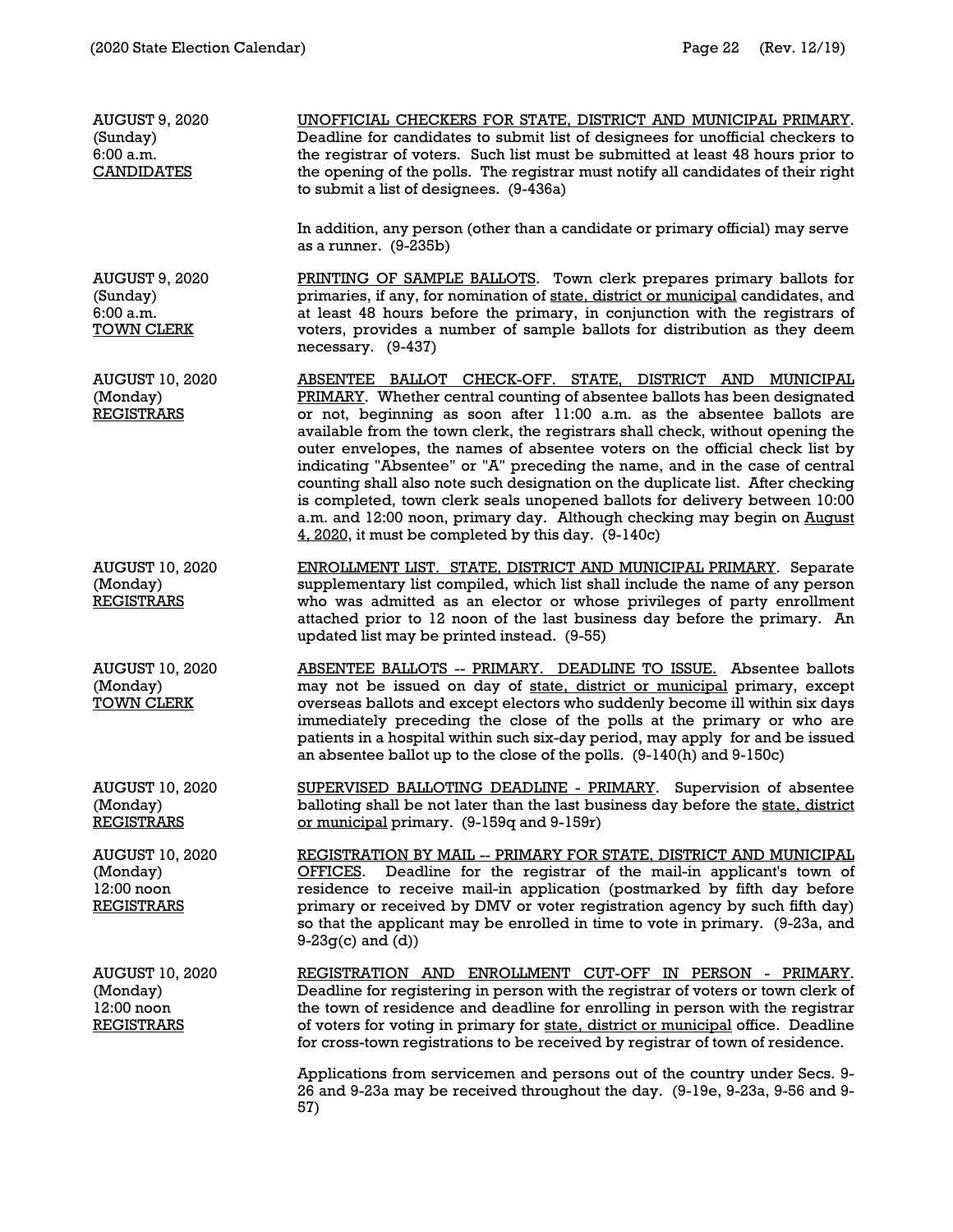| | |
|---|---|
| AUGUST 9, 2020<br>(Sunday)<br>6:00 a.m.<br><u>CANDIDATES</u> | <u>UNOFFICIAL CHECKERS FOR STATE, DISTRICT AND MUNICIPAL PRIMARY</u>. Deadline for candidates to submit list of designees for unofficial checkers to the registrar of voters. Such list must be submitted at least 48 hours prior to the opening of the polls. The registrar must notify all candidates of their right to submit a list of designees. (9-436a)<br><br>In addition, any person (other than a candidate or primary official) may serve as a runner. (9-235b) |
| AUGUST 9, 2020<br>(Sunday)<br>6:00 a.m.<br><u>TOWN CLERK</u> | <u>PRINTING OF SAMPLE BALLOTS</u>. Town clerk prepares primary ballots for primaries, if any, for nomination of <u>state, district or municipal</u> candidates, and at least 48 hours before the primary, in conjunction with the registrars of voters, provides a number of sample ballots for distribution as they deem necessary. (9-437) |
| AUGUST 10, 2020<br>(Monday)<br><u>REGISTRARS</u> | <u>ABSENTEE BALLOT CHECK-OFF. STATE, DISTRICT AND MUNICIPAL PRIMARY</u>. Whether central counting of absentee ballots has been designated or not, beginning as soon after 11:00 a.m. as the absentee ballots are available from the town clerk, the registrars shall check, without opening the outer envelopes, the names of absentee voters on the official check list by indicating "Absentee" or "A" preceding the name, and in the case of central counting shall also note such designation on the duplicate list. After checking is completed, town clerk seals unopened ballots for delivery between 10:00 a.m. and 12:00 noon, primary day. Although checking may begin on <u>August 4, 2020</u>, it must be completed by this day. (9-140c) |
| AUGUST 10, 2020<br>(Monday)<br><u>REGISTRARS</u> | <u>ENROLLMENT LIST. STATE, DISTRICT AND MUNICIPAL PRIMARY</u>. Separate supplementary list compiled, which list shall include the name of any person who was admitted as an elector or whose privileges of party enrollment attached prior to 12 noon of the last business day before the primary. An updated list may be printed instead. (9-55) |
| AUGUST 10, 2020<br>(Monday)<br><u>TOWN CLERK</u> | <u>ABSENTEE BALLOTS -- PRIMARY. DEADLINE TO ISSUE.</u> Absentee ballots may not be issued on day of <u>state, district or municipal</u> primary, except overseas ballots and except electors who suddenly become ill within six days immediately preceding the close of the polls at the primary or who are patients in a hospital within such six-day period, may apply for and be issued an absentee ballot up to the close of the polls. (9-140(h) and 9-150c) |
| AUGUST 10, 2020<br>(Monday)<br><u>REGISTRARS</u> | <u>SUPERVISED BALLOTING DEADLINE - PRIMARY</u>. Supervision of absentee balloting shall be not later than the last business day before the <u>state, district or municipal</u> primary. (9-159q and 9-159r) |
| AUGUST 10, 2020<br>(Monday)<br>12:00 noon<br><u>REGISTRARS</u> | <u>REGISTRATION BY MAIL -- PRIMARY FOR STATE, DISTRICT AND MUNICIPAL OFFICES</u>. Deadline for the registrar of the mail-in applicant's town of residence to receive mail-in application (postmarked by fifth day before primary or received by DMV or voter registration agency by such fifth day) so that the applicant may be enrolled in time to vote in primary. (9-23a, and 9-23g(c) and (d)) |
| AUGUST 10, 2020<br>(Monday)<br>12:00 noon<br><u>REGISTRARS</u> | <u>REGISTRATION AND ENROLLMENT CUT-OFF IN PERSON - PRIMARY</u>. Deadline for registering in person with the registrar of voters or town clerk of the town of residence and deadline for enrolling in person with the registrar of voters for voting in primary for <u>state, district or municipal</u> office. Deadline for cross-town registrations to be received by registrar of town of residence.<br><br>Applications from servicemen and persons out of the country under Secs. 9-26 and 9-23a may be received throughout the day. (9-19e, 9-23a, 9-56 and 9-57) |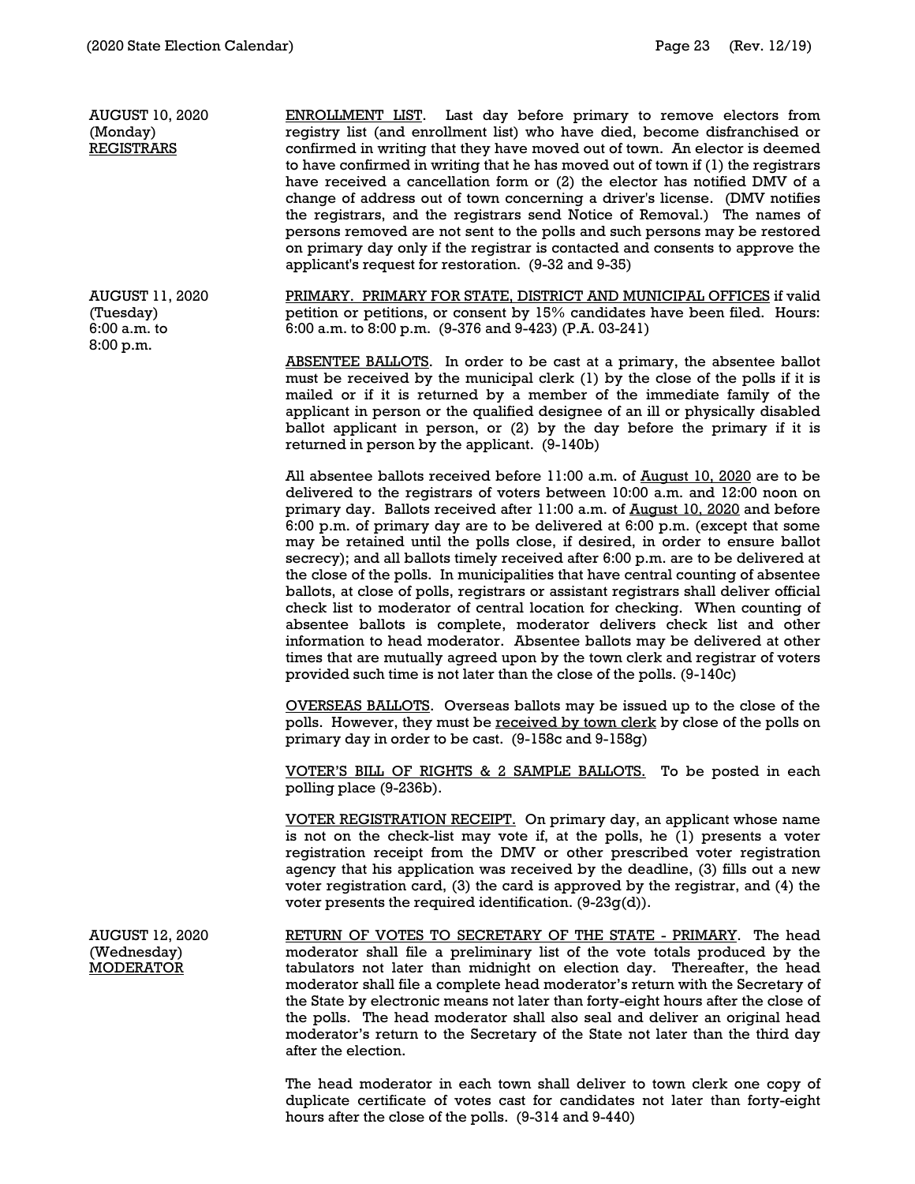**AUGUST 10, 2020**
(Monday)
<u>REGISTRARS</u>

<u>ENROLLMENT LIST</u>. Last day before primary to remove electors from registry list (and enrollment list) who have died, become disfranchised or confirmed in writing that they have moved out of town. An elector is deemed to have confirmed in writing that he has moved out of town if (1) the registrars have received a cancellation form or (2) the elector has notified DMV of a change of address out of town concerning a driver's license. (DMV notifies the registrars, and the registrars send Notice of Removal.) The names of persons removed are not sent to the polls and such persons may be restored on primary day only if the registrar is contacted and consents to approve the applicant's request for restoration. (9-32 and 9-35)

**AUGUST 11, 2020**
(Tuesday)
6:00 a.m. to
8:00 p.m.

<u>PRIMARY. PRIMARY FOR STATE, DISTRICT AND MUNICIPAL OFFICES</u> if valid petition or petitions, or consent by 15% candidates have been filed. Hours: 6:00 a.m. to 8:00 p.m. (9-376 and 9-423) (P.A. 03-241)

<u>ABSENTEE BALLOTS</u>. In order to be cast at a primary, the absentee ballot must be received by the municipal clerk (1) by the close of the polls if it is mailed or if it is returned by a member of the immediate family of the applicant in person or the qualified designee of an ill or physically disabled ballot applicant in person, or (2) by the day before the primary if it is returned in person by the applicant. (9-140b)

All absentee ballots received before 11:00 a.m. of <u>August 10, 2020</u> are to be delivered to the registrars of voters between 10:00 a.m. and 12:00 noon on primary day. Ballots received after 11:00 a.m. of <u>August 10, 2020</u> and before 6:00 p.m. of primary day are to be delivered at 6:00 p.m. (except that some may be retained until the polls close, if desired, in order to ensure ballot secrecy); and all ballots timely received after 6:00 p.m. are to be delivered at the close of the polls. In municipalities that have central counting of absentee ballots, at close of polls, registrars or assistant registrars shall deliver official check list to moderator of central location for checking. When counting of absentee ballots is complete, moderator delivers check list and other information to head moderator. Absentee ballots may be delivered at other times that are mutually agreed upon by the town clerk and registrar of voters provided such time is not later than the close of the polls. (9-140c)

<u>OVERSEAS BALLOTS</u>. Overseas ballots may be issued up to the close of the polls. However, they must be <u>received by town clerk</u> by close of the polls on primary day in order to be cast. (9-158c and 9-158g)

<u>VOTER'S BILL OF RIGHTS & 2 SAMPLE BALLOTS.</u> To be posted in each polling place (9-236b).

<u>VOTER REGISTRATION RECEIPT.</u> On primary day, an applicant whose name is not on the check-list may vote if, at the polls, he (1) presents a voter registration receipt from the DMV or other prescribed voter registration agency that his application was received by the deadline, (3) fills out a new voter registration card, (3) the card is approved by the registrar, and (4) the voter presents the required identification. (9-23g(d)).

**AUGUST 12, 2020**
(Wednesday)
<u>MODERATOR</u>

<u>RETURN OF VOTES TO SECRETARY OF THE STATE - PRIMARY</u>. The head moderator shall file a preliminary list of the vote totals produced by the tabulators not later than midnight on election day. Thereafter, the head moderator shall file a complete head moderator's return with the Secretary of the State by electronic means not later than forty-eight hours after the close of the polls. The head moderator shall also seal and deliver an original head moderator's return to the Secretary of the State not later than the third day after the election.

The head moderator in each town shall deliver to town clerk one copy of duplicate certificate of votes cast for candidates not later than forty-eight hours after the close of the polls. (9-314 and 9-440)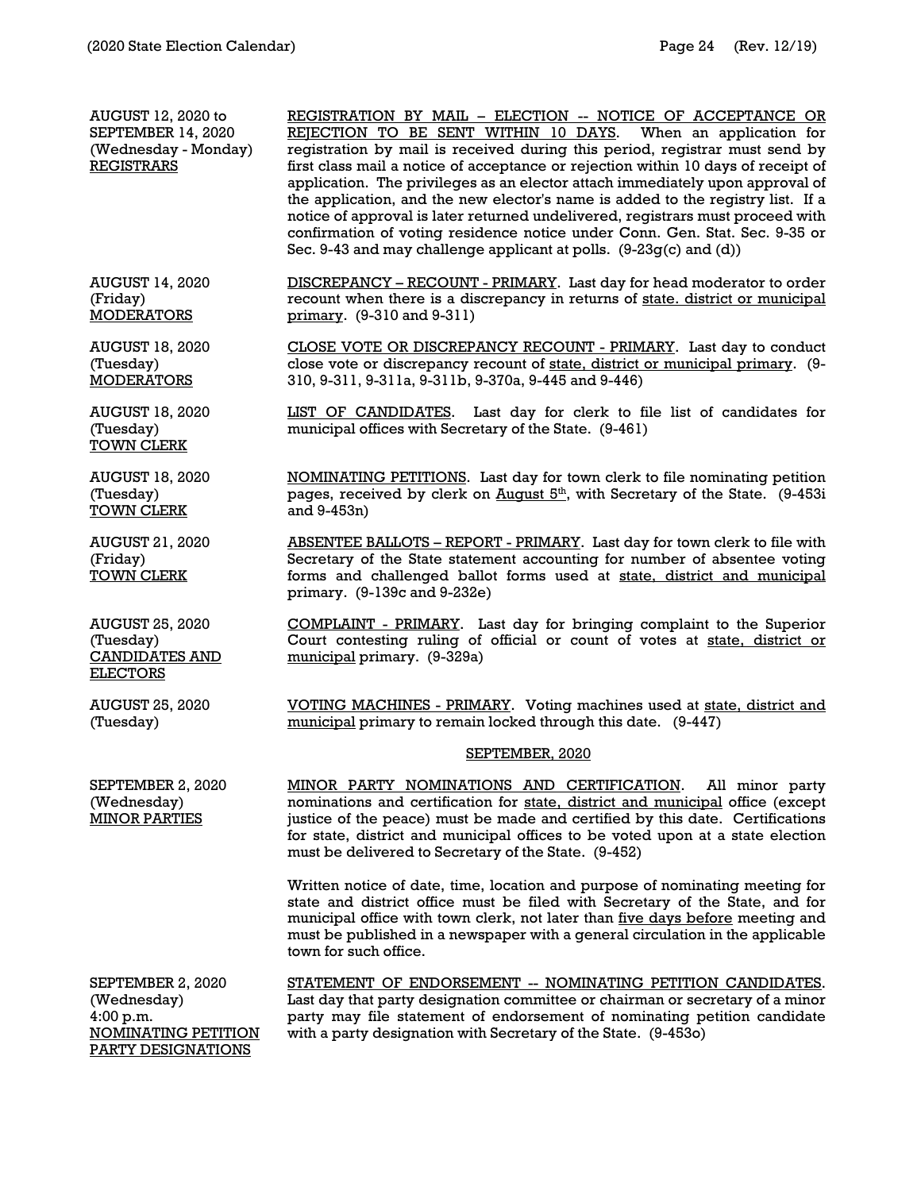| | |
|---|---|
| AUGUST 12, 2020 to SEPTEMBER 14, 2020 (Wednesday - Monday) REGISTRARS | REGISTRATION BY MAIL – ELECTION -- NOTICE OF ACCEPTANCE OR REJECTION TO BE SENT WITHIN 10 DAYS. When an application for registration by mail is received during this period, registrar must send by first class mail a notice of acceptance or rejection within 10 days of receipt of application. The privileges as an elector attach immediately upon approval of the application, and the new elector's name is added to the registry list. If a notice of approval is later returned undelivered, registrars must proceed with confirmation of voting residence notice under Conn. Gen. Stat. Sec. 9-35 or Sec. 9-43 and may challenge applicant at polls. (9-23g(c) and (d)) |
| AUGUST 14, 2020 (Friday) MODERATORS | DISCREPANCY – RECOUNT - PRIMARY. Last day for head moderator to order recount when there is a discrepancy in returns of state. district or municipal primary. (9-310 and 9-311) |
| AUGUST 18, 2020 (Tuesday) MODERATORS | CLOSE VOTE OR DISCREPANCY RECOUNT - PRIMARY. Last day to conduct close vote or discrepancy recount of state, district or municipal primary. (9-310, 9-311, 9-311a, 9-311b, 9-370a, 9-445 and 9-446) |
| AUGUST 18, 2020 (Tuesday) TOWN CLERK | LIST OF CANDIDATES. Last day for clerk to file list of candidates for municipal offices with Secretary of the State. (9-461) |
| AUGUST 18, 2020 (Tuesday) TOWN CLERK | NOMINATING PETITIONS. Last day for town clerk to file nominating petition pages, received by clerk on August 5th, with Secretary of the State. (9-453i and 9-453n) |
| AUGUST 21, 2020 (Friday) TOWN CLERK | ABSENTEE BALLOTS – REPORT - PRIMARY. Last day for town clerk to file with Secretary of the State statement accounting for number of absentee voting forms and challenged ballot forms used at state, district and municipal primary. (9-139c and 9-232e) |
| AUGUST 25, 2020 (Tuesday) CANDIDATES AND ELECTORS | COMPLAINT - PRIMARY. Last day for bringing complaint to the Superior Court contesting ruling of official or count of votes at state, district or municipal primary. (9-329a) |
| AUGUST 25, 2020 (Tuesday) | VOTING MACHINES - PRIMARY. Voting machines used at state, district and municipal primary to remain locked through this date. (9-447) |

## SEPTEMBER, 2020

| | |
|---|---|
| SEPTEMBER 2, 2020 (Wednesday) MINOR PARTIES | MINOR PARTY NOMINATIONS AND CERTIFICATION. All minor party nominations and certification for state, district and municipal office (except justice of the peace) must be made and certified by this date. Certifications for state, district and municipal offices to be voted upon at a state election must be delivered to Secretary of the State. (9-452)<br><br>Written notice of date, time, location and purpose of nominating meeting for state and district office must be filed with Secretary of the State, and for municipal office with town clerk, not later than five days before meeting and must be published in a newspaper with a general circulation in the applicable town for such office. |
| SEPTEMBER 2, 2020 (Wednesday) 4:00 p.m. NOMINATING PETITION PARTY DESIGNATIONS | STATEMENT OF ENDORSEMENT -- NOMINATING PETITION CANDIDATES. Last day that party designation committee or chairman or secretary of a minor party may file statement of endorsement of nominating petition candidate with a party designation with Secretary of the State. (9-453o) |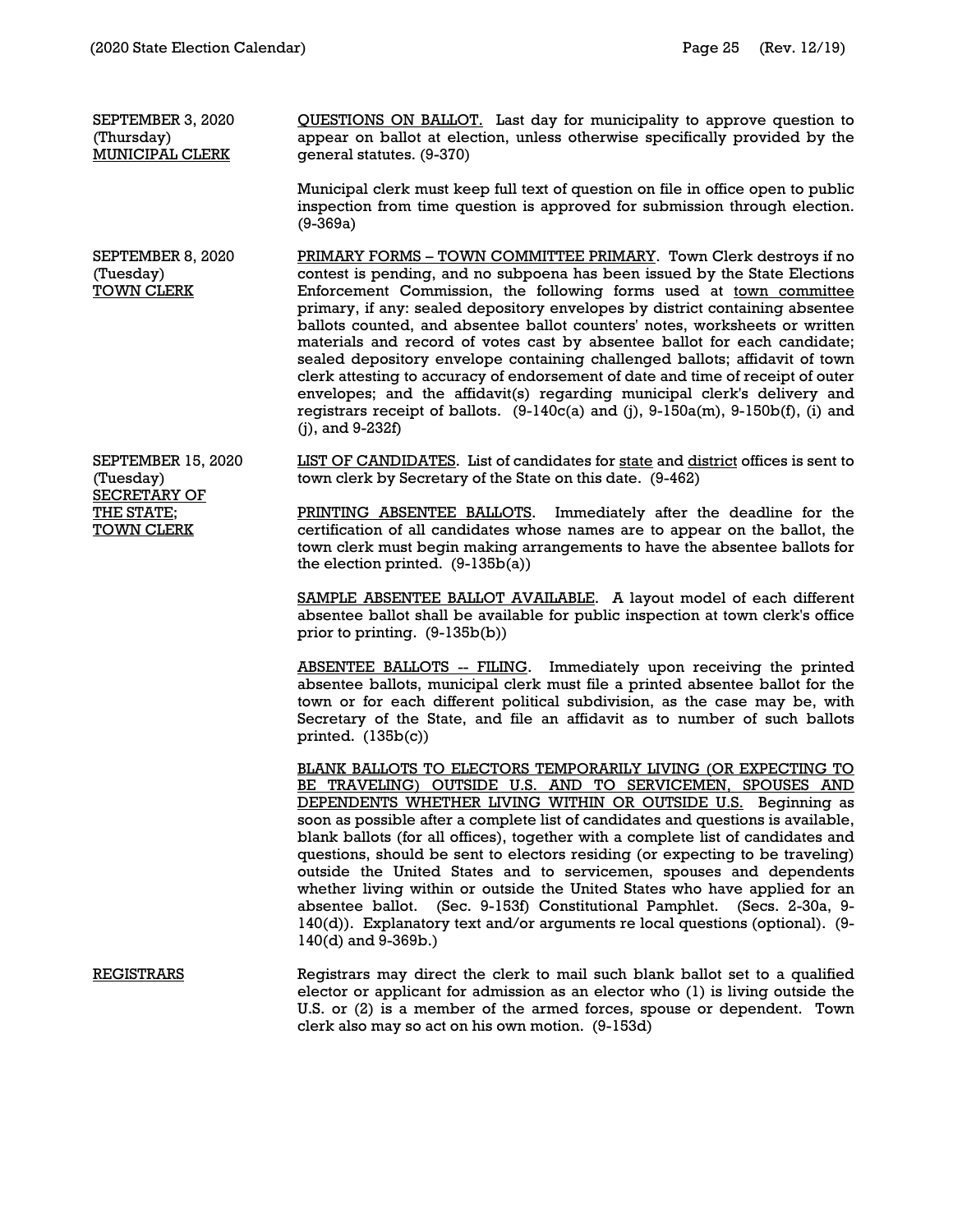**SEPTEMBER 3, 2020**
(Thursday)
MUNICIPAL CLERK

QUESTIONS ON BALLOT. Last day for municipality to approve question to appear on ballot at election, unless otherwise specifically provided by the general statutes. (9-370)

Municipal clerk must keep full text of question on file in office open to public inspection from time question is approved for submission through election. (9-369a)

**SEPTEMBER 8, 2020**
(Tuesday)
TOWN CLERK

PRIMARY FORMS – TOWN COMMITTEE PRIMARY. Town Clerk destroys if no contest is pending, and no subpoena has been issued by the State Elections Enforcement Commission, the following forms used at town committee primary, if any: sealed depository envelopes by district containing absentee ballots counted, and absentee ballot counters' notes, worksheets or written materials and record of votes cast by absentee ballot for each candidate; sealed depository envelope containing challenged ballots; affidavit of town clerk attesting to accuracy of endorsement of date and time of receipt of outer envelopes; and the affidavit(s) regarding municipal clerk's delivery and registrars receipt of ballots. (9-140c(a) and (j), 9-150a(m), 9-150b(f), (i) and (j), and 9-232f)

**SEPTEMBER 15, 2020**
(Tuesday)
SECRETARY OF THE STATE;
TOWN CLERK

LIST OF CANDIDATES. List of candidates for state and district offices is sent to town clerk by Secretary of the State on this date. (9-462)

PRINTING ABSENTEE BALLOTS. Immediately after the deadline for the certification of all candidates whose names are to appear on the ballot, the town clerk must begin making arrangements to have the absentee ballots for the election printed. (9-135b(a))

SAMPLE ABSENTEE BALLOT AVAILABLE. A layout model of each different absentee ballot shall be available for public inspection at town clerk's office prior to printing. (9-135b(b))

ABSENTEE BALLOTS -- FILING. Immediately upon receiving the printed absentee ballots, municipal clerk must file a printed absentee ballot for the town or for each different political subdivision, as the case may be, with Secretary of the State, and file an affidavit as to number of such ballots printed. (135b(c))

BLANK BALLOTS TO ELECTORS TEMPORARILY LIVING (OR EXPECTING TO BE TRAVELING) OUTSIDE U.S. AND TO SERVICEMEN, SPOUSES AND DEPENDENTS WHETHER LIVING WITHIN OR OUTSIDE U.S. Beginning as soon as possible after a complete list of candidates and questions is available, blank ballots (for all offices), together with a complete list of candidates and questions, should be sent to electors residing (or expecting to be traveling) outside the United States and to servicemen, spouses and dependents whether living within or outside the United States who have applied for an absentee ballot. (Sec. 9-153f) Constitutional Pamphlet. (Secs. 2-30a, 9-140(d)). Explanatory text and/or arguments re local questions (optional). (9-140(d) and 9-369b.)

REGISTRARS

Registrars may direct the clerk to mail such blank ballot set to a qualified elector or applicant for admission as an elector who (1) is living outside the U.S. or (2) is a member of the armed forces, spouse or dependent. Town clerk also may so act on his own motion. (9-153d)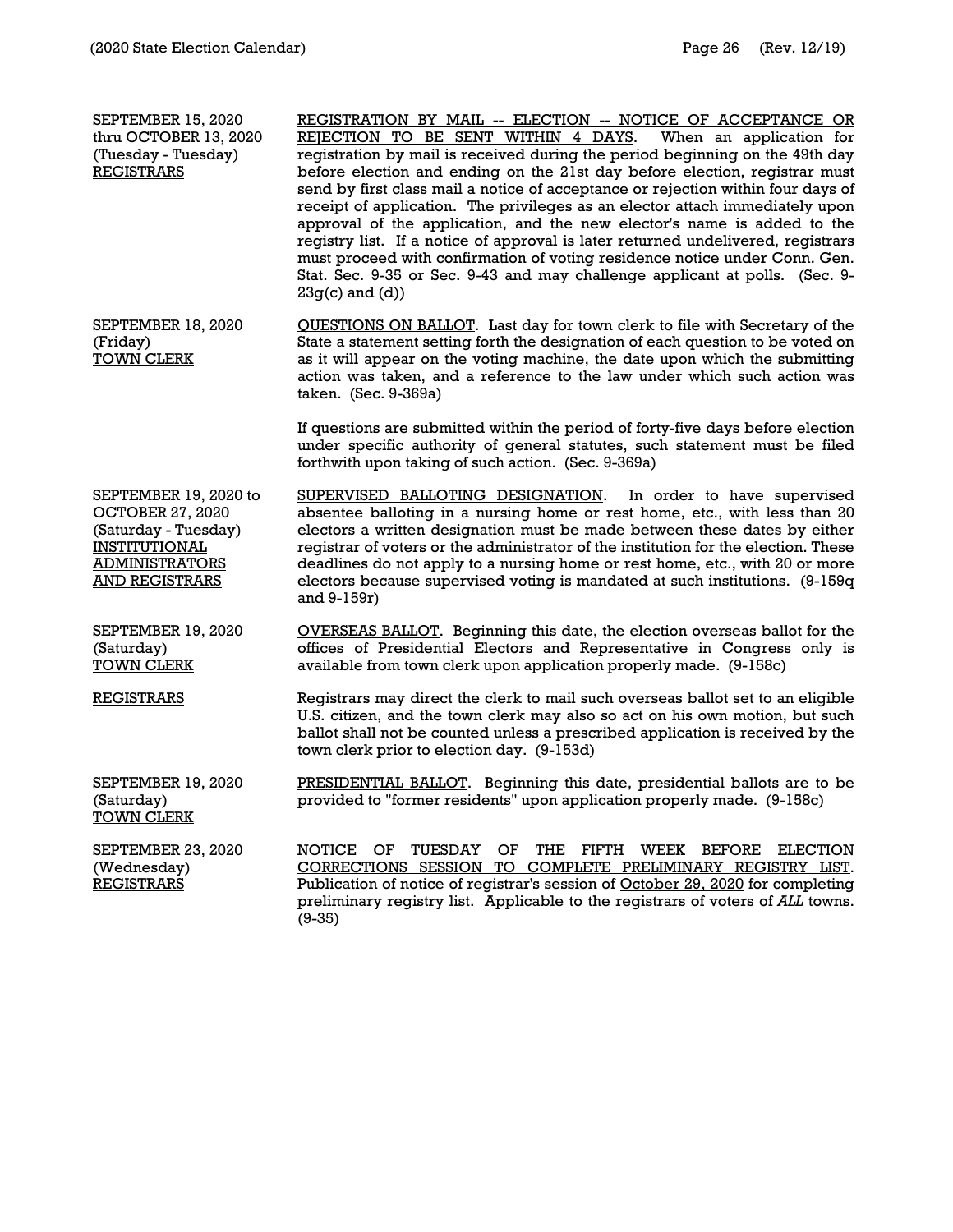**SEPTEMBER 15, 2020 thru OCTOBER 13, 2020 (Tuesday - Tuesday) REGISTRARS**

REGISTRATION BY MAIL -- ELECTION -- NOTICE OF ACCEPTANCE OR REJECTION TO BE SENT WITHIN 4 DAYS. When an application for registration by mail is received during the period beginning on the 49th day before election and ending on the 21st day before election, registrar must send by first class mail a notice of acceptance or rejection within four days of receipt of application. The privileges as an elector attach immediately upon approval of the application, and the new elector's name is added to the registry list. If a notice of approval is later returned undelivered, registrars must proceed with confirmation of voting residence notice under Conn. Gen. Stat. Sec. 9-35 or Sec. 9-43 and may challenge applicant at polls. (Sec. 9-23g(c) and (d))

**SEPTEMBER 18, 2020 (Friday) TOWN CLERK**

QUESTIONS ON BALLOT. Last day for town clerk to file with Secretary of the State a statement setting forth the designation of each question to be voted on as it will appear on the voting machine, the date upon which the submitting action was taken, and a reference to the law under which such action was taken. (Sec. 9-369a)

If questions are submitted within the period of forty-five days before election under specific authority of general statutes, such statement must be filed forthwith upon taking of such action. (Sec. 9-369a)

**SEPTEMBER 19, 2020 to OCTOBER 27, 2020 (Saturday - Tuesday) INSTITUTIONAL ADMINISTRATORS AND REGISTRARS**

SUPERVISED BALLOTING DESIGNATION. In order to have supervised absentee balloting in a nursing home or rest home, etc., with less than 20 electors a written designation must be made between these dates by either registrar of voters or the administrator of the institution for the election. These deadlines do not apply to a nursing home or rest home, etc., with 20 or more electors because supervised voting is mandated at such institutions. (9-159q and 9-159r)

**SEPTEMBER 19, 2020 (Saturday) TOWN CLERK**

OVERSEAS BALLOT. Beginning this date, the election overseas ballot for the offices of Presidential Electors and Representative in Congress only is available from town clerk upon application properly made. (9-158c)

**REGISTRARS**

Registrars may direct the clerk to mail such overseas ballot set to an eligible U.S. citizen, and the town clerk may also so act on his own motion, but such ballot shall not be counted unless a prescribed application is received by the town clerk prior to election day. (9-153d)

**SEPTEMBER 19, 2020 (Saturday) TOWN CLERK**

PRESIDENTIAL BALLOT. Beginning this date, presidential ballots are to be provided to "former residents" upon application properly made. (9-158c)

**SEPTEMBER 23, 2020 (Wednesday) REGISTRARS**

NOTICE OF TUESDAY OF THE FIFTH WEEK BEFORE ELECTION CORRECTIONS SESSION TO COMPLETE PRELIMINARY REGISTRY LIST. Publication of notice of registrar's session of October 29, 2020 for completing preliminary registry list. Applicable to the registrars of voters of *ALL* towns. (9-35)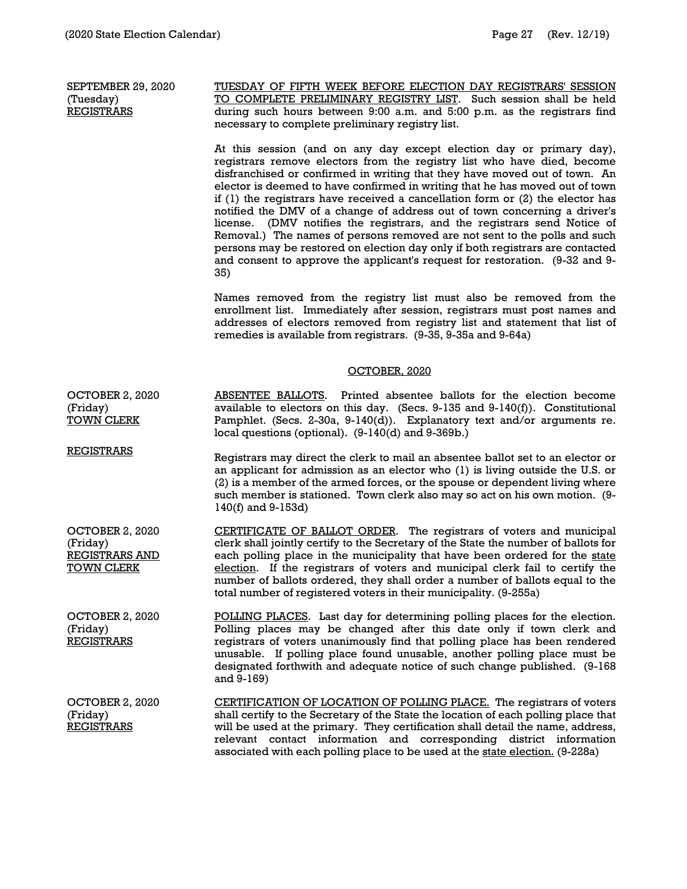**SEPTEMBER 29, 2020**
(Tuesday)
REGISTRARS

TUESDAY OF FIFTH WEEK BEFORE ELECTION DAY REGISTRARS' SESSION TO COMPLETE PRELIMINARY REGISTRY LIST. Such session shall be held during such hours between 9:00 a.m. and 5:00 p.m. as the registrars find necessary to complete preliminary registry list.

At this session (and on any day except election day or primary day), registrars remove electors from the registry list who have died, become disfranchised or confirmed in writing that they have moved out of town. An elector is deemed to have confirmed in writing that he has moved out of town if (1) the registrars have received a cancellation form or (2) the elector has notified the DMV of a change of address out of town concerning a driver's license. (DMV notifies the registrars, and the registrars send Notice of Removal.) The names of persons removed are not sent to the polls and such persons may be restored on election day only if both registrars are contacted and consent to approve the applicant's request for restoration. (9-32 and 9-35)

Names removed from the registry list must also be removed from the enrollment list. Immediately after session, registrars must post names and addresses of electors removed from registry list and statement that list of remedies is available from registrars. (9-35, 9-35a and 9-64a)

## OCTOBER, 2020

**OCTOBER 2, 2020**
(Friday)
TOWN CLERK

ABSENTEE BALLOTS. Printed absentee ballots for the election become available to electors on this day. (Secs. 9-135 and 9-140(f)). Constitutional Pamphlet. (Secs. 2-30a, 9-140(d)). Explanatory text and/or arguments re. local questions (optional). (9-140(d) and 9-369b.)

REGISTRARS

Registrars may direct the clerk to mail an absentee ballot set to an elector or an applicant for admission as an elector who (1) is living outside the U.S. or (2) is a member of the armed forces, or the spouse or dependent living where such member is stationed. Town clerk also may so act on his own motion. (9-140(f) and 9-153d)

**OCTOBER 2, 2020**
(Friday)
REGISTRARS AND TOWN CLERK

CERTIFICATE OF BALLOT ORDER. The registrars of voters and municipal clerk shall jointly certify to the Secretary of the State the number of ballots for each polling place in the municipality that have been ordered for the state election. If the registrars of voters and municipal clerk fail to certify the number of ballots ordered, they shall order a number of ballots equal to the total number of registered voters in their municipality. (9-255a)

**OCTOBER 2, 2020**
(Friday)
REGISTRARS

POLLING PLACES. Last day for determining polling places for the election. Polling places may be changed after this date only if town clerk and registrars of voters unanimously find that polling place has been rendered unusable. If polling place found unusable, another polling place must be designated forthwith and adequate notice of such change published. (9-168 and 9-169)

**OCTOBER 2, 2020**
(Friday)
REGISTRARS

CERTIFICATION OF LOCATION OF POLLING PLACE. The registrars of voters shall certify to the Secretary of the State the location of each polling place that will be used at the primary. They certification shall detail the name, address, relevant contact information and corresponding district information associated with each polling place to be used at the state election. (9-228a)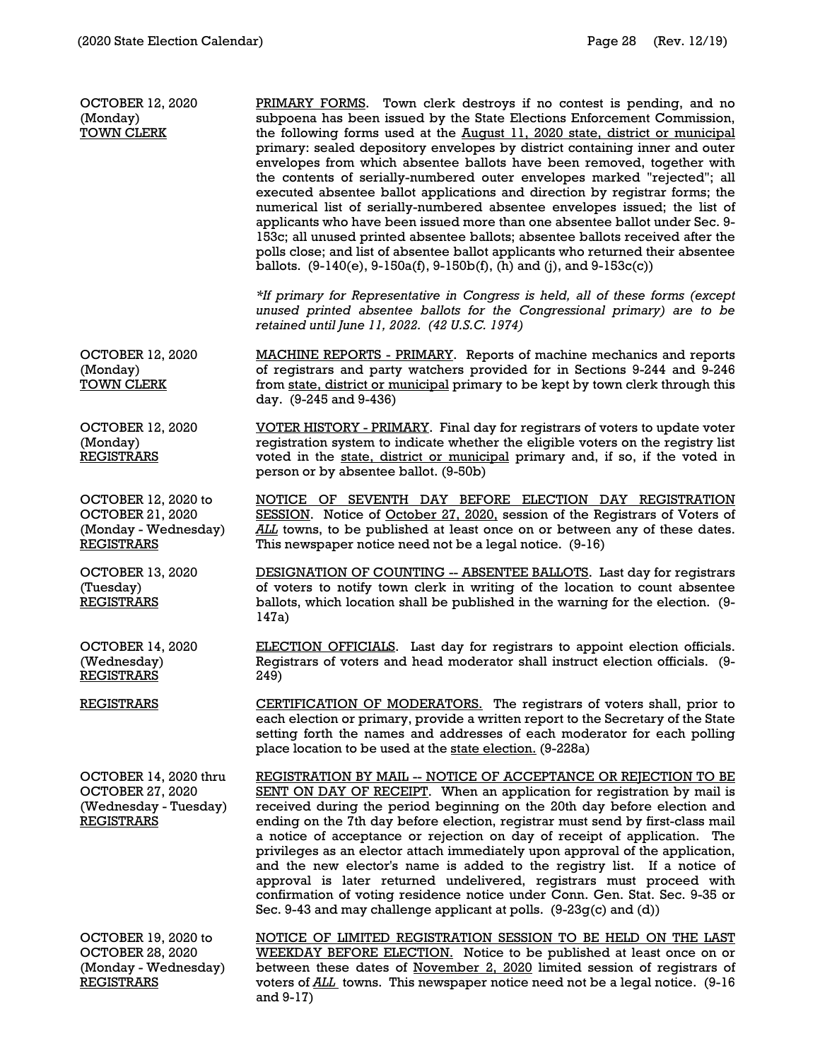OCTOBER 12, 2020
(Monday)
<u>TOWN CLERK</u>

<u>PRIMARY FORMS</u>. Town clerk destroys if no contest is pending, and no subpoena has been issued by the State Elections Enforcement Commission, the following forms used at the <u>August 11, 2020 state, district or municipal</u> primary: sealed depository envelopes by district containing inner and outer envelopes from which absentee ballots have been removed, together with the contents of serially-numbered outer envelopes marked "rejected"; all executed absentee ballot applications and direction by registrar forms; the numerical list of serially-numbered absentee envelopes issued; the list of applicants who have been issued more than one absentee ballot under Sec. 9-153c; all unused printed absentee ballots; absentee ballots received after the polls close; and list of absentee ballot applicants who returned their absentee ballots. (9-140(e), 9-150a(f), 9-150b(f), (h) and (j), and 9-153c(c))

*\*If primary for Representative in Congress is held, all of these forms (except unused printed absentee ballots for the Congressional primary) are to be retained until June 11, 2022. (42 U.S.C. 1974)*

OCTOBER 12, 2020
(Monday)
<u>TOWN CLERK</u>

<u>MACHINE REPORTS - PRIMARY</u>. Reports of machine mechanics and reports of registrars and party watchers provided for in Sections 9-244 and 9-246 from <u>state, district or municipal</u> primary to be kept by town clerk through this day. (9-245 and 9-436)

OCTOBER 12, 2020
(Monday)
<u>REGISTRARS</u>

<u>VOTER HISTORY - PRIMARY</u>. Final day for registrars of voters to update voter registration system to indicate whether the eligible voters on the registry list voted in the <u>state, district or municipal</u> primary and, if so, if the voted in person or by absentee ballot. (9-50b)

OCTOBER 12, 2020 to
OCTOBER 21, 2020
(Monday - Wednesday)
<u>REGISTRARS</u>

<u>NOTICE OF SEVENTH DAY BEFORE ELECTION DAY REGISTRATION SESSION</u>. Notice of <u>October 27, 2020,</u> session of the Registrars of Voters of <u>*ALL*</u> towns, to be published at least once on or between any of these dates. This newspaper notice need not be a legal notice. (9-16)

OCTOBER 13, 2020
(Tuesday)
<u>REGISTRARS</u>

<u>DESIGNATION OF COUNTING -- ABSENTEE BALLOTS</u>. Last day for registrars of voters to notify town clerk in writing of the location to count absentee ballots, which location shall be published in the warning for the election. (9-147a)

OCTOBER 14, 2020
(Wednesday)
<u>REGISTRARS</u>

<u>ELECTION OFFICIALS</u>. Last day for registrars to appoint election officials. Registrars of voters and head moderator shall instruct election officials. (9-249)

<u>REGISTRARS</u>

<u>CERTIFICATION OF MODERATORS.</u> The registrars of voters shall, prior to each election or primary, provide a written report to the Secretary of the State setting forth the names and addresses of each moderator for each polling place location to be used at the <u>state election.</u> (9-228a)

OCTOBER 14, 2020 thru
OCTOBER 27, 2020
(Wednesday - Tuesday)
<u>REGISTRARS</u>

<u>REGISTRATION BY MAIL -- NOTICE OF ACCEPTANCE OR REJECTION TO BE SENT ON DAY OF RECEIPT</u>. When an application for registration by mail is received during the period beginning on the 20th day before election and ending on the 7th day before election, registrar must send by first-class mail a notice of acceptance or rejection on day of receipt of application. The privileges as an elector attach immediately upon approval of the application, and the new elector's name is added to the registry list. If a notice of approval is later returned undelivered, registrars must proceed with confirmation of voting residence notice under Conn. Gen. Stat. Sec. 9-35 or Sec. 9-43 and may challenge applicant at polls. (9-23g(c) and (d))

OCTOBER 19, 2020 to
OCTOBER 28, 2020
(Monday - Wednesday)
<u>REGISTRARS</u>

<u>NOTICE OF LIMITED REGISTRATION SESSION TO BE HELD ON THE LAST WEEKDAY BEFORE ELECTION.</u> Notice to be published at least once on or between these dates of <u>November 2, 2020</u> limited session of registrars of voters of <u>*ALL*</u> towns. This newspaper notice need not be a legal notice. (9-16 and 9-17)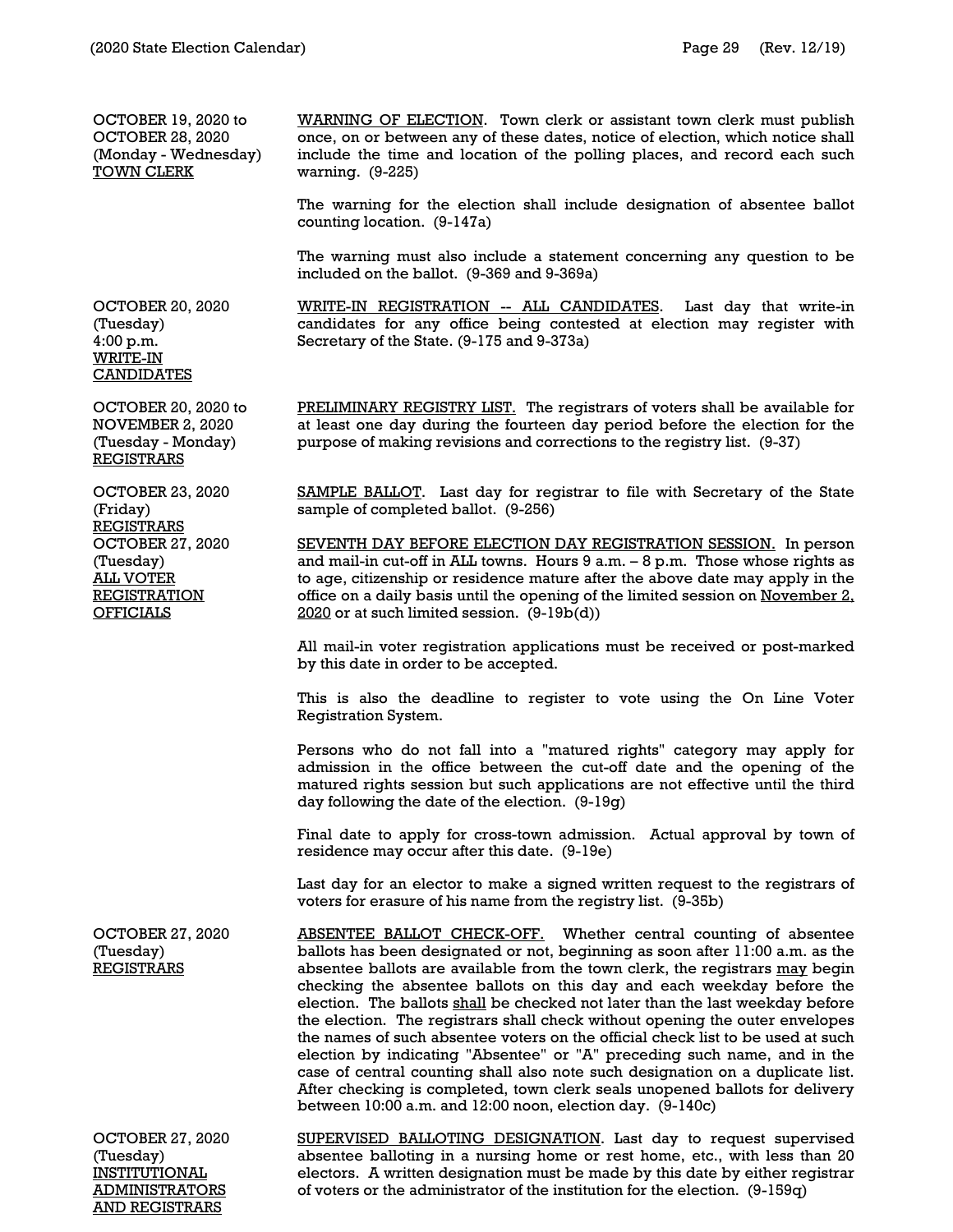**OCTOBER 19, 2020 to OCTOBER 28, 2020**
(Monday - Wednesday)
<u>TOWN CLERK</u>

<u>WARNING OF ELECTION</u>. Town clerk or assistant town clerk must publish once, on or between any of these dates, notice of election, which notice shall include the time and location of the polling places, and record each such warning. (9-225)

The warning for the election shall include designation of absentee ballot counting location. (9-147a)

The warning must also include a statement concerning any question to be included on the ballot. (9-369 and 9-369a)

**OCTOBER 20, 2020**
(Tuesday)
4:00 p.m.
<u>WRITE-IN CANDIDATES</u>

<u>WRITE-IN REGISTRATION -- ALL CANDIDATES</u>. Last day that write-in candidates for any office being contested at election may register with Secretary of the State. (9-175 and 9-373a)

**OCTOBER 20, 2020 to NOVEMBER 2, 2020**
(Tuesday - Monday)
<u>REGISTRARS</u>

<u>PRELIMINARY REGISTRY LIST.</u> The registrars of voters shall be available for at least one day during the fourteen day period before the election for the purpose of making revisions and corrections to the registry list. (9-37)

**OCTOBER 23, 2020**
(Friday)
<u>REGISTRARS</u>

<u>SAMPLE BALLOT</u>. Last day for registrar to file with Secretary of the State sample of completed ballot. (9-256)

**OCTOBER 27, 2020**
(Tuesday)
<u>ALL VOTER REGISTRATION OFFICIALS</u>

<u>SEVENTH DAY BEFORE ELECTION DAY REGISTRATION SESSION.</u> In person and mail-in cut-off in ALL towns. Hours 9 a.m. – 8 p.m. Those whose rights as to age, citizenship or residence mature after the above date may apply in the office on a daily basis until the opening of the limited session on <u>November 2, 2020</u> or at such limited session. (9-19b(d))

All mail-in voter registration applications must be received or post-marked by this date in order to be accepted.

This is also the deadline to register to vote using the On Line Voter Registration System.

Persons who do not fall into a "matured rights" category may apply for admission in the office between the cut-off date and the opening of the matured rights session but such applications are not effective until the third day following the date of the election. (9-19g)

Final date to apply for cross-town admission. Actual approval by town of residence may occur after this date. (9-19e)

Last day for an elector to make a signed written request to the registrars of voters for erasure of his name from the registry list. (9-35b)

**OCTOBER 27, 2020**
(Tuesday)
<u>REGISTRARS</u>

<u>ABSENTEE BALLOT CHECK-OFF.</u> Whether central counting of absentee ballots has been designated or not, beginning as soon after 11:00 a.m. as the absentee ballots are available from the town clerk, the registrars <u>may</u> begin checking the absentee ballots on this day and each weekday before the election. The ballots <u>shall</u> be checked not later than the last weekday before the election. The registrars shall check without opening the outer envelopes the names of such absentee voters on the official check list to be used at such election by indicating "Absentee" or "A" preceding such name, and in the case of central counting shall also note such designation on a duplicate list. After checking is completed, town clerk seals unopened ballots for delivery between 10:00 a.m. and 12:00 noon, election day. (9-140c)

**OCTOBER 27, 2020**
(Tuesday)
<u>INSTITUTIONAL ADMINISTRATORS AND REGISTRARS</u>

<u>SUPERVISED BALLOTING DESIGNATION</u>. Last day to request supervised absentee balloting in a nursing home or rest home, etc., with less than 20 electors. A written designation must be made by this date by either registrar of voters or the administrator of the institution for the election. (9-159q)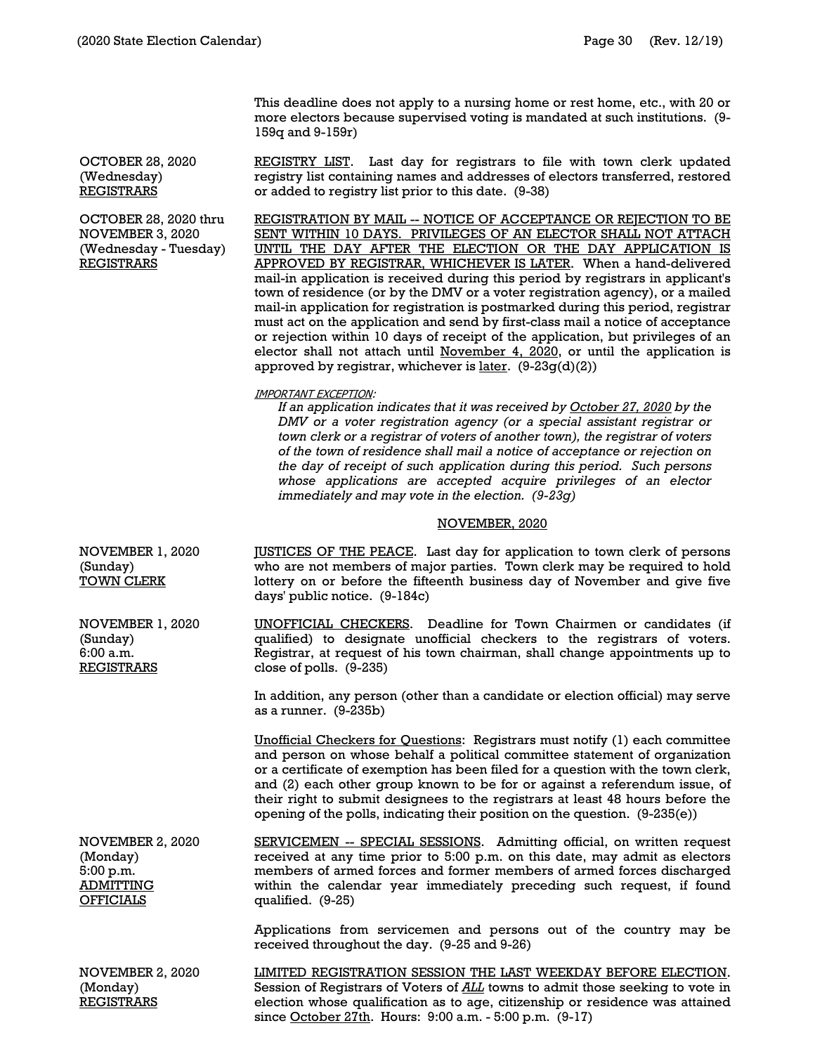This deadline does not apply to a nursing home or rest home, etc., with 20 or more electors because supervised voting is mandated at such institutions. (9-159q and 9-159r)

OCTOBER 28, 2020 (Wednesday) REGISTRARS

REGISTRY LIST. Last day for registrars to file with town clerk updated registry list containing names and addresses of electors transferred, restored or added to registry list prior to this date. (9-38)

OCTOBER 28, 2020 thru NOVEMBER 3, 2020 (Wednesday - Tuesday) REGISTRARS

REGISTRATION BY MAIL -- NOTICE OF ACCEPTANCE OR REJECTION TO BE SENT WITHIN 10 DAYS. PRIVILEGES OF AN ELECTOR SHALL NOT ATTACH UNTIL THE DAY AFTER THE ELECTION OR THE DAY APPLICATION IS APPROVED BY REGISTRAR, WHICHEVER IS LATER. When a hand-delivered mail-in application is received during this period by registrars in applicant's town of residence (or by the DMV or a voter registration agency), or a mailed mail-in application for registration is postmarked during this period, registrar must act on the application and send by first-class mail a notice of acceptance or rejection within 10 days of receipt of the application, but privileges of an elector shall not attach until November 4, 2020, or until the application is approved by registrar, whichever is later. (9-23g(d)(2))

*IMPORTANT EXCEPTION:*

*If an application indicates that it was received by October 27, 2020 by the DMV or a voter registration agency (or a special assistant registrar or town clerk or a registrar of voters of another town), the registrar of voters of the town of residence shall mail a notice of acceptance or rejection on the day of receipt of such application during this period. Such persons whose applications are accepted acquire privileges of an elector immediately and may vote in the election. (9-23g)*

## NOVEMBER, 2020

NOVEMBER 1, 2020 (Sunday) TOWN CLERK

JUSTICES OF THE PEACE. Last day for application to town clerk of persons who are not members of major parties. Town clerk may be required to hold lottery on or before the fifteenth business day of November and give five days' public notice. (9-184c)

NOVEMBER 1, 2020 (Sunday) 6:00 a.m. REGISTRARS

UNOFFICIAL CHECKERS. Deadline for Town Chairmen or candidates (if qualified) to designate unofficial checkers to the registrars of voters. Registrar, at request of his town chairman, shall change appointments up to close of polls. (9-235)

In addition, any person (other than a candidate or election official) may serve as a runner. (9-235b)

Unofficial Checkers for Questions: Registrars must notify (1) each committee and person on whose behalf a political committee statement of organization or a certificate of exemption has been filed for a question with the town clerk, and (2) each other group known to be for or against a referendum issue, of their right to submit designees to the registrars at least 48 hours before the opening of the polls, indicating their position on the question. (9-235(e))

NOVEMBER 2, 2020 (Monday) 5:00 p.m. ADMITTING OFFICIALS

SERVICEMEN -- SPECIAL SESSIONS. Admitting official, on written request received at any time prior to 5:00 p.m. on this date, may admit as electors members of armed forces and former members of armed forces discharged within the calendar year immediately preceding such request, if found qualified. (9-25)

Applications from servicemen and persons out of the country may be received throughout the day. (9-25 and 9-26)

NOVEMBER 2, 2020 (Monday) REGISTRARS

LIMITED REGISTRATION SESSION THE LAST WEEKDAY BEFORE ELECTION. Session of Registrars of Voters of *ALL* towns to admit those seeking to vote in election whose qualification as to age, citizenship or residence was attained since October 27th. Hours: 9:00 a.m. - 5:00 p.m. (9-17)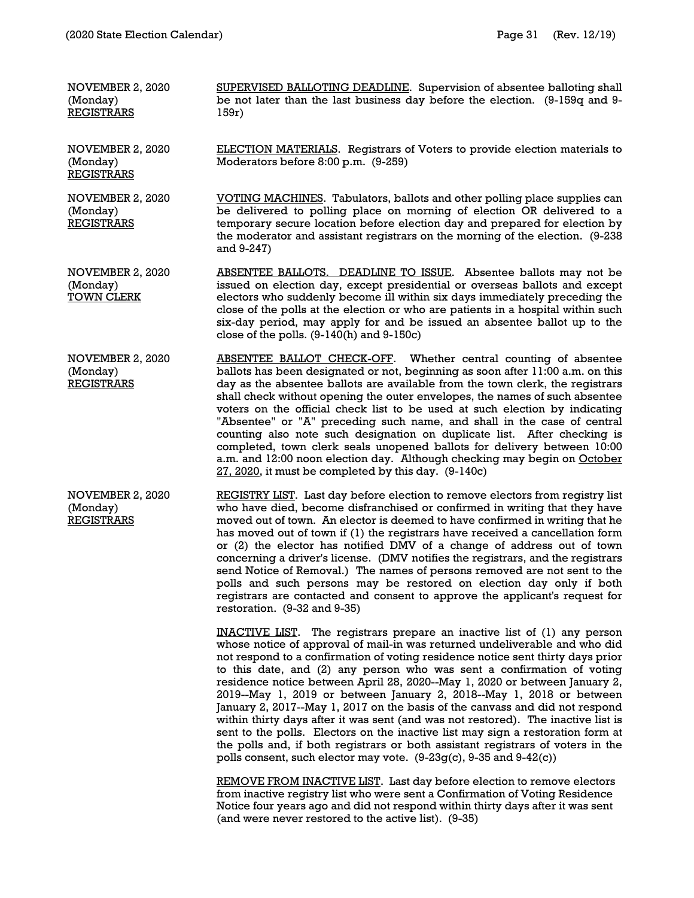NOVEMBER 2, 2020
(Monday)
REGISTRARS

SUPERVISED BALLOTING DEADLINE. Supervision of absentee balloting shall be not later than the last business day before the election. (9-159q and 9-159r)

NOVEMBER 2, 2020
(Monday)
REGISTRARS

ELECTION MATERIALS. Registrars of Voters to provide election materials to Moderators before 8:00 p.m. (9-259)

NOVEMBER 2, 2020
(Monday)
REGISTRARS

VOTING MACHINES. Tabulators, ballots and other polling place supplies can be delivered to polling place on morning of election OR delivered to a temporary secure location before election day and prepared for election by the moderator and assistant registrars on the morning of the election. (9-238 and 9-247)

NOVEMBER 2, 2020
(Monday)
TOWN CLERK

ABSENTEE BALLOTS. DEADLINE TO ISSUE. Absentee ballots may not be issued on election day, except presidential or overseas ballots and except electors who suddenly become ill within six days immediately preceding the close of the polls at the election or who are patients in a hospital within such six-day period, may apply for and be issued an absentee ballot up to the close of the polls. (9-140(h) and 9-150c)

NOVEMBER 2, 2020
(Monday)
REGISTRARS

ABSENTEE BALLOT CHECK-OFF. Whether central counting of absentee ballots has been designated or not, beginning as soon after 11:00 a.m. on this day as the absentee ballots are available from the town clerk, the registrars shall check without opening the outer envelopes, the names of such absentee voters on the official check list to be used at such election by indicating "Absentee" or "A" preceding such name, and shall in the case of central counting also note such designation on duplicate list. After checking is completed, town clerk seals unopened ballots for delivery between 10:00 a.m. and 12:00 noon election day. Although checking may begin on October 27, 2020, it must be completed by this day. (9-140c)

NOVEMBER 2, 2020
(Monday)
REGISTRARS

REGISTRY LIST. Last day before election to remove electors from registry list who have died, become disfranchised or confirmed in writing that they have moved out of town. An elector is deemed to have confirmed in writing that he has moved out of town if (1) the registrars have received a cancellation form or (2) the elector has notified DMV of a change of address out of town concerning a driver's license. (DMV notifies the registrars, and the registrars send Notice of Removal.) The names of persons removed are not sent to the polls and such persons may be restored on election day only if both registrars are contacted and consent to approve the applicant's request for restoration. (9-32 and 9-35)

INACTIVE LIST. The registrars prepare an inactive list of (1) any person whose notice of approval of mail-in was returned undeliverable and who did not respond to a confirmation of voting residence notice sent thirty days prior to this date, and (2) any person who was sent a confirmation of voting residence notice between April 28, 2020--May 1, 2020 or between January 2, 2019--May 1, 2019 or between January 2, 2018--May 1, 2018 or between January 2, 2017--May 1, 2017 on the basis of the canvass and did not respond within thirty days after it was sent (and was not restored). The inactive list is sent to the polls. Electors on the inactive list may sign a restoration form at the polls and, if both registrars or both assistant registrars of voters in the polls consent, such elector may vote. (9-23g(c), 9-35 and 9-42(c))

REMOVE FROM INACTIVE LIST. Last day before election to remove electors from inactive registry list who were sent a Confirmation of Voting Residence Notice four years ago and did not respond within thirty days after it was sent (and were never restored to the active list). (9-35)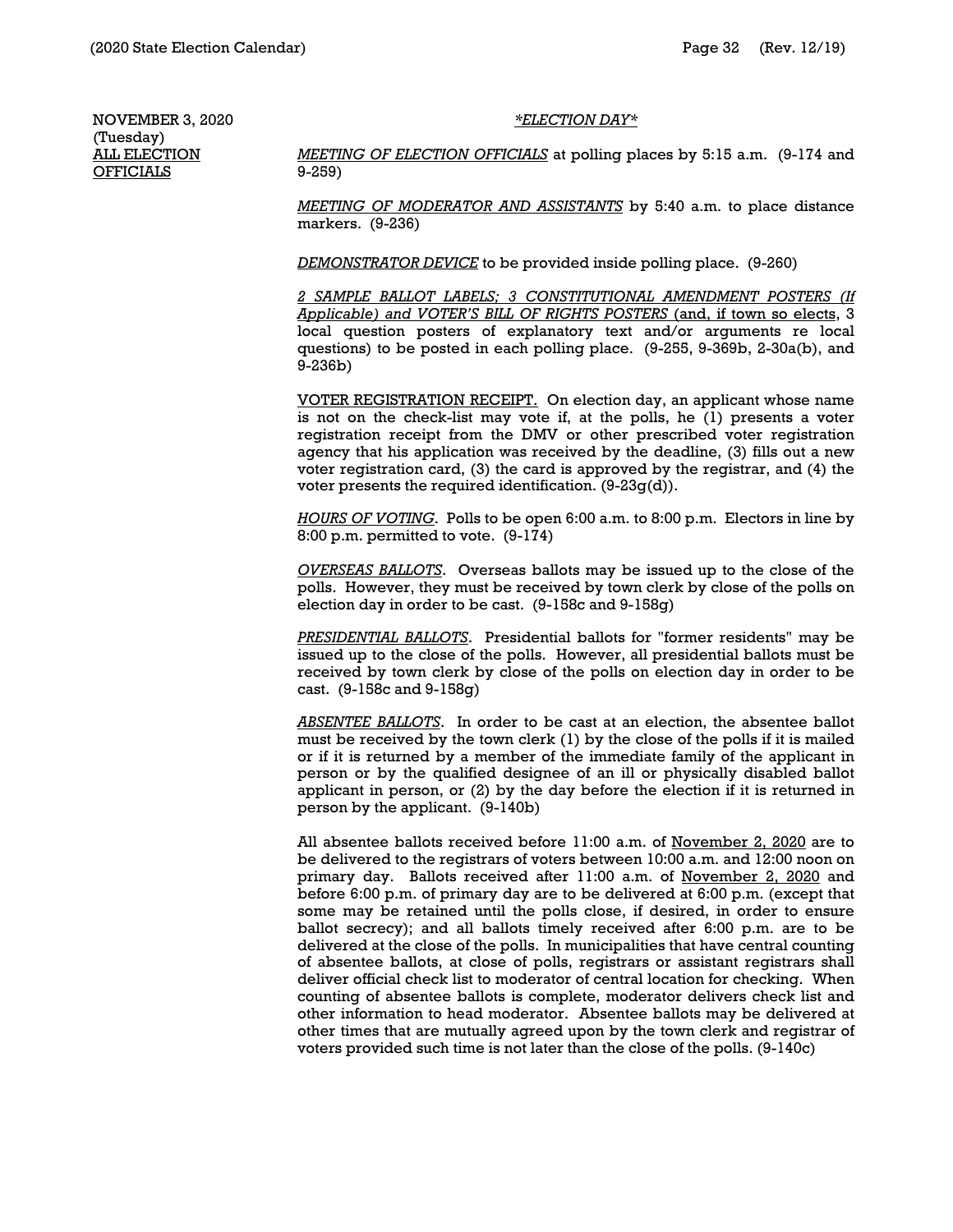NOVEMBER 3, 2020 (Tuesday)
ALL ELECTION OFFICIALS

*ELECTION DAY*

*MEETING OF ELECTION OFFICIALS* at polling places by 5:15 a.m. (9-174 and 9-259)

*MEETING OF MODERATOR AND ASSISTANTS* by 5:40 a.m. to place distance markers. (9-236)

*DEMONSTRATOR DEVICE* to be provided inside polling place. (9-260)

*2 SAMPLE BALLOT LABELS; 3 CONSTITUTIONAL AMENDMENT POSTERS (If Applicable) and VOTER'S BILL OF RIGHTS POSTERS* (and, if town so elects, 3 local question posters of explanatory text and/or arguments re local questions) to be posted in each polling place. (9-255, 9-369b, 2-30a(b), and 9-236b)

VOTER REGISTRATION RECEIPT. On election day, an applicant whose name is not on the check-list may vote if, at the polls, he (1) presents a voter registration receipt from the DMV or other prescribed voter registration agency that his application was received by the deadline, (3) fills out a new voter registration card, (3) the card is approved by the registrar, and (4) the voter presents the required identification. (9-23g(d)).

*HOURS OF VOTING*. Polls to be open 6:00 a.m. to 8:00 p.m. Electors in line by 8:00 p.m. permitted to vote. (9-174)

*OVERSEAS BALLOTS*. Overseas ballots may be issued up to the close of the polls. However, they must be received by town clerk by close of the polls on election day in order to be cast. (9-158c and 9-158g)

*PRESIDENTIAL BALLOTS*. Presidential ballots for "former residents" may be issued up to the close of the polls. However, all presidential ballots must be received by town clerk by close of the polls on election day in order to be cast. (9-158c and 9-158g)

*ABSENTEE BALLOTS*. In order to be cast at an election, the absentee ballot must be received by the town clerk (1) by the close of the polls if it is mailed or if it is returned by a member of the immediate family of the applicant in person or by the qualified designee of an ill or physically disabled ballot applicant in person, or (2) by the day before the election if it is returned in person by the applicant. (9-140b)

All absentee ballots received before 11:00 a.m. of November 2, 2020 are to be delivered to the registrars of voters between 10:00 a.m. and 12:00 noon on primary day. Ballots received after 11:00 a.m. of November 2, 2020 and before 6:00 p.m. of primary day are to be delivered at 6:00 p.m. (except that some may be retained until the polls close, if desired, in order to ensure ballot secrecy); and all ballots timely received after 6:00 p.m. are to be delivered at the close of the polls. In municipalities that have central counting of absentee ballots, at close of polls, registrars or assistant registrars shall deliver official check list to moderator of central location for checking. When counting of absentee ballots is complete, moderator delivers check list and other information to head moderator. Absentee ballots may be delivered at other times that are mutually agreed upon by the town clerk and registrar of voters provided such time is not later than the close of the polls. (9-140c)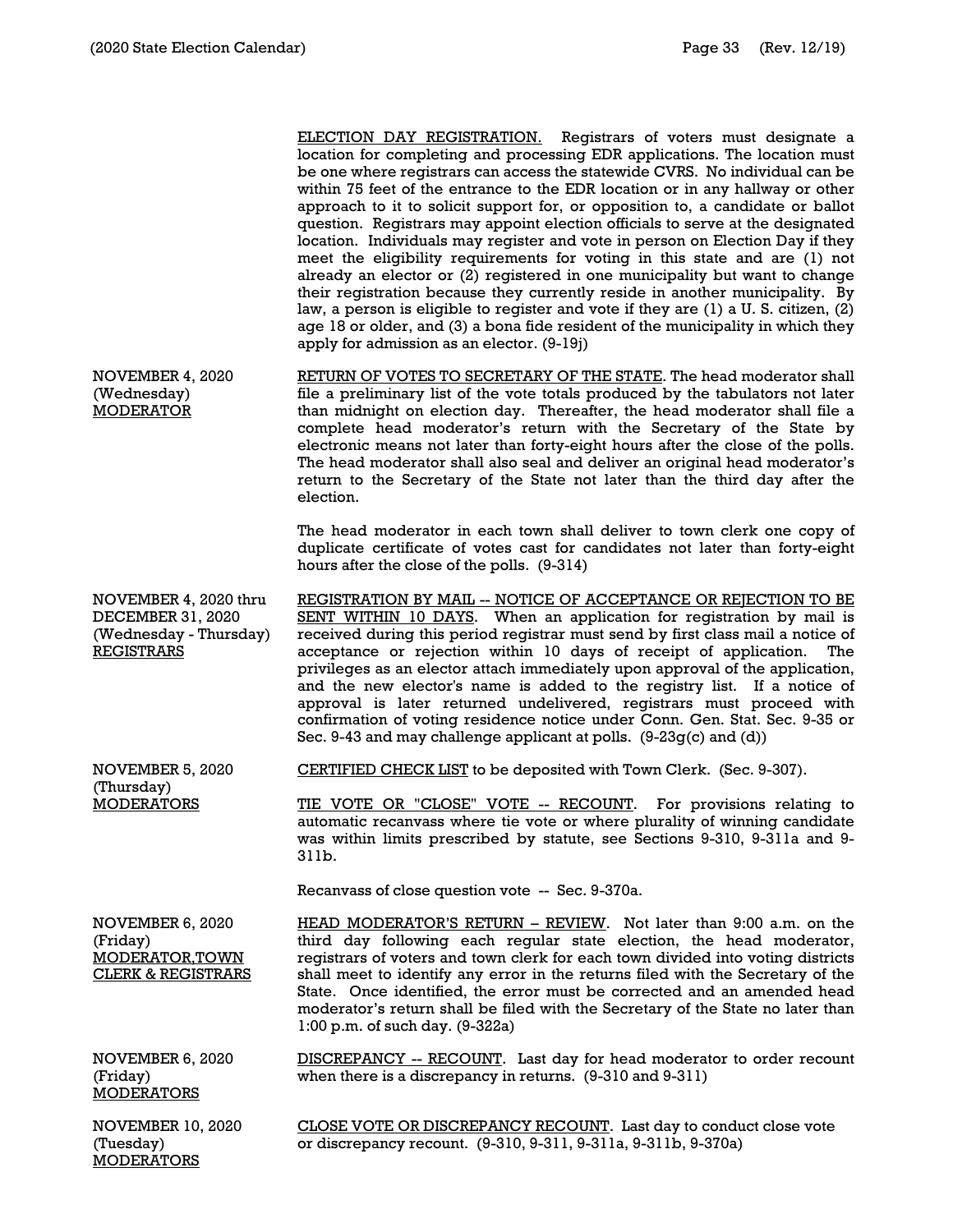**ELECTION DAY REGISTRATION.** Registrars of voters must designate a location for completing and processing EDR applications. The location must be one where registrars can access the statewide CVRS. No individual can be within 75 feet of the entrance to the EDR location or in any hallway or other approach to it to solicit support for, or opposition to, a candidate or ballot question. Registrars may appoint election officials to serve at the designated location. Individuals may register and vote in person on Election Day if they meet the eligibility requirements for voting in this state and are (1) not already an elector or (2) registered in one municipality but want to change their registration because they currently reside in another municipality. By law, a person is eligible to register and vote if they are (1) a U. S. citizen, (2) age 18 or older, and (3) a bona fide resident of the municipality in which they apply for admission as an elector. (9-19j)

| Date / Official | Description |
|---|---|
| NOVEMBER 4, 2020 (Wednesday) MODERATOR | **RETURN OF VOTES TO SECRETARY OF THE STATE**. The head moderator shall file a preliminary list of the vote totals produced by the tabulators not later than midnight on election day. Thereafter, the head moderator shall file a complete head moderator's return with the Secretary of the State by electronic means not later than forty-eight hours after the close of the polls. The head moderator shall also seal and deliver an original head moderator's return to the Secretary of the State not later than the third day after the election.<br><br>The head moderator in each town shall deliver to town clerk one copy of duplicate certificate of votes cast for candidates not later than forty-eight hours after the close of the polls. (9-314) |
| NOVEMBER 4, 2020 thru DECEMBER 31, 2020 (Wednesday - Thursday) REGISTRARS | **REGISTRATION BY MAIL -- NOTICE OF ACCEPTANCE OR REJECTION TO BE SENT WITHIN 10 DAYS**. When an application for registration by mail is received during this period registrar must send by first class mail a notice of acceptance or rejection within 10 days of receipt of application. The privileges as an elector attach immediately upon approval of the application, and the new elector's name is added to the registry list. If a notice of approval is later returned undelivered, registrars must proceed with confirmation of voting residence notice under Conn. Gen. Stat. Sec. 9-35 or Sec. 9-43 and may challenge applicant at polls. (9-23g(c) and (d)) |
| NOVEMBER 5, 2020 (Thursday) MODERATORS | **CERTIFIED CHECK LIST** to be deposited with Town Clerk. (Sec. 9-307).<br><br>**TIE VOTE OR "CLOSE" VOTE -- RECOUNT**. For provisions relating to automatic recanvass where tie vote or where plurality of winning candidate was within limits prescribed by statute, see Sections 9-310, 9-311a and 9-311b.<br><br>Recanvass of close question vote -- Sec. 9-370a. |
| NOVEMBER 6, 2020 (Friday) MODERATOR, TOWN CLERK & REGISTRARS | **HEAD MODERATOR'S RETURN – REVIEW**. Not later than 9:00 a.m. on the third day following each regular state election, the head moderator, registrars of voters and town clerk for each town divided into voting districts shall meet to identify any error in the returns filed with the Secretary of the State. Once identified, the error must be corrected and an amended head moderator's return shall be filed with the Secretary of the State no later than 1:00 p.m. of such day. (9-322a) |
| NOVEMBER 6, 2020 (Friday) MODERATORS | **DISCREPANCY -- RECOUNT**. Last day for head moderator to order recount when there is a discrepancy in returns. (9-310 and 9-311) |
| NOVEMBER 10, 2020 (Tuesday) MODERATORS | **CLOSE VOTE OR DISCREPANCY RECOUNT**. Last day to conduct close vote or discrepancy recount. (9-310, 9-311, 9-311a, 9-311b, 9-370a) |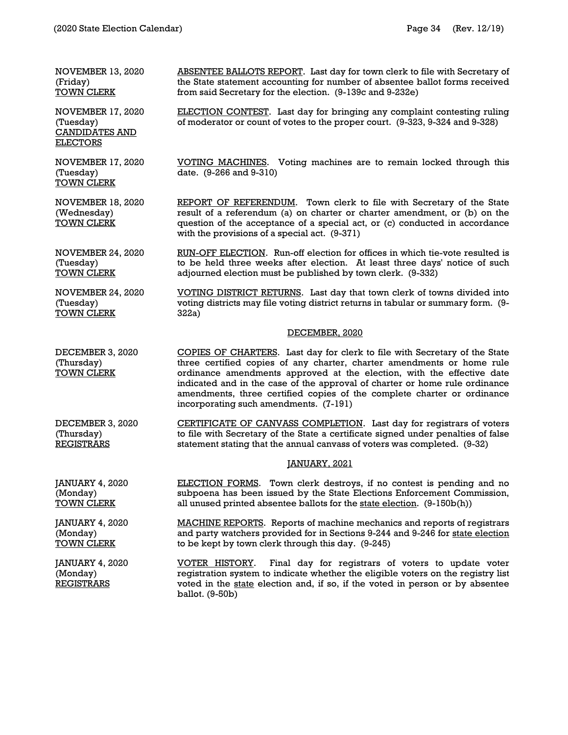NOVEMBER 13, 2020
(Friday)
<u>TOWN CLERK</u>

<u>ABSENTEE BALLOTS REPORT</u>. Last day for town clerk to file with Secretary of the State statement accounting for number of absentee ballot forms received from said Secretary for the election. (9-139c and 9-232e)

NOVEMBER 17, 2020
(Tuesday)
<u>CANDIDATES AND ELECTORS</u>

<u>ELECTION CONTEST</u>. Last day for bringing any complaint contesting ruling of moderator or count of votes to the proper court. (9-323, 9-324 and 9-328)

NOVEMBER 17, 2020
(Tuesday)
<u>TOWN CLERK</u>

<u>VOTING MACHINES</u>. Voting machines are to remain locked through this date. (9-266 and 9-310)

NOVEMBER 18, 2020
(Wednesday)
<u>TOWN CLERK</u>

<u>REPORT OF REFERENDUM</u>. Town clerk to file with Secretary of the State result of a referendum (a) on charter or charter amendment, or (b) on the question of the acceptance of a special act, or (c) conducted in accordance with the provisions of a special act. (9-371)

NOVEMBER 24, 2020
(Tuesday)
<u>TOWN CLERK</u>

<u>RUN-OFF ELECTION</u>. Run-off election for offices in which tie-vote resulted is to be held three weeks after election. At least three days' notice of such adjourned election must be published by town clerk. (9-332)

NOVEMBER 24, 2020
(Tuesday)
<u>TOWN CLERK</u>

<u>VOTING DISTRICT RETURNS</u>. Last day that town clerk of towns divided into voting districts may file voting district returns in tabular or summary form. (9-322a)

## <u>DECEMBER, 2020</u>

DECEMBER 3, 2020
(Thursday)
<u>TOWN CLERK</u>

<u>COPIES OF CHARTERS</u>. Last day for clerk to file with Secretary of the State three certified copies of any charter, charter amendments or home rule ordinance amendments approved at the election, with the effective date indicated and in the case of the approval of charter or home rule ordinance amendments, three certified copies of the complete charter or ordinance incorporating such amendments. (7-191)

DECEMBER 3, 2020
(Thursday)
<u>REGISTRARS</u>

<u>CERTIFICATE OF CANVASS COMPLETION</u>. Last day for registrars of voters to file with Secretary of the State a certificate signed under penalties of false statement stating that the annual canvass of voters was completed. (9-32)

## <u>JANUARY, 2021</u>

JANUARY 4, 2020
(Monday)
<u>TOWN CLERK</u>

<u>ELECTION FORMS</u>. Town clerk destroys, if no contest is pending and no subpoena has been issued by the State Elections Enforcement Commission, all unused printed absentee ballots for the <u>state election</u>. (9-150b(h))

JANUARY 4, 2020
(Monday)
<u>TOWN CLERK</u>

<u>MACHINE REPORTS</u>. Reports of machine mechanics and reports of registrars and party watchers provided for in Sections 9-244 and 9-246 for <u>state election</u> to be kept by town clerk through this day. (9-245)

JANUARY 4, 2020
(Monday)
<u>REGISTRARS</u>

<u>VOTER HISTORY</u>. Final day for registrars of voters to update voter registration system to indicate whether the eligible voters on the registry list voted in the <u>state</u> election and, if so, if the voted in person or by absentee ballot. (9-50b)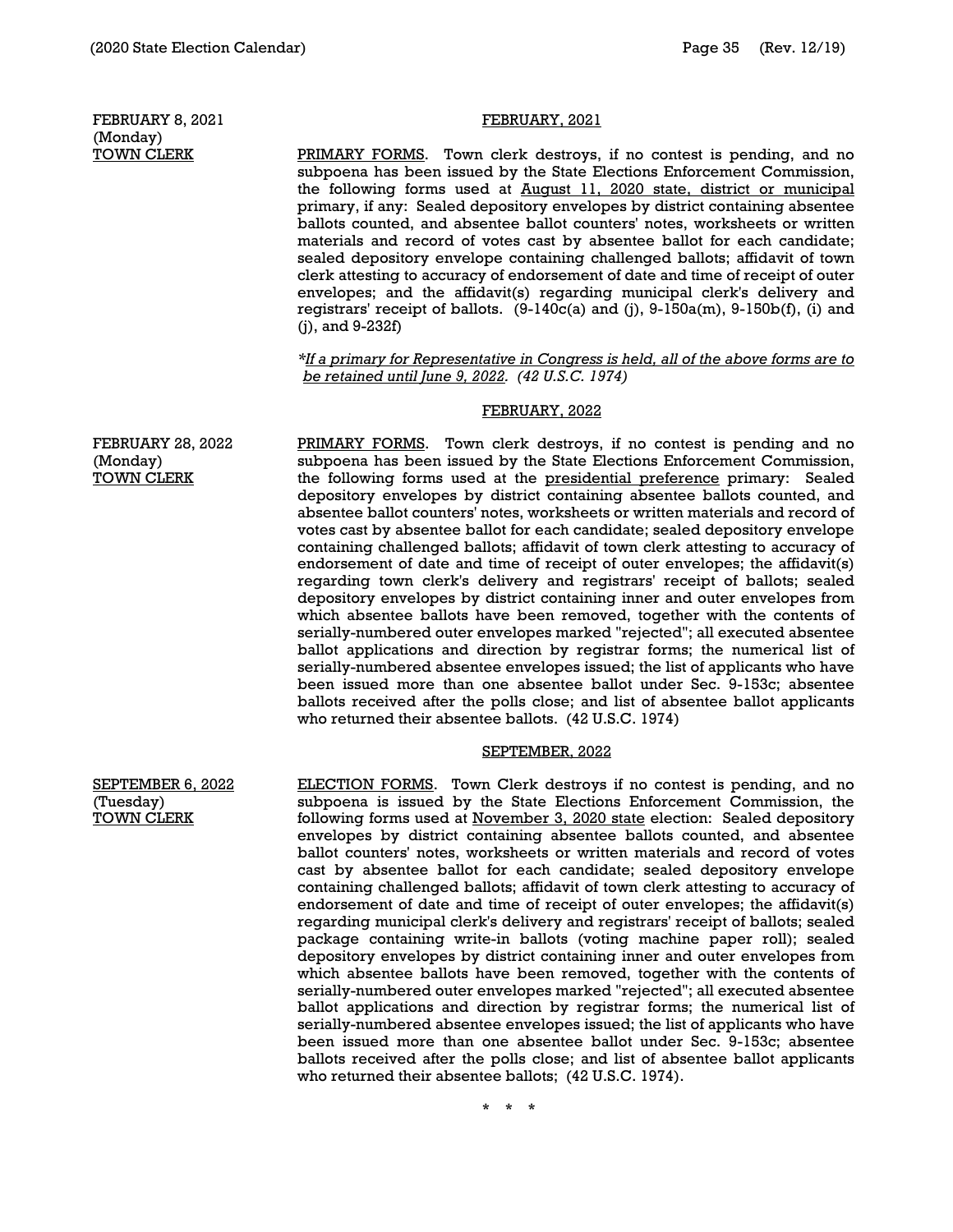## FEBRUARY, 2021

**FEBRUARY 8, 2021**
(Monday)
<u>TOWN CLERK</u>

<u>PRIMARY FORMS</u>. Town clerk destroys, if no contest is pending, and no subpoena has been issued by the State Elections Enforcement Commission, the following forms used at <u>August 11, 2020 state, district or municipal</u> primary, if any: Sealed depository envelopes by district containing absentee ballots counted, and absentee ballot counters' notes, worksheets or written materials and record of votes cast by absentee ballot for each candidate; sealed depository envelope containing challenged ballots; affidavit of town clerk attesting to accuracy of endorsement of date and time of receipt of outer envelopes; and the affidavit(s) regarding municipal clerk's delivery and registrars' receipt of ballots. (9-140c(a) and (j), 9-150a(m), 9-150b(f), (i) and (j), and 9-232f)

*<u>*If a primary for Representative in Congress is held, all of the above forms are to be retained until June 9, 2022</u>. (42 U.S.C. 1974)*

## FEBRUARY, 2022

**FEBRUARY 28, 2022**
(Monday)
<u>TOWN CLERK</u>

<u>PRIMARY FORMS</u>. Town clerk destroys, if no contest is pending and no subpoena has been issued by the State Elections Enforcement Commission, the following forms used at the <u>presidential preference</u> primary: Sealed depository envelopes by district containing absentee ballots counted, and absentee ballot counters' notes, worksheets or written materials and record of votes cast by absentee ballot for each candidate; sealed depository envelope containing challenged ballots; affidavit of town clerk attesting to accuracy of endorsement of date and time of receipt of outer envelopes; the affidavit(s) regarding town clerk's delivery and registrars' receipt of ballots; sealed depository envelopes by district containing inner and outer envelopes from which absentee ballots have been removed, together with the contents of serially-numbered outer envelopes marked "rejected"; all executed absentee ballot applications and direction by registrar forms; the numerical list of serially-numbered absentee envelopes issued; the list of applicants who have been issued more than one absentee ballot under Sec. 9-153c; absentee ballots received after the polls close; and list of absentee ballot applicants who returned their absentee ballots. (42 U.S.C. 1974)

## SEPTEMBER, 2022

**<u>SEPTEMBER 6, 2022</u>**
(Tuesday)
<u>TOWN CLERK</u>

<u>ELECTION FORMS</u>. Town Clerk destroys if no contest is pending, and no subpoena is issued by the State Elections Enforcement Commission, the following forms used at <u>November 3, 2020 state</u> election: Sealed depository envelopes by district containing absentee ballots counted, and absentee ballot counters' notes, worksheets or written materials and record of votes cast by absentee ballot for each candidate; sealed depository envelope containing challenged ballots; affidavit of town clerk attesting to accuracy of endorsement of date and time of receipt of outer envelopes; the affidavit(s) regarding municipal clerk's delivery and registrars' receipt of ballots; sealed package containing write-in ballots (voting machine paper roll); sealed depository envelopes by district containing inner and outer envelopes from which absentee ballots have been removed, together with the contents of serially-numbered outer envelopes marked "rejected"; all executed absentee ballot applications and direction by registrar forms; the numerical list of serially-numbered absentee envelopes issued; the list of applicants who have been issued more than one absentee ballot under Sec. 9-153c; absentee ballots received after the polls close; and list of absentee ballot applicants who returned their absentee ballots; (42 U.S.C. 1974).

\* \* \*